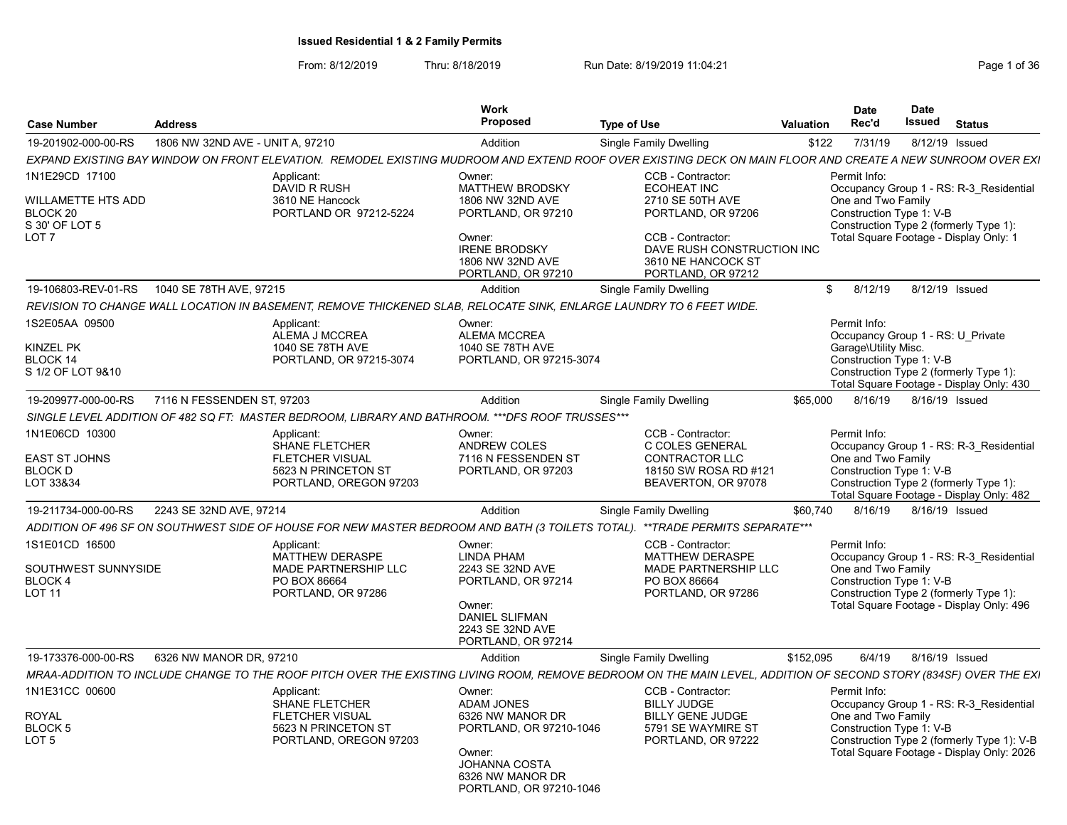# Issued Residential 1 & 2 Family Permits

From: 8/12/2019 Thru: 8/18/2019 Run Date: 8/19/2019 11:04:21

| Case Number | Address | Work Proposed | Type of Use | Valuation | Date Rec'd | Date Issued | Status |
|---|---|---|---|---|---|---|---|
| 19-201902-000-00-RS | 1806 NW 32ND AVE - UNIT A, 97210 | Addition | Single Family Dwelling | $122 | 7/31/19 | 8/12/19 | Issued |

*EXPAND EXISTING BAY WINDOW ON FRONT ELEVATION. REMODEL EXISTING MUDROOM AND EXTEND ROOF OVER EXISTING DECK ON MAIN FLOOR AND CREATE A NEW SUNROOM OVER EXI*

1N1E29CD 17100
WILLAMETTE HTS ADD
BLOCK 20
S 30' OF LOT 5
LOT 7

Applicant:
DAVID R RUSH
3610 NE Hancock
PORTLAND OR 97212-5224

Owner:
MATTHEW BRODSKY
1806 NW 32ND AVE
PORTLAND, OR 97210

Owner:
IRENE BRODSKY
1806 NW 32ND AVE
PORTLAND, OR 97210

CCB - Contractor:
ECOHEAT INC
2710 SE 50TH AVE
PORTLAND, OR 97206

CCB - Contractor:
DAVE RUSH CONSTRUCTION INC
3610 NE HANCOCK ST
PORTLAND, OR 97212

Permit Info:
Occupancy Group 1 - RS: R-3_Residential One and Two Family
Construction Type 1: V-B
Construction Type 2 (formerly Type 1):
Total Square Footage - Display Only: 1

| Case Number | Address | Work Proposed | Type of Use | Valuation | Date Rec'd | Date Issued | Status |
|---|---|---|---|---|---|---|---|
| 19-106803-REV-01-RS | 1040 SE 78TH AVE, 97215 | Addition | Single Family Dwelling | $ | 8/12/19 | 8/12/19 | Issued |

*REVISION TO CHANGE WALL LOCATION IN BASEMENT, REMOVE THICKENED SLAB, RELOCATE SINK, ENLARGE LAUNDRY TO 6 FEET WIDE.*

1S2E05AA 09500
KINZEL PK
BLOCK 14
S 1/2 OF LOT 9&10

Applicant:
ALEMA J MCCREA
1040 SE 78TH AVE
PORTLAND, OR 97215-3074

Owner:
ALEMA MCCREA
1040 SE 78TH AVE
PORTLAND, OR 97215-3074

Permit Info:
Occupancy Group 1 - RS: U_Private Garage\Utility Misc.
Construction Type 1: V-B
Construction Type 2 (formerly Type 1):
Total Square Footage - Display Only: 430

| Case Number | Address | Work Proposed | Type of Use | Valuation | Date Rec'd | Date Issued | Status |
|---|---|---|---|---|---|---|---|
| 19-209977-000-00-RS | 7116 N FESSENDEN ST, 97203 | Addition | Single Family Dwelling | $65,000 | 8/16/19 | 8/16/19 | Issued |

*SINGLE LEVEL ADDITION OF 482 SQ FT: MASTER BEDROOM, LIBRARY AND BATHROOM. ***DFS ROOF TRUSSES****

1N1E06CD 10300
EAST ST JOHNS
BLOCK D
LOT 33&34

Applicant:
SHANE FLETCHER
FLETCHER VISUAL
5623 N PRINCETON ST
PORTLAND, OREGON 97203

Owner:
ANDREW COLES
7116 N FESSENDEN ST
PORTLAND, OR 97203

CCB - Contractor:
C COLES GENERAL CONTRACTOR LLC
18150 SW ROSA RD #121
BEAVERTON, OR 97078

Permit Info:
Occupancy Group 1 - RS: R-3_Residential One and Two Family
Construction Type 1: V-B
Construction Type 2 (formerly Type 1):
Total Square Footage - Display Only: 482

| Case Number | Address | Work Proposed | Type of Use | Valuation | Date Rec'd | Date Issued | Status |
|---|---|---|---|---|---|---|---|
| 19-211734-000-00-RS | 2243 SE 32ND AVE, 97214 | Addition | Single Family Dwelling | $60,740 | 8/16/19 | 8/16/19 | Issued |

*ADDITION OF 496 SF ON SOUTHWEST SIDE OF HOUSE FOR NEW MASTER BEDROOM AND BATH (3 TOILETS TOTAL). **TRADE PERMITS SEPARATE****

1S1E01CD 16500
SOUTHWEST SUNNYSIDE
BLOCK 4
LOT 11

Applicant:
MATTHEW DERASPE
MADE PARTNERSHIP LLC
PO BOX 86664
PORTLAND, OR 97286

Owner:
LINDA PHAM
2243 SE 32ND AVE
PORTLAND, OR 97214

Owner:
DANIEL SLIFMAN
2243 SE 32ND AVE
PORTLAND, OR 97214

CCB - Contractor:
MATTHEW DERASPE
MADE PARTNERSHIP LLC
PO BOX 86664
PORTLAND, OR 97286

Permit Info:
Occupancy Group 1 - RS: R-3_Residential One and Two Family
Construction Type 1: V-B
Construction Type 2 (formerly Type 1):
Total Square Footage - Display Only: 496

| Case Number | Address | Work Proposed | Type of Use | Valuation | Date Rec'd | Date Issued | Status |
|---|---|---|---|---|---|---|---|
| 19-173376-000-00-RS | 6326 NW MANOR DR, 97210 | Addition | Single Family Dwelling | $152,095 | 6/4/19 | 8/16/19 | Issued |

*MRAA-ADDITION TO INCLUDE CHANGE TO THE ROOF PITCH OVER THE EXISTING LIVING ROOM, REMOVE BEDROOM ON THE MAIN LEVEL, ADDITION OF SECOND STORY (834SF) OVER THE EXI*

1N1E31CC 00600
ROYAL
BLOCK 5
LOT 5

Applicant:
SHANE FLETCHER
FLETCHER VISUAL
5623 N PRINCETON ST
PORTLAND, OREGON 97203

Owner:
ADAM JONES
6326 NW MANOR DR
PORTLAND, OR 97210-1046

Owner:
JOHANNA COSTA
6326 NW MANOR DR
PORTLAND, OR 97210-1046

CCB - Contractor:
BILLY JUDGE
BILLY GENE JUDGE
5791 SE WAYMIRE ST
PORTLAND, OR 97222

Permit Info:
Occupancy Group 1 - RS: R-3_Residential One and Two Family
Construction Type 1: V-B
Construction Type 2 (formerly Type 1): V-B
Total Square Footage - Display Only: 2026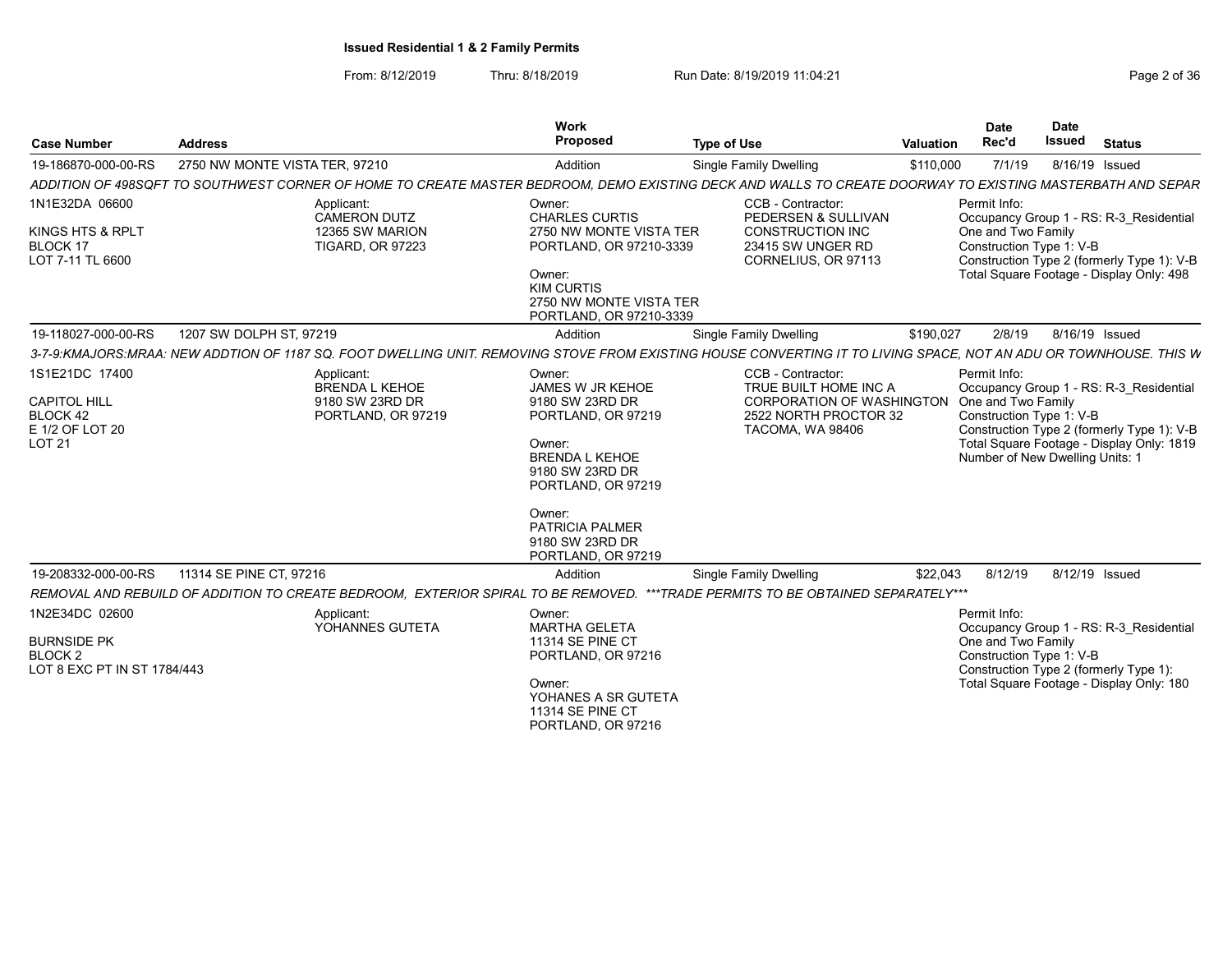**Issued Residential 1 & 2 Family Permits**

From: 8/12/2019 Thru: 8/18/2019 Run Date: 8/19/2019 11:04:21

| Case Number | Address | Work Proposed | Type of Use | Valuation | Date Rec'd | Date Issued | Status |
|---|---|---|---|---|---|---|---|
| 19-186870-000-00-RS | 2750 NW MONTE VISTA TER, 97210 | Addition | Single Family Dwelling | $110,000 | 7/1/19 | 8/16/19 | Issued |

*ADDITION OF 498SQFT TO SOUTHWEST CORNER OF HOME TO CREATE MASTER BEDROOM, DEMO EXISTING DECK AND WALLS TO CREATE DOORWAY TO EXISTING MASTERBATH AND SEPAR*

1N1E32DA 06600
KINGS HTS & RPLT
BLOCK 17
LOT 7-11 TL 6600

Applicant:
CAMERON DUTZ
12365 SW MARION
TIGARD, OR 97223

Owner:
CHARLES CURTIS
2750 NW MONTE VISTA TER
PORTLAND, OR 97210-3339

Owner:
KIM CURTIS
2750 NW MONTE VISTA TER
PORTLAND, OR 97210-3339

CCB - Contractor:
PEDERSEN & SULLIVAN
CONSTRUCTION INC
23415 SW UNGER RD
CORNELIUS, OR 97113

Permit Info:
Occupancy Group 1 - RS: R-3_Residential One and Two Family
Construction Type 1: V-B
Construction Type 2 (formerly Type 1): V-B
Total Square Footage - Display Only: 498

| Case Number | Address | Work Proposed | Type of Use | Valuation | Date Rec'd | Date Issued | Status |
|---|---|---|---|---|---|---|---|
| 19-118027-000-00-RS | 1207 SW DOLPH ST, 97219 | Addition | Single Family Dwelling | $190,027 | 2/8/19 | 8/16/19 | Issued |

*3-7-9:KMAJORS:MRAA: NEW ADDTION OF 1187 SQ. FOOT DWELLING UNIT. REMOVING STOVE FROM EXISTING HOUSE CONVERTING IT TO LIVING SPACE, NOT AN ADU OR TOWNHOUSE. THIS W*

1S1E21DC 17400
CAPITOL HILL
BLOCK 42
E 1/2 OF LOT 20
LOT 21

Applicant:
BRENDA L KEHOE
9180 SW 23RD DR
PORTLAND, OR 97219

Owner:
JAMES W JR KEHOE
9180 SW 23RD DR
PORTLAND, OR 97219

Owner:
BRENDA L KEHOE
9180 SW 23RD DR
PORTLAND, OR 97219

Owner:
PATRICIA PALMER
9180 SW 23RD DR
PORTLAND, OR 97219

CCB - Contractor:
TRUE BUILT HOME INC A
CORPORATION OF WASHINGTON
2522 NORTH PROCTOR 32
TACOMA, WA 98406

Permit Info:
Occupancy Group 1 - RS: R-3_Residential One and Two Family
Construction Type 1: V-B
Construction Type 2 (formerly Type 1): V-B
Total Square Footage - Display Only: 1819
Number of New Dwelling Units: 1

| Case Number | Address | Work Proposed | Type of Use | Valuation | Date Rec'd | Date Issued | Status |
|---|---|---|---|---|---|---|---|
| 19-208332-000-00-RS | 11314 SE PINE CT, 97216 | Addition | Single Family Dwelling | $22,043 | 8/12/19 | 8/12/19 | Issued |

*REMOVAL AND REBUILD OF ADDITION TO CREATE BEDROOM, EXTERIOR SPIRAL TO BE REMOVED. \*\*\*TRADE PERMITS TO BE OBTAINED SEPARATELY\*\*\**

1N2E34DC 02600
BURNSIDE PK
BLOCK 2
LOT 8 EXC PT IN ST 1784/443

Applicant:
YOHANNES GUTETA

Owner:
MARTHA GELETA
11314 SE PINE CT
PORTLAND, OR 97216

Owner:
YOHANES A SR GUTETA
11314 SE PINE CT
PORTLAND, OR 97216

Permit Info:
Occupancy Group 1 - RS: R-3_Residential One and Two Family
Construction Type 1: V-B
Construction Type 2 (formerly Type 1):
Total Square Footage - Display Only: 180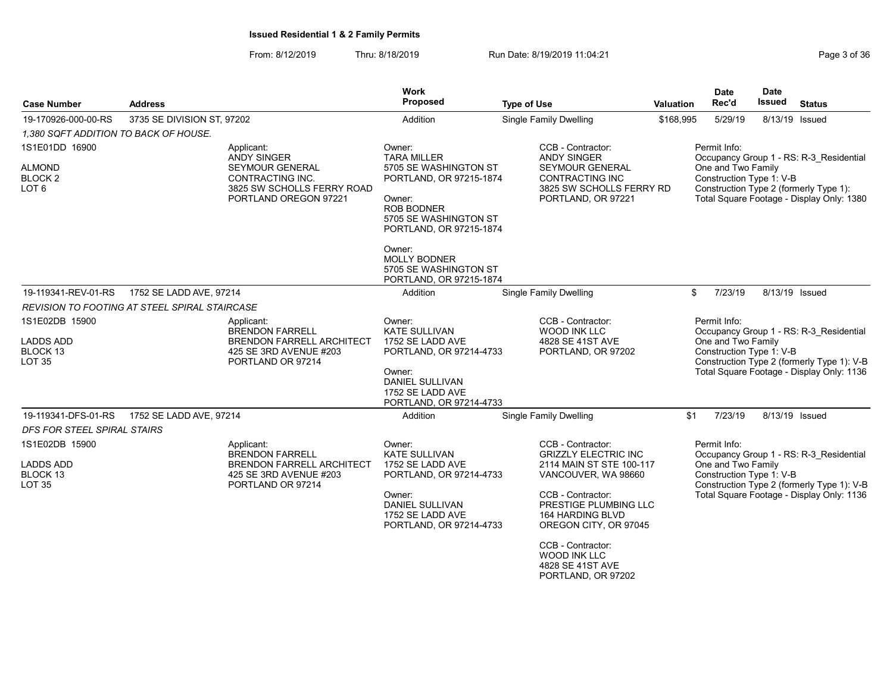**Issued Residential 1 & 2 Family Permits**

From: 8/12/2019 Thru: 8/18/2019 Run Date: 8/19/2019 11:04:21

| Case Number | Address | Work Proposed | Type of Use | Valuation | Date Rec'd | Date Issued | Status |
|---|---|---|---|---|---|---|---|
| 19-170926-000-00-RS | 3735 SE DIVISION ST, 97202 | Addition | Single Family Dwelling | $168,995 | 5/29/19 | 8/13/19 | Issued |

*1,380 SQFT ADDITION TO BACK OF HOUSE.*

1S1E01DD 16900
ALMOND
BLOCK 2
LOT 6

Applicant:
ANDY SINGER
SEYMOUR GENERAL CONTRACTING INC.
3825 SW SCHOLLS FERRY ROAD
PORTLAND OREGON 97221

Owner:
TARA MILLER
5705 SE WASHINGTON ST
PORTLAND, OR 97215-1874

Owner:
ROB BODNER
5705 SE WASHINGTON ST
PORTLAND, OR 97215-1874

Owner:
MOLLY BODNER
5705 SE WASHINGTON ST
PORTLAND, OR 97215-1874

CCB - Contractor:
ANDY SINGER
SEYMOUR GENERAL CONTRACTING INC
3825 SW SCHOLLS FERRY RD
PORTLAND, OR 97221

Permit Info:
Occupancy Group 1 - RS: R-3_Residential One and Two Family
Construction Type 1: V-B
Construction Type 2 (formerly Type 1):
Total Square Footage - Display Only: 1380

| Case Number | Address | Work Proposed | Type of Use | Valuation | Date Rec'd | Date Issued | Status |
|---|---|---|---|---|---|---|---|
| 19-119341-REV-01-RS | 1752 SE LADD AVE, 97214 | Addition | Single Family Dwelling | $ | 7/23/19 | 8/13/19 | Issued |

*REVISION TO FOOTING AT STEEL SPIRAL STAIRCASE*

1S1E02DB 15900
LADDS ADD
BLOCK 13
LOT 35

Applicant:
BRENDON FARRELL
BRENDON FARRELL ARCHITECT
425 SE 3RD AVENUE #203
PORTLAND OR 97214

Owner:
KATE SULLIVAN
1752 SE LADD AVE
PORTLAND, OR 97214-4733

Owner:
DANIEL SULLIVAN
1752 SE LADD AVE
PORTLAND, OR 97214-4733

CCB - Contractor:
WOOD INK LLC
4828 SE 41ST AVE
PORTLAND, OR 97202

Permit Info:
Occupancy Group 1 - RS: R-3_Residential One and Two Family
Construction Type 1: V-B
Construction Type 2 (formerly Type 1): V-B
Total Square Footage - Display Only: 1136

| Case Number | Address | Work Proposed | Type of Use | Valuation | Date Rec'd | Date Issued | Status |
|---|---|---|---|---|---|---|---|
| 19-119341-DFS-01-RS | 1752 SE LADD AVE, 97214 | Addition | Single Family Dwelling | $1 | 7/23/19 | 8/13/19 | Issued |

*DFS FOR STEEL SPIRAL STAIRS*

1S1E02DB 15900
LADDS ADD
BLOCK 13
LOT 35

Applicant:
BRENDON FARRELL
BRENDON FARRELL ARCHITECT
425 SE 3RD AVENUE #203
PORTLAND OR 97214

Owner:
KATE SULLIVAN
1752 SE LADD AVE
PORTLAND, OR 97214-4733

Owner:
DANIEL SULLIVAN
1752 SE LADD AVE
PORTLAND, OR 97214-4733

CCB - Contractor:
GRIZZLY ELECTRIC INC
2114 MAIN ST STE 100-117
VANCOUVER, WA 98660

CCB - Contractor:
PRESTIGE PLUMBING LLC
164 HARDING BLVD
OREGON CITY, OR 97045

CCB - Contractor:
WOOD INK LLC
4828 SE 41ST AVE
PORTLAND, OR 97202

Permit Info:
Occupancy Group 1 - RS: R-3_Residential One and Two Family
Construction Type 1: V-B
Construction Type 2 (formerly Type 1): V-B
Total Square Footage - Display Only: 1136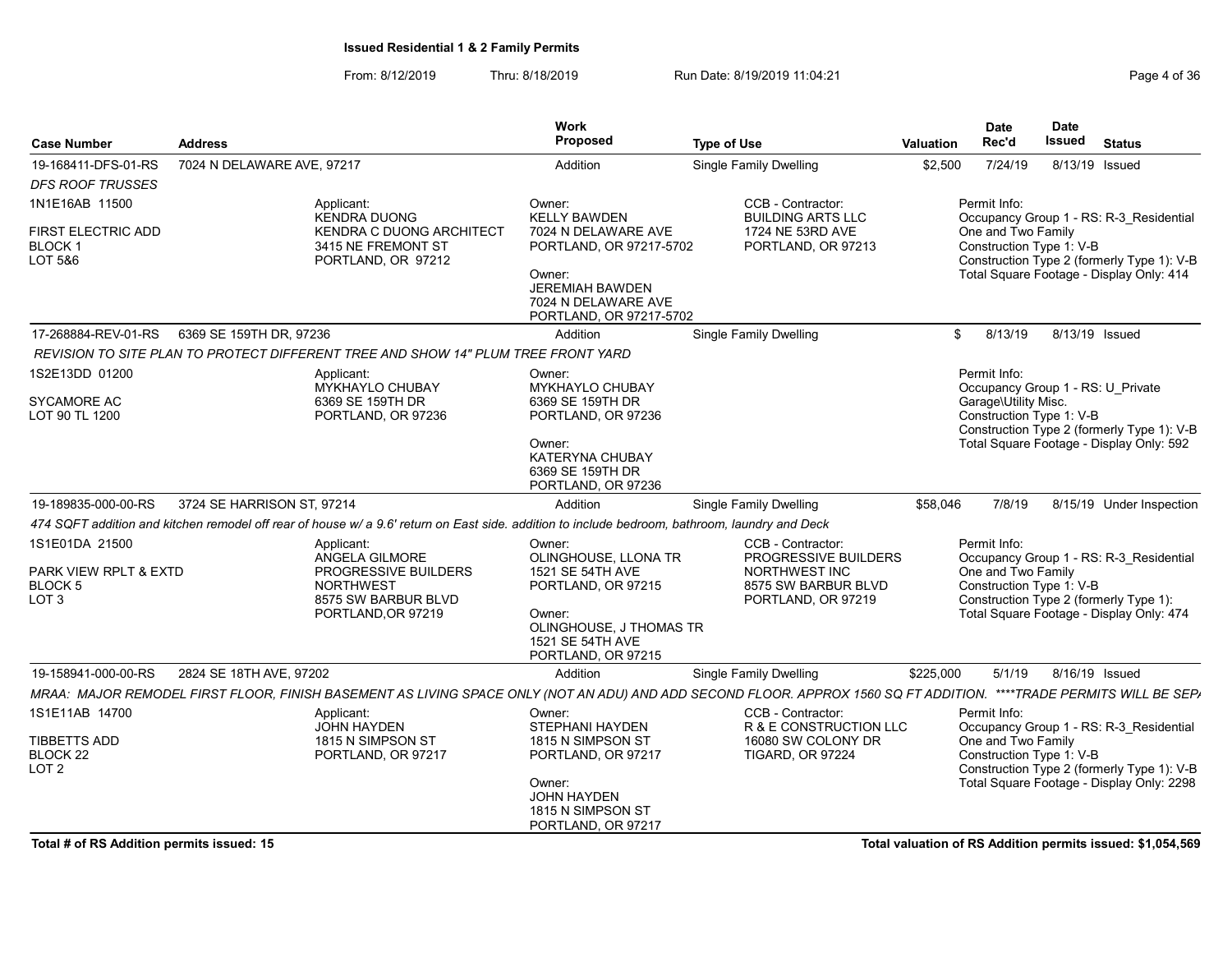**Issued Residential 1 & 2 Family Permits**

From: 8/12/2019 Thru: 8/18/2019 Run Date: 8/19/2019 11:04:21

| Case Number | Address | Work Proposed | Type of Use | Valuation | Date Rec'd | Date Issued | Status |
|---|---|---|---|---|---|---|---|
| 19-168411-DFS-01-RS | 7024 N DELAWARE AVE, 97217 | Addition | Single Family Dwelling | $2,500 | 7/24/19 | 8/13/19 | Issued |

*DFS ROOF TRUSSES*

1N1E16AB 11500
FIRST ELECTRIC ADD
BLOCK 1
LOT 5&6

Applicant: KENDRA DUONG, KENDRA C DUONG ARCHITECT, 3415 NE FREMONT ST, PORTLAND, OR 97212

Owner: KELLY BAWDEN, 7024 N DELAWARE AVE, PORTLAND, OR 97217-5702

Owner: JEREMIAH BAWDEN, 7024 N DELAWARE AVE, PORTLAND, OR 97217-5702

CCB - Contractor: BUILDING ARTS LLC, 1724 NE 53RD AVE, PORTLAND, OR 97213

Permit Info:
Occupancy Group 1 - RS: R-3_Residential One and Two Family
Construction Type 1: V-B
Construction Type 2 (formerly Type 1): V-B
Total Square Footage - Display Only: 414

| Case Number | Address | Work Proposed | Type of Use | Valuation | Date Rec'd | Date Issued | Status |
|---|---|---|---|---|---|---|---|
| 17-268884-REV-01-RS | 6369 SE 159TH DR, 97236 | Addition | Single Family Dwelling | $ | 8/13/19 | 8/13/19 | Issued |

*REVISION TO SITE PLAN TO PROTECT DIFFERENT TREE AND SHOW 14" PLUM TREE FRONT YARD*

1S2E13DD 01200
SYCAMORE AC
LOT 90 TL 1200

Applicant: MYKHAYLO CHUBAY, 6369 SE 159TH DR, PORTLAND, OR 97236

Owner: MYKHAYLO CHUBAY, 6369 SE 159TH DR, PORTLAND, OR 97236

Owner: KATERYNA CHUBAY, 6369 SE 159TH DR, PORTLAND, OR 97236

Permit Info:
Occupancy Group 1 - RS: U_Private Garage\Utility Misc.
Construction Type 1: V-B
Construction Type 2 (formerly Type 1): V-B
Total Square Footage - Display Only: 592

| Case Number | Address | Work Proposed | Type of Use | Valuation | Date Rec'd | Date Issued | Status |
|---|---|---|---|---|---|---|---|
| 19-189835-000-00-RS | 3724 SE HARRISON ST, 97214 | Addition | Single Family Dwelling | $58,046 | 7/8/19 | 8/15/19 | Under Inspection |

*474 SQFT addition and kitchen remodel off rear of house w/ a 9.6' return on East side. addition to include bedroom, bathroom, laundry and Deck*

1S1E01DA 21500
PARK VIEW RPLT & EXTD
BLOCK 5
LOT 3

Applicant: ANGELA GILMORE, PROGRESSIVE BUILDERS NORTHWEST, 8575 SW BARBUR BLVD, PORTLAND,OR 97219

Owner: OLINGHOUSE, LLONA TR, 1521 SE 54TH AVE, PORTLAND, OR 97215

Owner: OLINGHOUSE, J THOMAS TR, 1521 SE 54TH AVE, PORTLAND, OR 97215

CCB - Contractor: PROGRESSIVE BUILDERS NORTHWEST INC, 8575 SW BARBUR BLVD, PORTLAND, OR 97219

Permit Info:
Occupancy Group 1 - RS: R-3_Residential One and Two Family
Construction Type 1: V-B
Construction Type 2 (formerly Type 1):
Total Square Footage - Display Only: 474

| Case Number | Address | Work Proposed | Type of Use | Valuation | Date Rec'd | Date Issued | Status |
|---|---|---|---|---|---|---|---|
| 19-158941-000-00-RS | 2824 SE 18TH AVE, 97202 | Addition | Single Family Dwelling | $225,000 | 5/1/19 | 8/16/19 | Issued |

*MRAA: MAJOR REMODEL FIRST FLOOR, FINISH BASEMENT AS LIVING SPACE ONLY (NOT AN ADU) AND ADD SECOND FLOOR. APPROX 1560 SQ FT ADDITION. \*\*\*\*TRADE PERMITS WILL BE SEP/*

1S1E11AB 14700
TIBBETTS ADD
BLOCK 22
LOT 2

Applicant: JOHN HAYDEN, 1815 N SIMPSON ST, PORTLAND, OR 97217

Owner: STEPHANI HAYDEN, 1815 N SIMPSON ST, PORTLAND, OR 97217

Owner: JOHN HAYDEN, 1815 N SIMPSON ST, PORTLAND, OR 97217

CCB - Contractor: R & E CONSTRUCTION LLC, 16080 SW COLONY DR, TIGARD, OR 97224

Permit Info:
Occupancy Group 1 - RS: R-3_Residential One and Two Family
Construction Type 1: V-B
Construction Type 2 (formerly Type 1): V-B
Total Square Footage - Display Only: 2298

**Total # of RS Addition permits issued: 15**

**Total valuation of RS Addition permits issued: $1,054,569**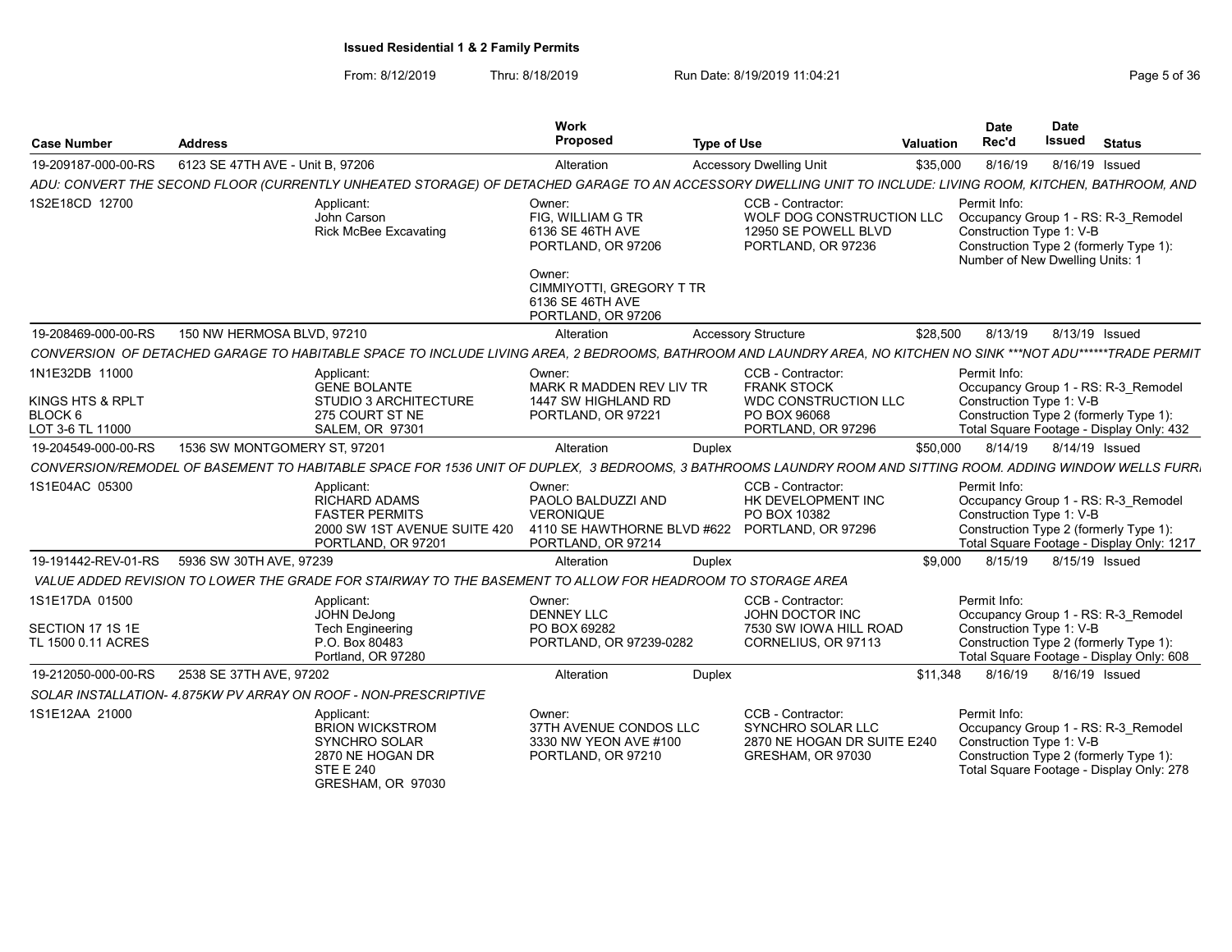**Issued Residential 1 & 2 Family Permits**

From: 8/12/2019 Thru: 8/18/2019 Run Date: 8/19/2019 11:04:21

| Case Number | Address | Work Proposed | Type of Use | Valuation | Date Rec'd | Date Issued | Status |
|---|---|---|---|---|---|---|---|
| 19-209187-000-00-RS | 6123 SE 47TH AVE - Unit B, 97206 | Alteration | Accessory Dwelling Unit | $35,000 | 8/16/19 | 8/16/19 | Issued |

*ADU: CONVERT THE SECOND FLOOR (CURRENTLY UNHEATED STORAGE) OF DETACHED GARAGE TO AN ACCESSORY DWELLING UNIT TO INCLUDE: LIVING ROOM, KITCHEN, BATHROOM, AND*

1S2E18CD 12700

Applicant: John Carson, Rick McBee Excavating

Owner: FIG, WILLIAM G TR, 6136 SE 46TH AVE, PORTLAND, OR 97206

Owner: CIMMIYOTTI, GREGORY T TR, 6136 SE 46TH AVE, PORTLAND, OR 97206

CCB - Contractor: WOLF DOG CONSTRUCTION LLC, 12950 SE POWELL BLVD, PORTLAND, OR 97236

Permit Info: Occupancy Group 1 - RS: R-3_Remodel; Construction Type 1: V-B; Construction Type 2 (formerly Type 1):; Number of New Dwelling Units: 1

| Case Number | Address | Work Proposed | Type of Use | Valuation | Date Rec'd | Date Issued | Status |
|---|---|---|---|---|---|---|---|
| 19-208469-000-00-RS | 150 NW HERMOSA BLVD, 97210 | Alteration | Accessory Structure | $28,500 | 8/13/19 | 8/13/19 | Issued |

*CONVERSION OF DETACHED GARAGE TO HABITABLE SPACE TO INCLUDE LIVING AREA, 2 BEDROOMS, BATHROOM AND LAUNDRY AREA, NO KITCHEN NO SINK \*\*\*NOT ADU\*\*\*\*\*\*TRADE PERMIT*

1N1E32DB 11000, KINGS HTS & RPLT, BLOCK 6, LOT 3-6 TL 11000

Applicant: GENE BOLANTE, STUDIO 3 ARCHITECTURE, 275 COURT ST NE, SALEM, OR 97301

Owner: MARK R MADDEN REV LIV TR, 1447 SW HIGHLAND RD, PORTLAND, OR 97221

CCB - Contractor: FRANK STOCK, WDC CONSTRUCTION LLC, PO BOX 96068, PORTLAND, OR 97296

Permit Info: Occupancy Group 1 - RS: R-3_Remodel; Construction Type 1: V-B; Construction Type 2 (formerly Type 1):; Total Square Footage - Display Only: 432

| Case Number | Address | Work Proposed | Type of Use | Valuation | Date Rec'd | Date Issued | Status |
|---|---|---|---|---|---|---|---|
| 19-204549-000-00-RS | 1536 SW MONTGOMERY ST, 97201 | Alteration | Duplex | $50,000 | 8/14/19 | 8/14/19 | Issued |

*CONVERSION/REMODEL OF BASEMENT TO HABITABLE SPACE FOR 1536 UNIT OF DUPLEX, 3 BEDROOMS, 3 BATHROOMS LAUNDRY ROOM AND SITTING ROOM. ADDING WINDOW WELLS FURR*

1S1E04AC 05300

Applicant: RICHARD ADAMS, FASTER PERMITS, 2000 SW 1ST AVENUE SUITE 420, PORTLAND, OR 97201

Owner: PAOLO BALDUZZI AND VERONIQUE, 4110 SE HAWTHORNE BLVD #622, PORTLAND, OR 97214

CCB - Contractor: HK DEVELOPMENT INC, PO BOX 10382, PORTLAND, OR 97296

Permit Info: Occupancy Group 1 - RS: R-3_Remodel; Construction Type 1: V-B; Construction Type 2 (formerly Type 1):; Total Square Footage - Display Only: 1217

| Case Number | Address | Work Proposed | Type of Use | Valuation | Date Rec'd | Date Issued | Status |
|---|---|---|---|---|---|---|---|
| 19-191442-REV-01-RS | 5936 SW 30TH AVE, 97239 | Alteration | Duplex | $9,000 | 8/15/19 | 8/15/19 | Issued |

*VALUE ADDED REVISION TO LOWER THE GRADE FOR STAIRWAY TO THE BASEMENT TO ALLOW FOR HEADROOM TO STORAGE AREA*

1S1E17DA 01500, SECTION 17 1S 1E, TL 1500 0.11 ACRES

Applicant: JOHN DeJong, Tech Engineering, P.O. Box 80483, Portland, OR 97280

Owner: DENNEY LLC, PO BOX 69282, PORTLAND, OR 97239-0282

CCB - Contractor: JOHN DOCTOR INC, 7530 SW IOWA HILL ROAD, CORNELIUS, OR 97113

Permit Info: Occupancy Group 1 - RS: R-3_Remodel; Construction Type 1: V-B; Construction Type 2 (formerly Type 1):; Total Square Footage - Display Only: 608

| Case Number | Address | Work Proposed | Type of Use | Valuation | Date Rec'd | Date Issued | Status |
|---|---|---|---|---|---|---|---|
| 19-212050-000-00-RS | 2538 SE 37TH AVE, 97202 | Alteration | Duplex | $11,348 | 8/16/19 | 8/16/19 | Issued |

*SOLAR INSTALLATION- 4.875KW PV ARRAY ON ROOF - NON-PRESCRIPTIVE*

1S1E12AA 21000

Applicant: BRION WICKSTROM, SYNCHRO SOLAR, 2870 NE HOGAN DR, STE E 240, GRESHAM, OR 97030

Owner: 37TH AVENUE CONDOS LLC, 3330 NW YEON AVE #100, PORTLAND, OR 97210

CCB - Contractor: SYNCHRO SOLAR LLC, 2870 NE HOGAN DR SUITE E240, GRESHAM, OR 97030

Permit Info: Occupancy Group 1 - RS: R-3_Remodel; Construction Type 1: V-B; Construction Type 2 (formerly Type 1):; Total Square Footage - Display Only: 278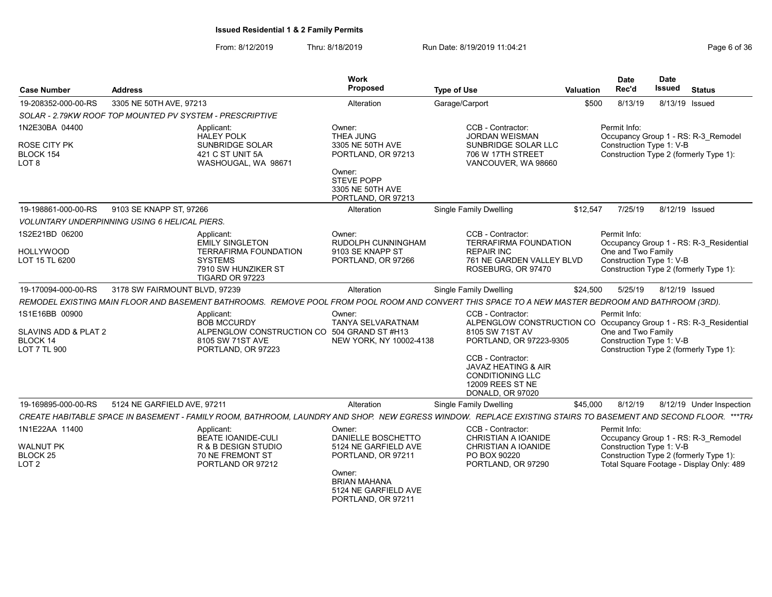# Issued Residential 1 & 2 Family Permits

From: 8/12/2019 Thru: 8/18/2019 Run Date: 8/19/2019 11:04:21

| Case Number | Address | Work Proposed | Type of Use | Valuation | Date Rec'd | Date Issued | Status |
|---|---|---|---|---|---|---|---|
| 19-208352-000-00-RS | 3305 NE 50TH AVE, 97213 | Alteration | Garage/Carport | $500 | 8/13/19 | 8/13/19 | Issued |
| 19-198861-000-00-RS | 9103 SE KNAPP ST, 97266 | Alteration | Single Family Dwelling | $12,547 | 7/25/19 | 8/12/19 | Issued |
| 19-170094-000-00-RS | 3178 SW FAIRMOUNT BLVD, 97239 | Alteration | Single Family Dwelling | $24,500 | 5/25/19 | 8/12/19 | Issued |
| 19-169895-000-00-RS | 5124 NE GARFIELD AVE, 97211 | Alteration | Single Family Dwelling | $45,000 | 8/12/19 | 8/12/19 | Under Inspection |

## 19-208352-000-00-RS — 3305 NE 50TH AVE, 97213

*SOLAR - 2.79KW ROOF TOP MOUNTED PV SYSTEM - PRESCRIPTIVE*

1N2E30BA 04400
ROSE CITY PK
BLOCK 154
LOT 8

Applicant:
HALEY POLK
SUNBRIDGE SOLAR
421 C ST UNIT 5A
WASHOUGAL, WA 98671

Owner:
THEA JUNG
3305 NE 50TH AVE
PORTLAND, OR 97213

Owner:
STEVE POPP
3305 NE 50TH AVE
PORTLAND, OR 97213

CCB - Contractor:
JORDAN WEISMAN
SUNBRIDGE SOLAR LLC
706 W 17TH STREET
VANCOUVER, WA 98660

Permit Info:
Occupancy Group 1 - RS: R-3_Remodel
Construction Type 1: V-B
Construction Type 2 (formerly Type 1):

## 19-198861-000-00-RS — 9103 SE KNAPP ST, 97266

*VOLUNTARY UNDERPINNING USING 6 HELICAL PIERS.*

1S2E21BD 06200
HOLLYWOOD
LOT 15 TL 6200

Applicant:
EMILY SINGLETON
TERRAFIRMA FOUNDATION SYSTEMS
7910 SW HUNZIKER ST
TIGARD OR 97223

Owner:
RUDOLPH CUNNINGHAM
9103 SE KNAPP ST
PORTLAND, OR 97266

CCB - Contractor:
TERRAFIRMA FOUNDATION REPAIR INC
761 NE GARDEN VALLEY BLVD
ROSEBURG, OR 97470

Permit Info:
Occupancy Group 1 - RS: R-3_Residential One and Two Family
Construction Type 1: V-B
Construction Type 2 (formerly Type 1):

## 19-170094-000-00-RS — 3178 SW FAIRMOUNT BLVD, 97239

*REMODEL EXISTING MAIN FLOOR AND BASEMENT BATHROOMS. REMOVE POOL FROM POOL ROOM AND CONVERT THIS SPACE TO A NEW MASTER BEDROOM AND BATHROOM (3RD).*

1S1E16BB 00900
SLAVINS ADD & PLAT 2
BLOCK 14
LOT 7 TL 900

Applicant:
BOB MCCURDY
ALPENGLOW CONSTRUCTION CO
8105 SW 71ST AVE
PORTLAND, OR 97223

Owner:
TANYA SELVARATNAM
504 GRAND ST #H13
NEW YORK, NY 10002-4138

CCB - Contractor:
ALPENGLOW CONSTRUCTION CO
8105 SW 71ST AV
PORTLAND, OR 97223-9305

CCB - Contractor:
JAVAZ HEATING & AIR CONDITIONING LLC
12009 REES ST NE
DONALD, OR 97020

Permit Info:
Occupancy Group 1 - RS: R-3_Residential One and Two Family
Construction Type 1: V-B
Construction Type 2 (formerly Type 1):

## 19-169895-000-00-RS — 5124 NE GARFIELD AVE, 97211

*CREATE HABITABLE SPACE IN BASEMENT - FAMILY ROOM, BATHROOM, LAUNDRY AND SHOP. NEW EGRESS WINDOW. REPLACE EXISTING STAIRS TO BASEMENT AND SECOND FLOOR. ***TRA*

1N1E22AA 11400
WALNUT PK
BLOCK 25
LOT 2

Applicant:
BEATE IOANIDE-CULI
R & B DESIGN STUDIO
70 NE FREMONT ST
PORTLAND OR 97212

Owner:
DANIELLE BOSCHETTO
5124 NE GARFIELD AVE
PORTLAND, OR 97211

Owner:
BRIAN MAHANA
5124 NE GARFIELD AVE
PORTLAND, OR 97211

CCB - Contractor:
CHRISTIAN A IOANIDE
CHRISTIAN A IOANIDE
PO BOX 90220
PORTLAND, OR 97290

Permit Info:
Occupancy Group 1 - RS: R-3_Remodel
Construction Type 1: V-B
Construction Type 2 (formerly Type 1):
Total Square Footage - Display Only: 489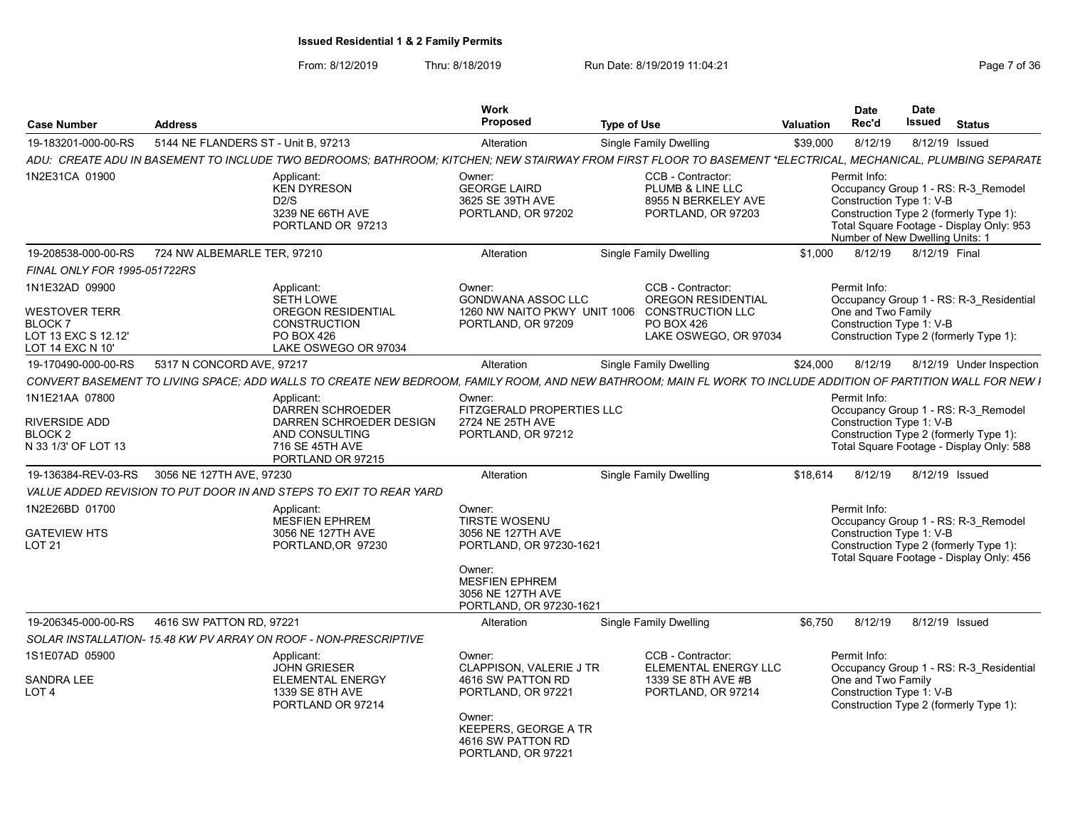# Issued Residential 1 & 2 Family Permits

From: 8/12/2019 Thru: 8/18/2019 Run Date: 8/19/2019 11:04:21

| Case Number | Address | Work Proposed | Type of Use | Valuation | Date Rec'd | Date Issued | Status |
|---|---|---|---|---|---|---|---|
| 19-183201-000-00-RS | 5144 NE FLANDERS ST - Unit B, 97213 | Alteration | Single Family Dwelling | $39,000 | 8/12/19 | 8/12/19 | Issued |

*ADU: CREATE ADU IN BASEMENT TO INCLUDE TWO BEDROOMS; BATHROOM; KITCHEN; NEW STAIRWAY FROM FIRST FLOOR TO BASEMENT *ELECTRICAL, MECHANICAL, PLUMBING SEPARATE*

1N2E31CA 01900

Applicant: KEN DYRESON, D2/S, 3239 NE 66TH AVE, PORTLAND OR 97213

Owner: GEORGE LAIRD, 3625 SE 39TH AVE, PORTLAND, OR 97202

CCB - Contractor: PLUMB & LINE LLC, 8955 N BERKELEY AVE, PORTLAND, OR 97203

Permit Info: Occupancy Group 1 - RS: R-3_Remodel; Construction Type 1: V-B; Construction Type 2 (formerly Type 1):; Total Square Footage - Display Only: 953; Number of New Dwelling Units: 1

| Case Number | Address | Work Proposed | Type of Use | Valuation | Date Rec'd | Date Issued | Status |
|---|---|---|---|---|---|---|---|
| 19-208538-000-00-RS | 724 NW ALBEMARLE TER, 97210 | Alteration | Single Family Dwelling | $1,000 | 8/12/19 | 8/12/19 | Final |

*FINAL ONLY FOR 1995-051722RS*

1N1E32AD 09900

WESTOVER TERR
BLOCK 7
LOT 13 EXC S 12.12'
LOT 14 EXC N 10'

Applicant: SETH LOWE, OREGON RESIDENTIAL CONSTRUCTION, PO BOX 426, LAKE OSWEGO OR 97034

Owner: GONDWANA ASSOC LLC, 1260 NW NAITO PKWY UNIT 1006, PORTLAND, OR 97209

CCB - Contractor: OREGON RESIDENTIAL CONSTRUCTION LLC, PO BOX 426, LAKE OSWEGO, OR 97034

Permit Info: Occupancy Group 1 - RS: R-3_Residential One and Two Family; Construction Type 1: V-B; Construction Type 2 (formerly Type 1):

| Case Number | Address | Work Proposed | Type of Use | Valuation | Date Rec'd | Date Issued | Status |
|---|---|---|---|---|---|---|---|
| 19-170490-000-00-RS | 5317 N CONCORD AVE, 97217 | Alteration | Single Family Dwelling | $24,000 | 8/12/19 | 8/12/19 | Under Inspection |

*CONVERT BASEMENT TO LIVING SPACE; ADD WALLS TO CREATE NEW BEDROOM, FAMILY ROOM, AND NEW BATHROOM; MAIN FL WORK TO INCLUDE ADDITION OF PARTITION WALL FOR NEW I*

1N1E21AA 07800

RIVERSIDE ADD
BLOCK 2
N 33 1/3' OF LOT 13

Applicant: DARREN SCHROEDER, DARREN SCHROEDER DESIGN AND CONSULTING, 716 SE 45TH AVE, PORTLAND OR 97215

Owner: FITZGERALD PROPERTIES LLC, 2724 NE 25TH AVE, PORTLAND, OR 97212

Permit Info: Occupancy Group 1 - RS: R-3_Remodel; Construction Type 1: V-B; Construction Type 2 (formerly Type 1):; Total Square Footage - Display Only: 588

| Case Number | Address | Work Proposed | Type of Use | Valuation | Date Rec'd | Date Issued | Status |
|---|---|---|---|---|---|---|---|
| 19-136384-REV-03-RS | 3056 NE 127TH AVE, 97230 | Alteration | Single Family Dwelling | $18,614 | 8/12/19 | 8/12/19 | Issued |

*VALUE ADDED REVISION TO PUT DOOR IN AND STEPS TO EXIT TO REAR YARD*

1N2E26BD 01700

GATEVIEW HTS
LOT 21

Applicant: MESFIEN EPHREM, 3056 NE 127TH AVE, PORTLAND,OR 97230

Owner: TIRSTE WOSENU, 3056 NE 127TH AVE, PORTLAND, OR 97230-1621

Owner: MESFIEN EPHREM, 3056 NE 127TH AVE, PORTLAND, OR 97230-1621

Permit Info: Occupancy Group 1 - RS: R-3_Remodel; Construction Type 1: V-B; Construction Type 2 (formerly Type 1):; Total Square Footage - Display Only: 456

| Case Number | Address | Work Proposed | Type of Use | Valuation | Date Rec'd | Date Issued | Status |
|---|---|---|---|---|---|---|---|
| 19-206345-000-00-RS | 4616 SW PATTON RD, 97221 | Alteration | Single Family Dwelling | $6,750 | 8/12/19 | 8/12/19 | Issued |

*SOLAR INSTALLATION- 15.48 KW PV ARRAY ON ROOF - NON-PRESCRIPTIVE*

1S1E07AD 05900

SANDRA LEE
LOT 4

Applicant: JOHN GRIESER, ELEMENTAL ENERGY, 1339 SE 8TH AVE, PORTLAND OR 97214

Owner: CLAPPISON, VALERIE J TR, 4616 SW PATTON RD, PORTLAND, OR 97221

Owner: KEEPERS, GEORGE A TR, 4616 SW PATTON RD, PORTLAND, OR 97221

CCB - Contractor: ELEMENTAL ENERGY LLC, 1339 SE 8TH AVE #B, PORTLAND, OR 97214

Permit Info: Occupancy Group 1 - RS: R-3_Residential One and Two Family; Construction Type 1: V-B; Construction Type 2 (formerly Type 1):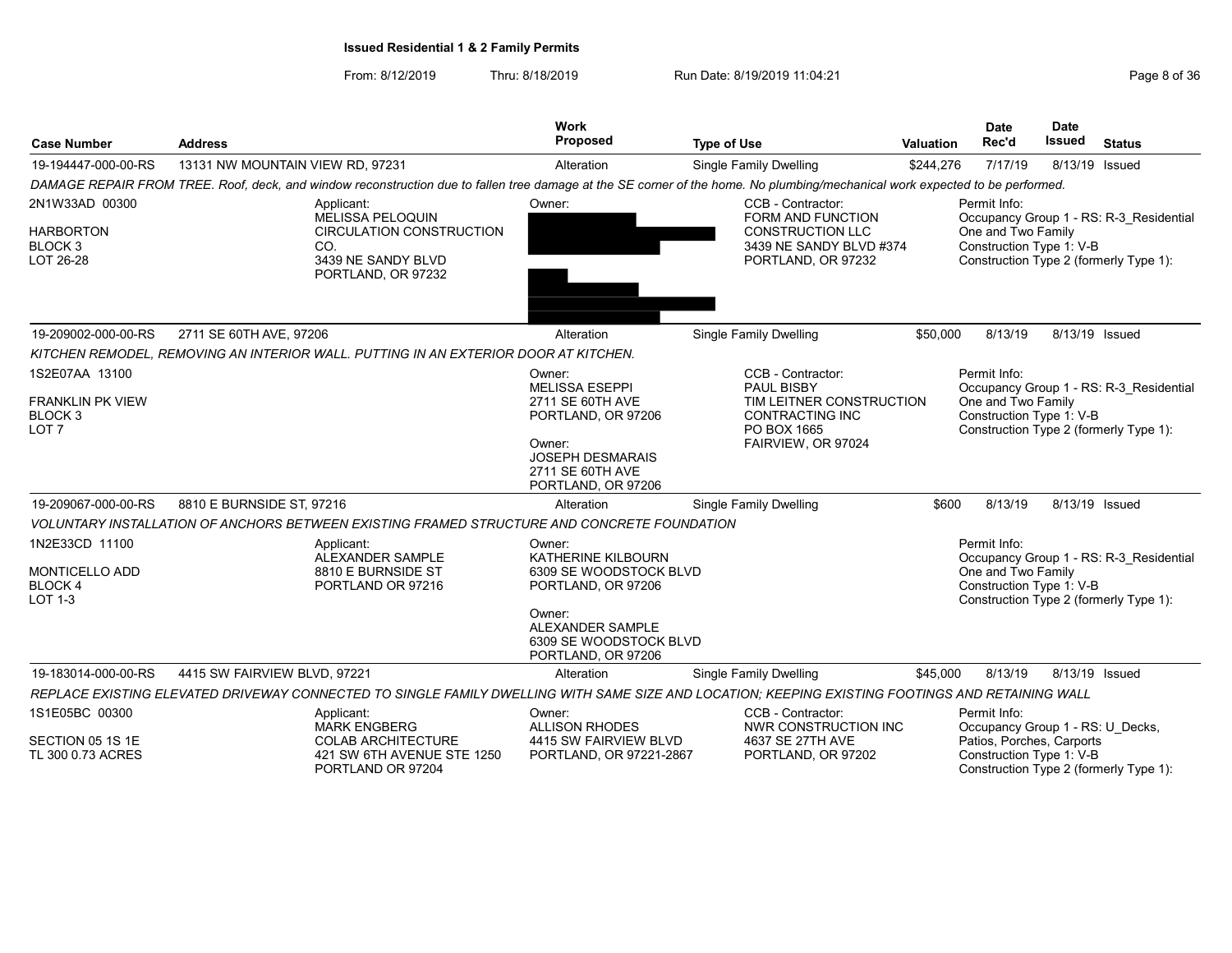## Issued Residential 1 & 2 Family Permits

From: 8/12/2019 Thru: 8/18/2019 Run Date: 8/19/2019 11:04:21

| Case Number | Address | Work Proposed | Type of Use | Valuation | Date Rec'd | Date Issued | Status |
|---|---|---|---|---|---|---|---|
| 19-194447-000-00-RS | 13131 NW MOUNTAIN VIEW RD, 97231 | Alteration | Single Family Dwelling | $244,276 | 7/17/19 | 8/13/19 | Issued |

*DAMAGE REPAIR FROM TREE. Roof, deck, and window reconstruction due to fallen tree damage at the SE corner of the home. No plumbing/mechanical work expected to be performed.*

2N1W33AD 00300
HARBORTON
BLOCK 3
LOT 26-28

Applicant:
MELISSA PELOQUIN
CIRCULATION CONSTRUCTION CO.
3439 NE SANDY BLVD
PORTLAND, OR 97232

Owner:

CCB - Contractor:
FORM AND FUNCTION CONSTRUCTION LLC
3439 NE SANDY BLVD #374
PORTLAND, OR 97232

Permit Info:
Occupancy Group 1 - RS: R-3_Residential One and Two Family
Construction Type 1: V-B
Construction Type 2 (formerly Type 1):

| Case Number | Address | Work Proposed | Type of Use | Valuation | Date Rec'd | Date Issued | Status |
|---|---|---|---|---|---|---|---|
| 19-209002-000-00-RS | 2711 SE 60TH AVE, 97206 | Alteration | Single Family Dwelling | $50,000 | 8/13/19 | 8/13/19 | Issued |

*KITCHEN REMODEL, REMOVING AN INTERIOR WALL. PUTTING IN AN EXTERIOR DOOR AT KITCHEN.*

1S2E07AA 13100
FRANKLIN PK VIEW
BLOCK 3
LOT 7

Owner:
MELISSA ESEPPI
2711 SE 60TH AVE
PORTLAND, OR 97206

Owner:
JOSEPH DESMARAIS
2711 SE 60TH AVE
PORTLAND, OR 97206

CCB - Contractor:
PAUL BISBY
TIM LEITNER CONSTRUCTION CONTRACTING INC
PO BOX 1665
FAIRVIEW, OR 97024

Permit Info:
Occupancy Group 1 - RS: R-3_Residential One and Two Family
Construction Type 1: V-B
Construction Type 2 (formerly Type 1):

| Case Number | Address | Work Proposed | Type of Use | Valuation | Date Rec'd | Date Issued | Status |
|---|---|---|---|---|---|---|---|
| 19-209067-000-00-RS | 8810 E BURNSIDE ST, 97216 | Alteration | Single Family Dwelling | $600 | 8/13/19 | 8/13/19 | Issued |

*VOLUNTARY INSTALLATION OF ANCHORS BETWEEN EXISTING FRAMED STRUCTURE AND CONCRETE FOUNDATION*

1N2E33CD 11100
MONTICELLO ADD
BLOCK 4
LOT 1-3

Applicant:
ALEXANDER SAMPLE
8810 E BURNSIDE ST
PORTLAND OR 97216

Owner:
KATHERINE KILBOURN
6309 SE WOODSTOCK BLVD
PORTLAND, OR 97206

Owner:
ALEXANDER SAMPLE
6309 SE WOODSTOCK BLVD
PORTLAND, OR 97206

Permit Info:
Occupancy Group 1 - RS: R-3_Residential One and Two Family
Construction Type 1: V-B
Construction Type 2 (formerly Type 1):

| Case Number | Address | Work Proposed | Type of Use | Valuation | Date Rec'd | Date Issued | Status |
|---|---|---|---|---|---|---|---|
| 19-183014-000-00-RS | 4415 SW FAIRVIEW BLVD, 97221 | Alteration | Single Family Dwelling | $45,000 | 8/13/19 | 8/13/19 | Issued |

*REPLACE EXISTING ELEVATED DRIVEWAY CONNECTED TO SINGLE FAMILY DWELLING WITH SAME SIZE AND LOCATION; KEEPING EXISTING FOOTINGS AND RETAINING WALL*

1S1E05BC 00300
SECTION 05 1S 1E
TL 300 0.73 ACRES

Applicant:
MARK ENGBERG
COLAB ARCHITECTURE
421 SW 6TH AVENUE STE 1250
PORTLAND OR 97204

Owner:
ALLISON RHODES
4415 SW FAIRVIEW BLVD
PORTLAND, OR 97221-2867

CCB - Contractor:
NWR CONSTRUCTION INC
4637 SE 27TH AVE
PORTLAND, OR 97202

Permit Info:
Occupancy Group 1 - RS: U_Decks, Patios, Porches, Carports
Construction Type 1: V-B
Construction Type 2 (formerly Type 1):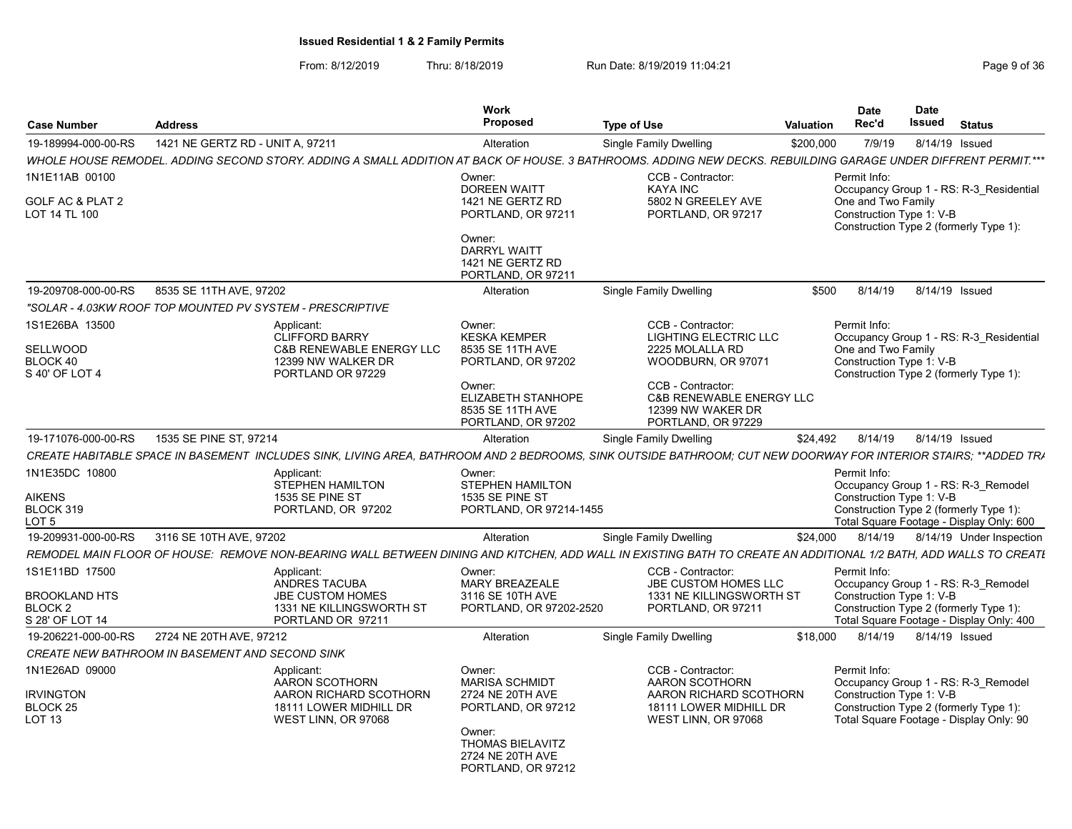# Issued Residential 1 & 2 Family Permits

From: 8/12/2019 Thru: 8/18/2019 Run Date: 8/19/2019 11:04:21

| Case Number | Address | Work Proposed | Type of Use | Valuation | Date Rec'd | Date Issued | Status |
|---|---|---|---|---|---|---|---|
| 19-189994-000-00-RS | 1421 NE GERTZ RD - UNIT A, 97211 | Alteration | Single Family Dwelling | $200,000 | 7/9/19 | 8/14/19 | Issued |

WHOLE HOUSE REMODEL. ADDING SECOND STORY. ADDING A SMALL ADDITION AT BACK OF HOUSE. 3 BATHROOMS. ADDING NEW DECKS. REBUILDING GARAGE UNDER DIFFRENT PERMIT.***

1N1E11AB 00100
GOLF AC & PLAT 2
LOT 14 TL 100

Owner:
DOREEN WAITT
1421 NE GERTZ RD
PORTLAND, OR 97211

Owner:
DARRYL WAITT
1421 NE GERTZ RD
PORTLAND, OR 97211

CCB - Contractor:
KAYA INC
5802 N GREELEY AVE
PORTLAND, OR 97217

Permit Info:
Occupancy Group 1 - RS: R-3_Residential One and Two Family
Construction Type 1: V-B
Construction Type 2 (formerly Type 1):

| Case Number | Address | Work Proposed | Type of Use | Valuation | Date Rec'd | Date Issued | Status |
|---|---|---|---|---|---|---|---|
| 19-209708-000-00-RS | 8535 SE 11TH AVE, 97202 | Alteration | Single Family Dwelling | $500 | 8/14/19 | 8/14/19 | Issued |

"SOLAR - 4.03KW ROOF TOP MOUNTED PV SYSTEM - PRESCRIPTIVE

1S1E26BA 13500
SELLWOOD
BLOCK 40
S 40' OF LOT 4

Applicant:
CLIFFORD BARRY
C&B RENEWABLE ENERGY LLC
12399 NW WALKER DR
PORTLAND OR 97229

Owner:
KESKA KEMPER
8535 SE 11TH AVE
PORTLAND, OR 97202

Owner:
ELIZABETH STANHOPE
8535 SE 11TH AVE
PORTLAND, OR 97202

CCB - Contractor:
LIGHTING ELECTRIC LLC
2225 MOLALLA RD
WOODBURN, OR 97071

CCB - Contractor:
C&B RENEWABLE ENERGY LLC
12399 NW WAKER DR
PORTLAND, OR 97229

Permit Info:
Occupancy Group 1 - RS: R-3_Residential One and Two Family
Construction Type 1: V-B
Construction Type 2 (formerly Type 1):

| Case Number | Address | Work Proposed | Type of Use | Valuation | Date Rec'd | Date Issued | Status |
|---|---|---|---|---|---|---|---|
| 19-171076-000-00-RS | 1535 SE PINE ST, 97214 | Alteration | Single Family Dwelling | $24,492 | 8/14/19 | 8/14/19 | Issued |

CREATE HABITABLE SPACE IN BASEMENT INCLUDES SINK, LIVING AREA, BATHROOM AND 2 BEDROOMS, SINK OUTSIDE BATHROOM; CUT NEW DOORWAY FOR INTERIOR STAIRS; **ADDED TRA

1N1E35DC 10800
AIKENS
BLOCK 319
LOT 5

Applicant:
STEPHEN HAMILTON
1535 SE PINE ST
PORTLAND, OR 97202

Owner:
STEPHEN HAMILTON
1535 SE PINE ST
PORTLAND, OR 97214-1455

Permit Info:
Occupancy Group 1 - RS: R-3_Remodel
Construction Type 1: V-B
Construction Type 2 (formerly Type 1):
Total Square Footage - Display Only: 600

| Case Number | Address | Work Proposed | Type of Use | Valuation | Date Rec'd | Date Issued | Status |
|---|---|---|---|---|---|---|---|
| 19-209931-000-00-RS | 3116 SE 10TH AVE, 97202 | Alteration | Single Family Dwelling | $24,000 | 8/14/19 | 8/14/19 | Under Inspection |

REMODEL MAIN FLOOR OF HOUSE: REMOVE NON-BEARING WALL BETWEEN DINING AND KITCHEN, ADD WALL IN EXISTING BATH TO CREATE AN ADDITIONAL 1/2 BATH, ADD WALLS TO CREATE

1S1E11BD 17500
BROOKLAND HTS
BLOCK 2
S 28' OF LOT 14

Applicant:
ANDRES TACUBA
JBE CUSTOM HOMES
1331 NE KILLINGSWORTH ST
PORTLAND OR 97211

Owner:
MARY BREAZEALE
3116 SE 10TH AVE
PORTLAND, OR 97202-2520

CCB - Contractor:
JBE CUSTOM HOMES LLC
1331 NE KILLINGSWORTH ST
PORTLAND, OR 97211

Permit Info:
Occupancy Group 1 - RS: R-3_Remodel
Construction Type 1: V-B
Construction Type 2 (formerly Type 1):
Total Square Footage - Display Only: 400

| Case Number | Address | Work Proposed | Type of Use | Valuation | Date Rec'd | Date Issued | Status |
|---|---|---|---|---|---|---|---|
| 19-206221-000-00-RS | 2724 NE 20TH AVE, 97212 | Alteration | Single Family Dwelling | $18,000 | 8/14/19 | 8/14/19 | Issued |

CREATE NEW BATHROOM IN BASEMENT AND SECOND SINK

1N1E26AD 09000
IRVINGTON
BLOCK 25
LOT 13

Applicant:
AARON SCOTHORN
AARON RICHARD SCOTHORN
18111 LOWER MIDHILL DR
WEST LINN, OR 97068

Owner:
MARISA SCHMIDT
2724 NE 20TH AVE
PORTLAND, OR 97212

Owner:
THOMAS BIELAVITZ
2724 NE 20TH AVE
PORTLAND, OR 97212

CCB - Contractor:
AARON SCOTHORN
AARON RICHARD SCOTHORN
18111 LOWER MIDHILL DR
WEST LINN, OR 97068

Permit Info:
Occupancy Group 1 - RS: R-3_Remodel
Construction Type 1: V-B
Construction Type 2 (formerly Type 1):
Total Square Footage - Display Only: 90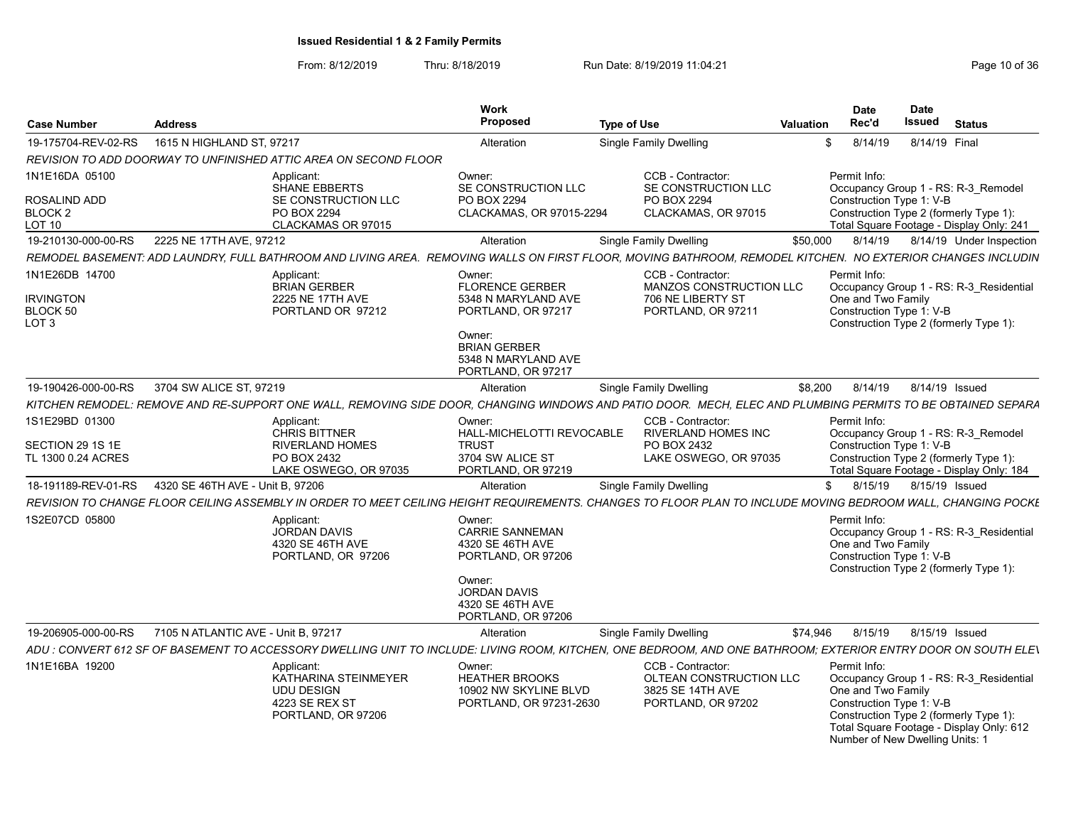**Issued Residential 1 & 2 Family Permits**

From: 8/12/2019 Thru: 8/18/2019 Run Date: 8/19/2019 11:04:21

| Case Number | Address | Work Proposed | Type of Use | Valuation | Date Rec'd | Date Issued | Status |
|---|---|---|---|---|---|---|---|
| 19-175704-REV-02-RS | 1615 N HIGHLAND ST, 97217 | Alteration | Single Family Dwelling | $ | 8/14/19 | 8/14/19 | Final |

REVISION TO ADD DOORWAY TO UNFINISHED ATTIC AREA ON SECOND FLOOR

1N1E16DA 05100
ROSALIND ADD
BLOCK 2
LOT 10

Applicant: SHANE EBBERTS, SE CONSTRUCTION LLC, PO BOX 2294, CLACKAMAS OR 97015

Owner: SE CONSTRUCTION LLC, PO BOX 2294, CLACKAMAS, OR 97015-2294

CCB - Contractor: SE CONSTRUCTION LLC, PO BOX 2294, CLACKAMAS, OR 97015

Permit Info: Occupancy Group 1 - RS: R-3_Remodel; Construction Type 1: V-B; Construction Type 2 (formerly Type 1):; Total Square Footage - Display Only: 241

| Case Number | Address | Work Proposed | Type of Use | Valuation | Date Rec'd | Date Issued | Status |
|---|---|---|---|---|---|---|---|
| 19-210130-000-00-RS | 2225 NE 17TH AVE, 97212 | Alteration | Single Family Dwelling | $50,000 | 8/14/19 | 8/14/19 | Under Inspection |

REMODEL BASEMENT: ADD LAUNDRY, FULL BATHROOM AND LIVING AREA. REMOVING WALLS ON FIRST FLOOR, MOVING BATHROOM, REMODEL KITCHEN. NO EXTERIOR CHANGES INCLUDIN

1N1E26DB 14700
IRVINGTON
BLOCK 50
LOT 3

Applicant: BRIAN GERBER, 2225 NE 17TH AVE, PORTLAND OR 97212

Owner: FLORENCE GERBER, 5348 N MARYLAND AVE, PORTLAND, OR 97217

Owner: BRIAN GERBER, 5348 N MARYLAND AVE, PORTLAND, OR 97217

CCB - Contractor: MANZOS CONSTRUCTION LLC, 706 NE LIBERTY ST, PORTLAND, OR 97211

Permit Info: Occupancy Group 1 - RS: R-3_Residential One and Two Family; Construction Type 1: V-B; Construction Type 2 (formerly Type 1):

| Case Number | Address | Work Proposed | Type of Use | Valuation | Date Rec'd | Date Issued | Status |
|---|---|---|---|---|---|---|---|
| 19-190426-000-00-RS | 3704 SW ALICE ST, 97219 | Alteration | Single Family Dwelling | $8,200 | 8/14/19 | 8/14/19 | Issued |

KITCHEN REMODEL: REMOVE AND RE-SUPPORT ONE WALL, REMOVING SIDE DOOR, CHANGING WINDOWS AND PATIO DOOR. MECH, ELEC AND PLUMBING PERMITS TO BE OBTAINED SEPARA

1S1E29BD 01300
SECTION 29 1S 1E
TL 1300 0.24 ACRES

Applicant: CHRIS BITTNER, RIVERLAND HOMES, PO BOX 2432, LAKE OSWEGO, OR 97035

Owner: HALL-MICHELOTTI REVOCABLE TRUST, 3704 SW ALICE ST, PORTLAND, OR 97219

CCB - Contractor: RIVERLAND HOMES INC, PO BOX 2432, LAKE OSWEGO, OR 97035

Permit Info: Occupancy Group 1 - RS: R-3_Remodel; Construction Type 1: V-B; Construction Type 2 (formerly Type 1):; Total Square Footage - Display Only: 184

| Case Number | Address | Work Proposed | Type of Use | Valuation | Date Rec'd | Date Issued | Status |
|---|---|---|---|---|---|---|---|
| 18-191189-REV-01-RS | 4320 SE 46TH AVE - Unit B, 97206 | Alteration | Single Family Dwelling | $ | 8/15/19 | 8/15/19 | Issued |

REVISION TO CHANGE FLOOR CEILING ASSEMBLY IN ORDER TO MEET CEILING HEIGHT REQUIREMENTS. CHANGES TO FLOOR PLAN TO INCLUDE MOVING BEDROOM WALL, CHANGING POCKE

1S2E07CD 05800

Applicant: JORDAN DAVIS, 4320 SE 46TH AVE, PORTLAND, OR 97206

Owner: CARRIE SANNEMAN, 4320 SE 46TH AVE, PORTLAND, OR 97206

Owner: JORDAN DAVIS, 4320 SE 46TH AVE, PORTLAND, OR 97206

Permit Info: Occupancy Group 1 - RS: R-3_Residential One and Two Family; Construction Type 1: V-B; Construction Type 2 (formerly Type 1):

| Case Number | Address | Work Proposed | Type of Use | Valuation | Date Rec'd | Date Issued | Status |
|---|---|---|---|---|---|---|---|
| 19-206905-000-00-RS | 7105 N ATLANTIC AVE - Unit B, 97217 | Alteration | Single Family Dwelling | $74,946 | 8/15/19 | 8/15/19 | Issued |

ADU : CONVERT 612 SF OF BASEMENT TO ACCESSORY DWELLING UNIT TO INCLUDE: LIVING ROOM, KITCHEN, ONE BEDROOM, AND ONE BATHROOM; EXTERIOR ENTRY DOOR ON SOUTH ELEV

1N1E16BA 19200

Applicant: KATHARINA STEINMEYER, UDU DESIGN, 4223 SE REX ST, PORTLAND, OR 97206

Owner: HEATHER BROOKS, 10902 NW SKYLINE BLVD, PORTLAND, OR 97231-2630

CCB - Contractor: OLTEAN CONSTRUCTION LLC, 3825 SE 14TH AVE, PORTLAND, OR 97202

Permit Info: Occupancy Group 1 - RS: R-3_Residential One and Two Family; Construction Type 1: V-B; Construction Type 2 (formerly Type 1):; Total Square Footage - Display Only: 612; Number of New Dwelling Units: 1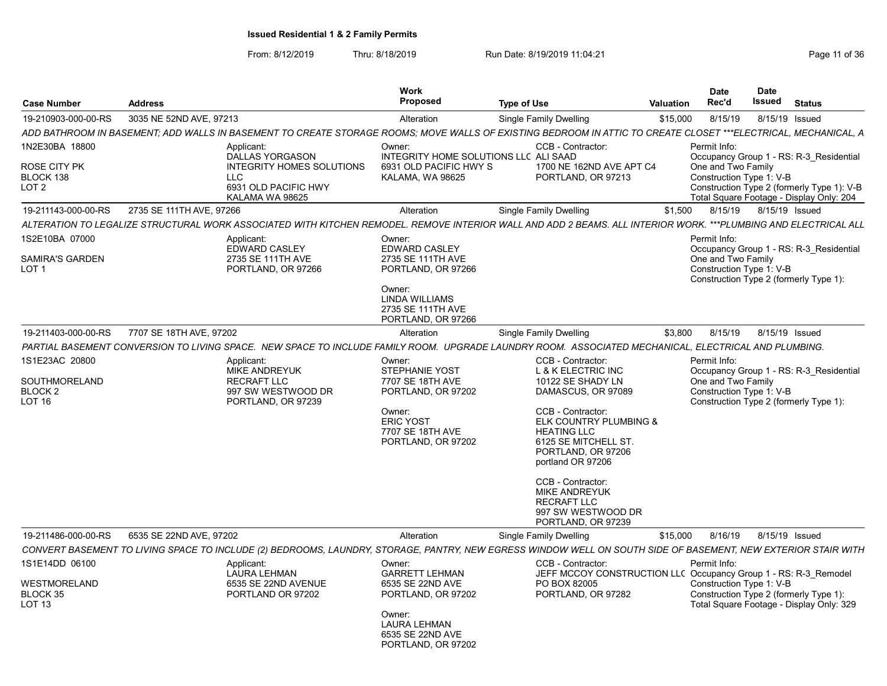**Issued Residential 1 & 2 Family Permits**

From: 8/12/2019 Thru: 8/18/2019 Run Date: 8/19/2019 11:04:21

| Case Number | Address | Work Proposed | Type of Use | Valuation | Date Rec'd | Date Issued | Status |
|---|---|---|---|---|---|---|---|
| 19-210903-000-00-RS | 3035 NE 52ND AVE, 97213 | Alteration | Single Family Dwelling | $15,000 | 8/15/19 | 8/15/19 | Issued |

*ADD BATHROOM IN BASEMENT; ADD WALLS IN BASEMENT TO CREATE STORAGE ROOMS; MOVE WALLS OF EXISTING BEDROOM IN ATTIC TO CREATE CLOSET ***ELECTRICAL, MECHANICAL, A*

1N2E30BA 18800
ROSE CITY PK
BLOCK 138
LOT 2

Applicant: DALLAS YORGASON, INTEGRITY HOMES SOLUTIONS LLC, 6931 OLD PACIFIC HWY, KALAMA WA 98625

Owner: INTEGRITY HOME SOLUTIONS LLC, 6931 OLD PACIFIC HWY S, KALAMA, WA 98625

CCB - Contractor: ALI SAAD, 1700 NE 162ND AVE APT C4, PORTLAND, OR 97213

Permit Info: Occupancy Group 1 - RS: R-3_Residential One and Two Family; Construction Type 1: V-B; Construction Type 2 (formerly Type 1): V-B; Total Square Footage - Display Only: 204

| Case Number | Address | Work Proposed | Type of Use | Valuation | Date Rec'd | Date Issued | Status |
|---|---|---|---|---|---|---|---|
| 19-211143-000-00-RS | 2735 SE 111TH AVE, 97266 | Alteration | Single Family Dwelling | $1,500 | 8/15/19 | 8/15/19 | Issued |

*ALTERATION TO LEGALIZE STRUCTURAL WORK ASSOCIATED WITH KITCHEN REMODEL. REMOVE INTERIOR WALL AND ADD 2 BEAMS. ALL INTERIOR WORK. ***PLUMBING AND ELECTRICAL ALL*

1S2E10BA 07000
SAMIRA'S GARDEN
LOT 1

Applicant: EDWARD CASLEY, 2735 SE 111TH AVE, PORTLAND, OR 97266

Owner: EDWARD CASLEY, 2735 SE 111TH AVE, PORTLAND, OR 97266

Owner: LINDA WILLIAMS, 2735 SE 111TH AVE, PORTLAND, OR 97266

Permit Info: Occupancy Group 1 - RS: R-3_Residential One and Two Family; Construction Type 1: V-B; Construction Type 2 (formerly Type 1):

| Case Number | Address | Work Proposed | Type of Use | Valuation | Date Rec'd | Date Issued | Status |
|---|---|---|---|---|---|---|---|
| 19-211403-000-00-RS | 7707 SE 18TH AVE, 97202 | Alteration | Single Family Dwelling | $3,800 | 8/15/19 | 8/15/19 | Issued |

*PARTIAL BASEMENT CONVERSION TO LIVING SPACE. NEW SPACE TO INCLUDE FAMILY ROOM. UPGRADE LAUNDRY ROOM. ASSOCIATED MECHANICAL, ELECTRICAL AND PLUMBING.*

1S1E23AC 20800
SOUTHMORELAND
BLOCK 2
LOT 16

Applicant: MIKE ANDREYUK, RECRAFT LLC, 997 SW WESTWOOD DR, PORTLAND, OR 97239

Owner: STEPHANIE YOST, 7707 SE 18TH AVE, PORTLAND, OR 97202

Owner: ERIC YOST, 7707 SE 18TH AVE, PORTLAND, OR 97202

CCB - Contractor: L & K ELECTRIC INC, 10122 SE SHADY LN, DAMASCUS, OR 97089

CCB - Contractor: ELK COUNTRY PLUMBING & HEATING LLC, 6125 SE MITCHELL ST., PORTLAND, OR 97206, portland OR 97206

CCB - Contractor: MIKE ANDREYUK, RECRAFT LLC, 997 SW WESTWOOD DR, PORTLAND, OR 97239

Permit Info: Occupancy Group 1 - RS: R-3_Residential One and Two Family; Construction Type 1: V-B; Construction Type 2 (formerly Type 1):

| Case Number | Address | Work Proposed | Type of Use | Valuation | Date Rec'd | Date Issued | Status |
|---|---|---|---|---|---|---|---|
| 19-211486-000-00-RS | 6535 SE 22ND AVE, 97202 | Alteration | Single Family Dwelling | $15,000 | 8/16/19 | 8/15/19 | Issued |

*CONVERT BASEMENT TO LIVING SPACE TO INCLUDE (2) BEDROOMS, LAUNDRY, STORAGE, PANTRY, NEW EGRESS WINDOW WELL ON SOUTH SIDE OF BASEMENT, NEW EXTERIOR STAIR WITH*

1S1E14DD 06100
WESTMORELAND
BLOCK 35
LOT 13

Applicant: LAURA LEHMAN, 6535 SE 22ND AVENUE, PORTLAND OR 97202

Owner: GARRETT LEHMAN, 6535 SE 22ND AVE, PORTLAND, OR 97202

Owner: LAURA LEHMAN, 6535 SE 22ND AVE, PORTLAND, OR 97202

CCB - Contractor: JEFF MCCOY CONSTRUCTION LLC, PO BOX 82005, PORTLAND, OR 97282

Permit Info: Occupancy Group 1 - RS: R-3_Remodel; Construction Type 1: V-B; Construction Type 2 (formerly Type 1):; Total Square Footage - Display Only: 329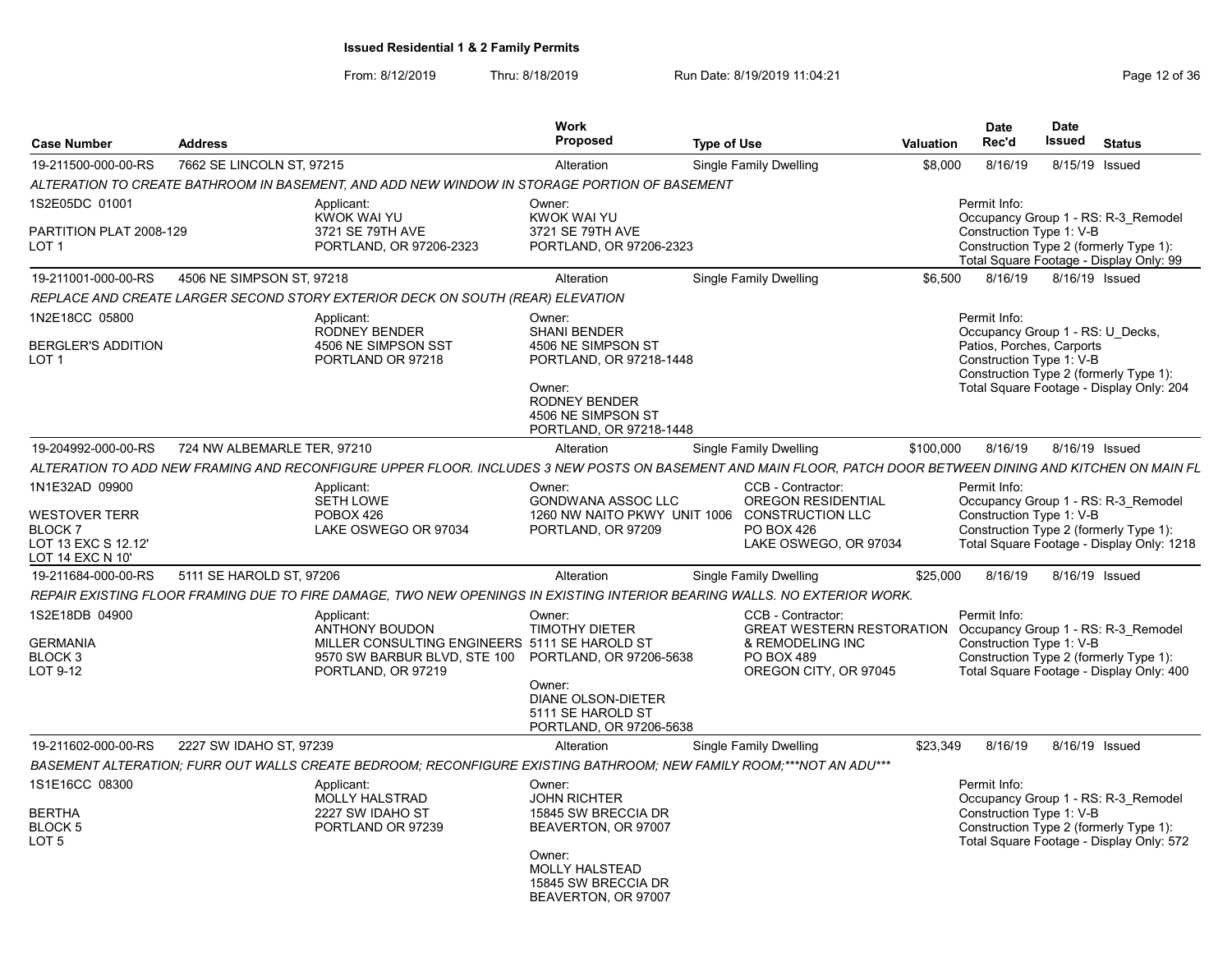**Issued Residential 1 & 2 Family Permits**

From: 8/12/2019 Thru: 8/18/2019 Run Date: 8/19/2019 11:04:21

| Case Number | Address | Work Proposed | Type of Use | Valuation | Date Rec'd | Date Issued | Status |
|---|---|---|---|---|---|---|---|
| 19-211500-000-00-RS | 7662 SE LINCOLN ST, 97215 | Alteration | Single Family Dwelling | $8,000 | 8/16/19 | 8/15/19 | Issued |

*ALTERATION TO CREATE BATHROOM IN BASEMENT, AND ADD NEW WINDOW IN STORAGE PORTION OF BASEMENT*

1S2E05DC 01001
PARTITION PLAT 2008-129
LOT 1

Applicant:
KWOK WAI YU
3721 SE 79TH AVE
PORTLAND, OR 97206-2323

Owner:
KWOK WAI YU
3721 SE 79TH AVE
PORTLAND, OR 97206-2323

Permit Info:
Occupancy Group 1 - RS: R-3_Remodel
Construction Type 1: V-B
Construction Type 2 (formerly Type 1):
Total Square Footage - Display Only: 99

| Case Number | Address | Work Proposed | Type of Use | Valuation | Date Rec'd | Date Issued | Status |
|---|---|---|---|---|---|---|---|
| 19-211001-000-00-RS | 4506 NE SIMPSON ST, 97218 | Alteration | Single Family Dwelling | $6,500 | 8/16/19 | 8/16/19 | Issued |

*REPLACE AND CREATE LARGER SECOND STORY EXTERIOR DECK ON SOUTH (REAR) ELEVATION*

1N2E18CC 05800
BERGLER'S ADDITION
LOT 1

Applicant:
RODNEY BENDER
4506 NE SIMPSON SST
PORTLAND OR 97218

Owner:
SHANI BENDER
4506 NE SIMPSON ST
PORTLAND, OR 97218-1448

Owner:
RODNEY BENDER
4506 NE SIMPSON ST
PORTLAND, OR 97218-1448

Permit Info:
Occupancy Group 1 - RS: U_Decks, Patios, Porches, Carports
Construction Type 1: V-B
Construction Type 2 (formerly Type 1):
Total Square Footage - Display Only: 204

| Case Number | Address | Work Proposed | Type of Use | Valuation | Date Rec'd | Date Issued | Status |
|---|---|---|---|---|---|---|---|
| 19-204992-000-00-RS | 724 NW ALBEMARLE TER, 97210 | Alteration | Single Family Dwelling | $100,000 | 8/16/19 | 8/16/19 | Issued |

*ALTERATION TO ADD NEW FRAMING AND RECONFIGURE UPPER FLOOR. INCLUDES 3 NEW POSTS ON BASEMENT AND MAIN FLOOR, PATCH DOOR BETWEEN DINING AND KITCHEN ON MAIN FL*

1N1E32AD 09900
WESTOVER TERR
BLOCK 7
LOT 13 EXC S 12.12'
LOT 14 EXC N 10'

Applicant:
SETH LOWE
POBOX 426
LAKE OSWEGO OR 97034

Owner:
GONDWANA ASSOC LLC
1260 NW NAITO PKWY UNIT 1006
PORTLAND, OR 97209

CCB - Contractor:
OREGON RESIDENTIAL CONSTRUCTION LLC
PO BOX 426
LAKE OSWEGO, OR 97034

Permit Info:
Occupancy Group 1 - RS: R-3_Remodel
Construction Type 1: V-B
Construction Type 2 (formerly Type 1):
Total Square Footage - Display Only: 1218

| Case Number | Address | Work Proposed | Type of Use | Valuation | Date Rec'd | Date Issued | Status |
|---|---|---|---|---|---|---|---|
| 19-211684-000-00-RS | 5111 SE HAROLD ST, 97206 | Alteration | Single Family Dwelling | $25,000 | 8/16/19 | 8/16/19 | Issued |

*REPAIR EXISTING FLOOR FRAMING DUE TO FIRE DAMAGE, TWO NEW OPENINGS IN EXISTING INTERIOR BEARING WALLS. NO EXTERIOR WORK.*

1S2E18DB 04900
GERMANIA
BLOCK 3
LOT 9-12

Applicant:
ANTHONY BOUDON
MILLER CONSULTING ENGINEERS
9570 SW BARBUR BLVD, STE 100
PORTLAND, OR 97219

Owner:
TIMOTHY DIETER
5111 SE HAROLD ST
PORTLAND, OR 97206-5638

Owner:
DIANE OLSON-DIETER
5111 SE HAROLD ST
PORTLAND, OR 97206-5638

CCB - Contractor:
GREAT WESTERN RESTORATION & REMODELING INC
PO BOX 489
OREGON CITY, OR 97045

Permit Info:
Occupancy Group 1 - RS: R-3_Remodel
Construction Type 1: V-B
Construction Type 2 (formerly Type 1):
Total Square Footage - Display Only: 400

| Case Number | Address | Work Proposed | Type of Use | Valuation | Date Rec'd | Date Issued | Status |
|---|---|---|---|---|---|---|---|
| 19-211602-000-00-RS | 2227 SW IDAHO ST, 97239 | Alteration | Single Family Dwelling | $23,349 | 8/16/19 | 8/16/19 | Issued |

*BASEMENT ALTERATION; FURR OUT WALLS CREATE BEDROOM; RECONFIGURE EXISTING BATHROOM; NEW FAMILY ROOM;***NOT AN ADU****

1S1E16CC 08300
BERTHA
BLOCK 5
LOT 5

Applicant:
MOLLY HALSTRAD
2227 SW IDAHO ST
PORTLAND OR 97239

Owner:
JOHN RICHTER
15845 SW BRECCIA DR
BEAVERTON, OR 97007

Owner:
MOLLY HALSTEAD
15845 SW BRECCIA DR
BEAVERTON, OR 97007

Permit Info:
Occupancy Group 1 - RS: R-3_Remodel
Construction Type 1: V-B
Construction Type 2 (formerly Type 1):
Total Square Footage - Display Only: 572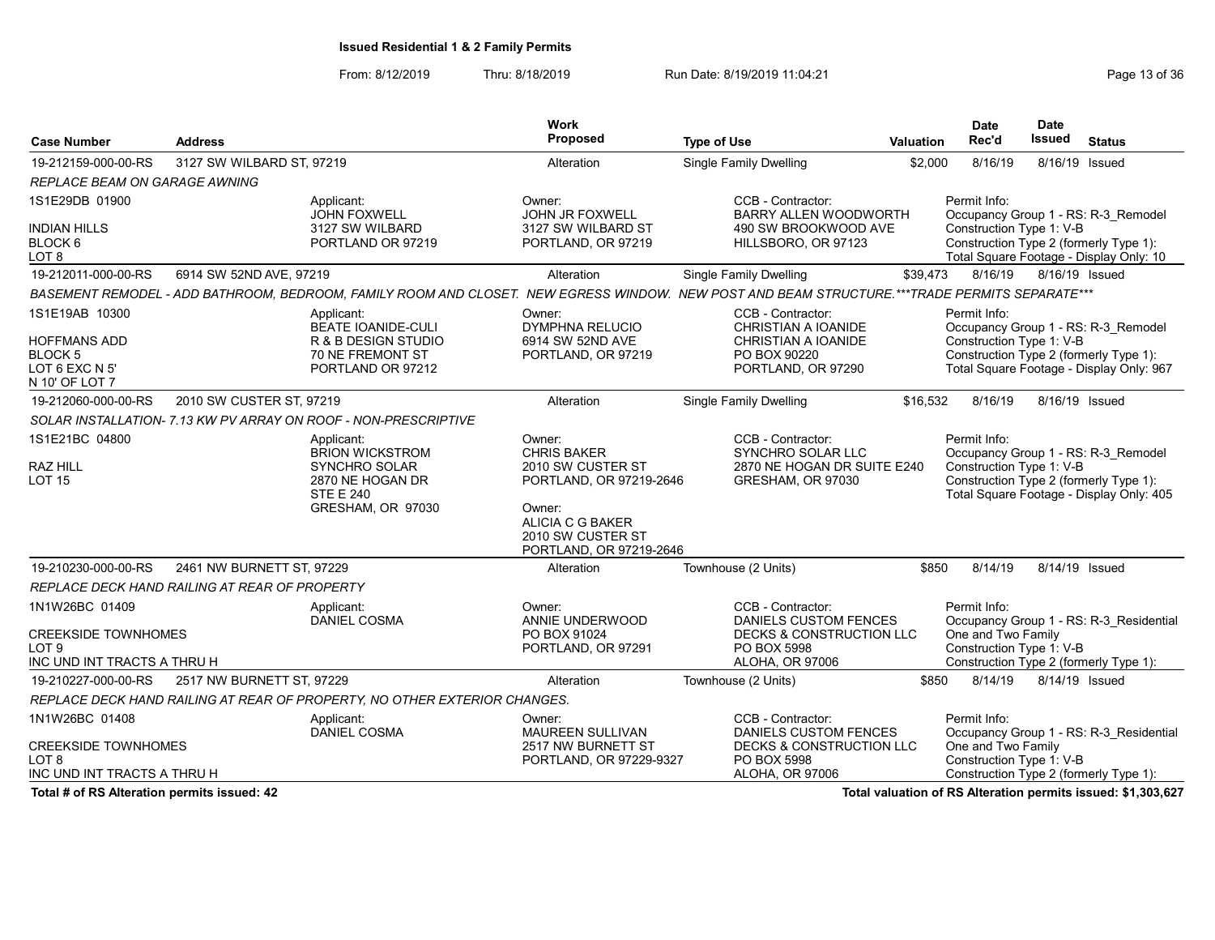**Issued Residential 1 & 2 Family Permits**

From: 8/12/2019 Thru: 8/18/2019 Run Date: 8/19/2019 11:04:21

| Case Number | Address | Work Proposed | Type of Use | Valuation | Date Rec'd | Date Issued | Status |
|---|---|---|---|---|---|---|---|
| 19-212159-000-00-RS | 3127 SW WILBARD ST, 97219 | Alteration | Single Family Dwelling | $2,000 | 8/16/19 | 8/16/19 | Issued |

*REPLACE BEAM ON GARAGE AWNING*

| | Applicant | Owner | CCB - Contractor | Permit Info |
|---|---|---|---|---|
| 1S1E29DB 01900<br>INDIAN HILLS<br>BLOCK 6<br>LOT 8 | JOHN FOXWELL<br>3127 SW WILBARD<br>PORTLAND OR 97219 | JOHN JR FOXWELL<br>3127 SW WILBARD ST<br>PORTLAND, OR 97219 | BARRY ALLEN WOODWORTH<br>490 SW BROOKWOOD AVE<br>HILLSBORO, OR 97123 | Occupancy Group 1 - RS: R-3_Remodel<br>Construction Type 1: V-B<br>Construction Type 2 (formerly Type 1):<br>Total Square Footage - Display Only: 10 |

| Case Number | Address | Work Proposed | Type of Use | Valuation | Date Rec'd | Date Issued | Status |
|---|---|---|---|---|---|---|---|
| 19-212011-000-00-RS | 6914 SW 52ND AVE, 97219 | Alteration | Single Family Dwelling | $39,473 | 8/16/19 | 8/16/19 | Issued |

*BASEMENT REMODEL - ADD BATHROOM, BEDROOM, FAMILY ROOM AND CLOSET. NEW EGRESS WINDOW. NEW POST AND BEAM STRUCTURE.\*\*\*TRADE PERMITS SEPARATE\*\*\**

| | Applicant | Owner | CCB - Contractor | Permit Info |
|---|---|---|---|---|
| 1S1E19AB 10300<br>HOFFMANS ADD<br>BLOCK 5<br>LOT 6 EXC N 5'<br>N 10' OF LOT 7 | BEATE IOANIDE-CULI<br>R & B DESIGN STUDIO<br>70 NE FREMONT ST<br>PORTLAND OR 97212 | DYMPHNA RELUCIO<br>6914 SW 52ND AVE<br>PORTLAND, OR 97219 | CHRISTIAN A IOANIDE<br>CHRISTIAN A IOANIDE<br>PO BOX 90220<br>PORTLAND, OR 97290 | Occupancy Group 1 - RS: R-3_Remodel<br>Construction Type 1: V-B<br>Construction Type 2 (formerly Type 1):<br>Total Square Footage - Display Only: 967 |

| Case Number | Address | Work Proposed | Type of Use | Valuation | Date Rec'd | Date Issued | Status |
|---|---|---|---|---|---|---|---|
| 19-212060-000-00-RS | 2010 SW CUSTER ST, 97219 | Alteration | Single Family Dwelling | $16,532 | 8/16/19 | 8/16/19 | Issued |

*SOLAR INSTALLATION- 7.13 KW PV ARRAY ON ROOF - NON-PRESCRIPTIVE*

| | Applicant | Owner | CCB - Contractor | Permit Info |
|---|---|---|---|---|
| 1S1E21BC 04800<br>RAZ HILL<br>LOT 15 | BRION WICKSTROM<br>SYNCHRO SOLAR<br>2870 NE HOGAN DR<br>STE E 240<br>GRESHAM, OR 97030 | CHRIS BAKER<br>2010 SW CUSTER ST<br>PORTLAND, OR 97219-2646<br>Owner:<br>ALICIA C G BAKER<br>2010 SW CUSTER ST<br>PORTLAND, OR 97219-2646 | SYNCHRO SOLAR LLC<br>2870 NE HOGAN DR SUITE E240<br>GRESHAM, OR 97030 | Occupancy Group 1 - RS: R-3_Remodel<br>Construction Type 1: V-B<br>Construction Type 2 (formerly Type 1):<br>Total Square Footage - Display Only: 405 |

| Case Number | Address | Work Proposed | Type of Use | Valuation | Date Rec'd | Date Issued | Status |
|---|---|---|---|---|---|---|---|
| 19-210230-000-00-RS | 2461 NW BURNETT ST, 97229 | Alteration | Townhouse (2 Units) | $850 | 8/14/19 | 8/14/19 | Issued |

*REPLACE DECK HAND RAILING AT REAR OF PROPERTY*

| | Applicant | Owner | CCB - Contractor | Permit Info |
|---|---|---|---|---|
| 1N1W26BC 01409<br>CREEKSIDE TOWNHOMES<br>LOT 9<br>INC UND INT TRACTS A THRU H | DANIEL COSMA | ANNIE UNDERWOOD<br>PO BOX 91024<br>PORTLAND, OR 97291 | DANIELS CUSTOM FENCES<br>DECKS & CONSTRUCTION LLC<br>PO BOX 5998<br>ALOHA, OR 97006 | Occupancy Group 1 - RS: R-3_Residential One and Two Family<br>Construction Type 1: V-B<br>Construction Type 2 (formerly Type 1): |

| Case Number | Address | Work Proposed | Type of Use | Valuation | Date Rec'd | Date Issued | Status |
|---|---|---|---|---|---|---|---|
| 19-210227-000-00-RS | 2517 NW BURNETT ST, 97229 | Alteration | Townhouse (2 Units) | $850 | 8/14/19 | 8/14/19 | Issued |

*REPLACE DECK HAND RAILING AT REAR OF PROPERTY, NO OTHER EXTERIOR CHANGES.*

| | Applicant | Owner | CCB - Contractor | Permit Info |
|---|---|---|---|---|
| 1N1W26BC 01408<br>CREEKSIDE TOWNHOMES<br>LOT 8<br>INC UND INT TRACTS A THRU H | DANIEL COSMA | MAUREEN SULLIVAN<br>2517 NW BURNETT ST<br>PORTLAND, OR 97229-9327 | DANIELS CUSTOM FENCES<br>DECKS & CONSTRUCTION LLC<br>PO BOX 5998<br>ALOHA, OR 97006 | Occupancy Group 1 - RS: R-3_Residential One and Two Family<br>Construction Type 1: V-B<br>Construction Type 2 (formerly Type 1): |

**Total # of RS Alteration permits issued: 42**

**Total valuation of RS Alteration permits issued: $1,303,627**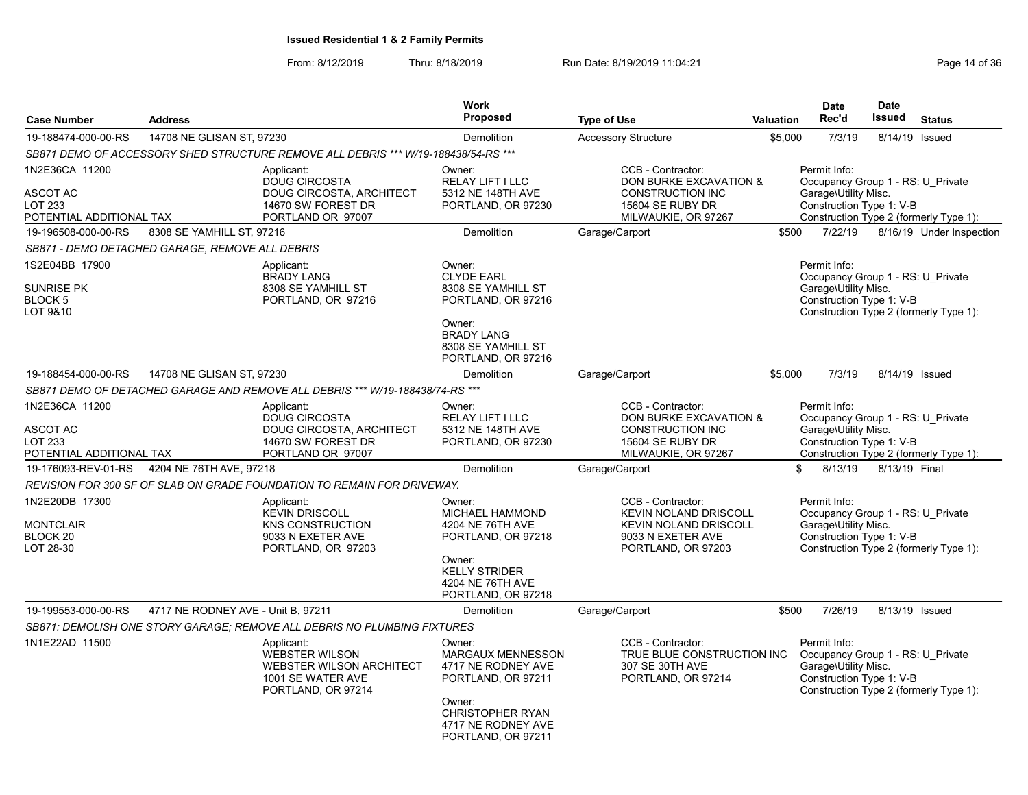# Issued Residential 1 & 2 Family Permits

From: 8/12/2019 Thru: 8/18/2019 Run Date: 8/19/2019 11:04:21

| Case Number | Address | Work Proposed | Type of Use | Valuation | Date Rec'd | Date Issued | Status |
|---|---|---|---|---|---|---|---|
| 19-188474-000-00-RS | 14708 NE GLISAN ST, 97230 | Demolition | Accessory Structure | $5,000 | 7/3/19 | 8/14/19 | Issued |

*SB871 DEMO OF ACCESSORY SHED STRUCTURE REMOVE ALL DEBRIS *** W/19-188438/54-RS ****

1N2E36CA 11200
ASCOT AC
LOT 233
POTENTIAL ADDITIONAL TAX

Applicant:
DOUG CIRCOSTA
DOUG CIRCOSTA, ARCHITECT
14670 SW FOREST DR
PORTLAND OR 97007

Owner:
RELAY LIFT I LLC
5312 NE 148TH AVE
PORTLAND, OR 97230

CCB - Contractor:
DON BURKE EXCAVATION & CONSTRUCTION INC
15604 SE RUBY DR
MILWAUKIE, OR 97267

Permit Info:
Occupancy Group 1 - RS: U_Private Garage\Utility Misc.
Construction Type 1: V-B
Construction Type 2 (formerly Type 1):

---

| Case Number | Address | Work Proposed | Type of Use | Valuation | Date Rec'd | Date Issued | Status |
|---|---|---|---|---|---|---|---|
| 19-196508-000-00-RS | 8308 SE YAMHILL ST, 97216 | Demolition | Garage/Carport | $500 | 7/22/19 | 8/16/19 | Under Inspection |

*SB871 - DEMO DETACHED GARAGE, REMOVE ALL DEBRIS*

1S2E04BB 17900
SUNRISE PK
BLOCK 5
LOT 9&10

Applicant:
BRADY LANG
8308 SE YAMHILL ST
PORTLAND, OR 97216

Owner:
CLYDE EARL
8308 SE YAMHILL ST
PORTLAND, OR 97216

Owner:
BRADY LANG
8308 SE YAMHILL ST
PORTLAND, OR 97216

Permit Info:
Occupancy Group 1 - RS: U_Private Garage\Utility Misc.
Construction Type 1: V-B
Construction Type 2 (formerly Type 1):

---

| Case Number | Address | Work Proposed | Type of Use | Valuation | Date Rec'd | Date Issued | Status |
|---|---|---|---|---|---|---|---|
| 19-188454-000-00-RS | 14708 NE GLISAN ST, 97230 | Demolition | Garage/Carport | $5,000 | 7/3/19 | 8/14/19 | Issued |

*SB871 DEMO OF DETACHED GARAGE AND REMOVE ALL DEBRIS *** W/19-188438/74-RS ****

1N2E36CA 11200
ASCOT AC
LOT 233
POTENTIAL ADDITIONAL TAX

Applicant:
DOUG CIRCOSTA
DOUG CIRCOSTA, ARCHITECT
14670 SW FOREST DR
PORTLAND OR 97007

Owner:
RELAY LIFT I LLC
5312 NE 148TH AVE
PORTLAND, OR 97230

CCB - Contractor:
DON BURKE EXCAVATION & CONSTRUCTION INC
15604 SE RUBY DR
MILWAUKIE, OR 97267

Permit Info:
Occupancy Group 1 - RS: U_Private Garage\Utility Misc.
Construction Type 1: V-B
Construction Type 2 (formerly Type 1):

---

| Case Number | Address | Work Proposed | Type of Use | Valuation | Date Rec'd | Date Issued | Status |
|---|---|---|---|---|---|---|---|
| 19-176093-REV-01-RS | 4204 NE 76TH AVE, 97218 | Demolition | Garage/Carport | $ | 8/13/19 | 8/13/19 | Final |

*REVISION FOR 300 SF OF SLAB ON GRADE FOUNDATION TO REMAIN FOR DRIVEWAY.*

1N2E20DB 17300
MONTCLAIR
BLOCK 20
LOT 28-30

Applicant:
KEVIN DRISCOLL
KNS CONSTRUCTION
9033 N EXETER AVE
PORTLAND, OR 97203

Owner:
MICHAEL HAMMOND
4204 NE 76TH AVE
PORTLAND, OR 97218

Owner:
KELLY STRIDER
4204 NE 76TH AVE
PORTLAND, OR 97218

CCB - Contractor:
KEVIN NOLAND DRISCOLL
KEVIN NOLAND DRISCOLL
9033 N EXETER AVE
PORTLAND, OR 97203

Permit Info:
Occupancy Group 1 - RS: U_Private Garage\Utility Misc.
Construction Type 1: V-B
Construction Type 2 (formerly Type 1):

---

| Case Number | Address | Work Proposed | Type of Use | Valuation | Date Rec'd | Date Issued | Status |
|---|---|---|---|---|---|---|---|
| 19-199553-000-00-RS | 4717 NE RODNEY AVE - Unit B, 97211 | Demolition | Garage/Carport | $500 | 7/26/19 | 8/13/19 | Issued |

*SB871: DEMOLISH ONE STORY GARAGE; REMOVE ALL DEBRIS NO PLUMBING FIXTURES*

1N1E22AD 11500

Applicant:
WEBSTER WILSON
WEBSTER WILSON ARCHITECT
1001 SE WATER AVE
PORTLAND, OR 97214

Owner:
MARGAUX MENNESSON
4717 NE RODNEY AVE
PORTLAND, OR 97211

Owner:
CHRISTOPHER RYAN
4717 NE RODNEY AVE
PORTLAND, OR 97211

CCB - Contractor:
TRUE BLUE CONSTRUCTION INC
307 SE 30TH AVE
PORTLAND, OR 97214

Permit Info:
Occupancy Group 1 - RS: U_Private Garage\Utility Misc.
Construction Type 1: V-B
Construction Type 2 (formerly Type 1):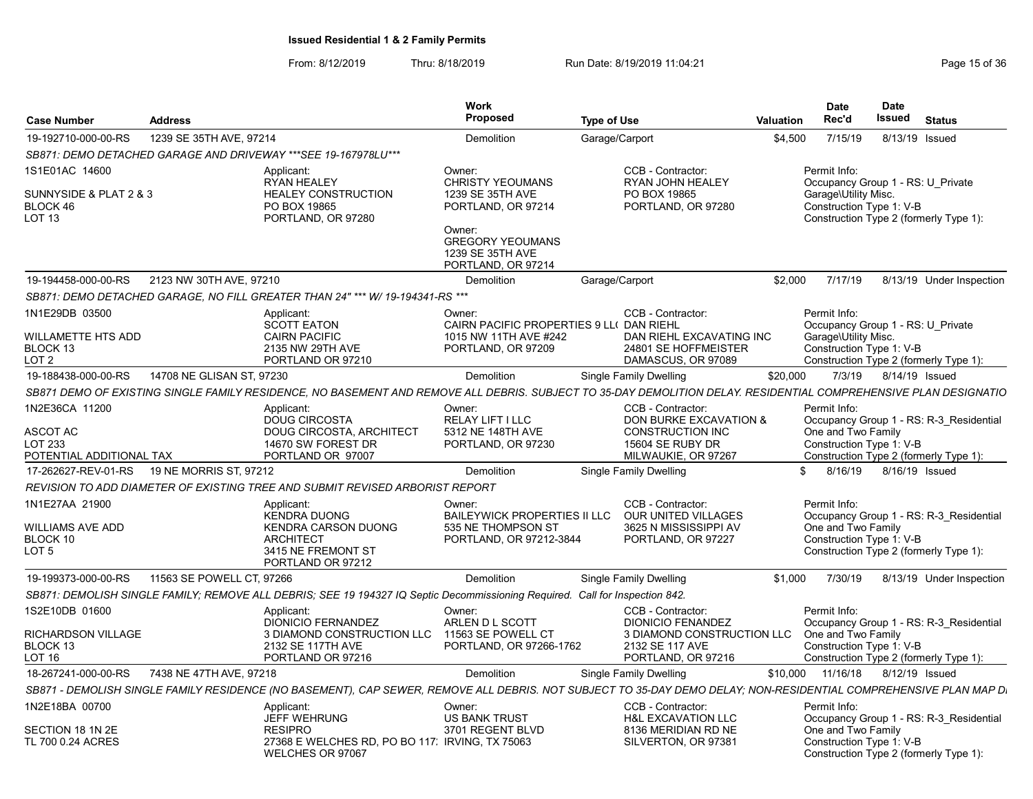**Issued Residential 1 & 2 Family Permits**

From: 8/12/2019 Thru: 8/18/2019 Run Date: 8/19/2019 11:04:21

| Case Number | Address | Work Proposed | Type of Use | Valuation | Date Rec'd | Date Issued | Status |
|---|---|---|---|---|---|---|---|
| 19-192710-000-00-RS | 1239 SE 35TH AVE, 97214 | Demolition | Garage/Carport | $4,500 | 7/15/19 | 8/13/19 | Issued |

*SB871: DEMO DETACHED GARAGE AND DRIVEWAY ***SEE 19-167978LU****

1S1E01AC 14600
SUNNYSIDE & PLAT 2 & 3
BLOCK 46
LOT 13

Applicant: RYAN HEALEY, HEALEY CONSTRUCTION, PO BOX 19865, PORTLAND, OR 97280

Owner: CHRISTY YEOUMANS, 1239 SE 35TH AVE, PORTLAND, OR 97214

Owner: GREGORY YEOUMANS, 1239 SE 35TH AVE, PORTLAND, OR 97214

CCB - Contractor: RYAN JOHN HEALEY, PO BOX 19865, PORTLAND, OR 97280

Permit Info: Occupancy Group 1 - RS: U_Private Garage\Utility Misc.; Construction Type 1: V-B; Construction Type 2 (formerly Type 1):

| Case Number | Address | Work Proposed | Type of Use | Valuation | Date Rec'd | Date Issued | Status |
|---|---|---|---|---|---|---|---|
| 19-194458-000-00-RS | 2123 NW 30TH AVE, 97210 | Demolition | Garage/Carport | $2,000 | 7/17/19 | 8/13/19 | Under Inspection |

*SB871: DEMO DETACHED GARAGE, NO FILL GREATER THAN 24" *** W/ 19-194341-RS ****

1N1E29DB 03500
WILLAMETTE HTS ADD
BLOCK 13
LOT 2

Applicant: SCOTT EATON, CAIRN PACIFIC, 2135 NW 29TH AVE, PORTLAND OR 97210

Owner: CAIRN PACIFIC PROPERTIES 9 LL( 1015 NW 11TH AVE #242, PORTLAND, OR 97209

CCB - Contractor: DAN RIEHL, DAN RIEHL EXCAVATING INC, 24801 SE HOFFMEISTER, DAMASCUS, OR 97089

Permit Info: Occupancy Group 1 - RS: U_Private Garage\Utility Misc.; Construction Type 1: V-B; Construction Type 2 (formerly Type 1):

| Case Number | Address | Work Proposed | Type of Use | Valuation | Date Rec'd | Date Issued | Status |
|---|---|---|---|---|---|---|---|
| 19-188438-000-00-RS | 14708 NE GLISAN ST, 97230 | Demolition | Single Family Dwelling | $20,000 | 7/3/19 | 8/14/19 | Issued |

*SB871 DEMO OF EXISTING SINGLE FAMILY RESIDENCE, NO BASEMENT AND REMOVE ALL DEBRIS. SUBJECT TO 35-DAY DEMOLITION DELAY. RESIDENTIAL COMPREHENSIVE PLAN DESIGNATIO*

1N2E36CA 11200
ASCOT AC
LOT 233
POTENTIAL ADDITIONAL TAX

Applicant: DOUG CIRCOSTA, DOUG CIRCOSTA, ARCHITECT, 14670 SW FOREST DR, PORTLAND OR 97007

Owner: RELAY LIFT I LLC, 5312 NE 148TH AVE, PORTLAND, OR 97230

CCB - Contractor: DON BURKE EXCAVATION & CONSTRUCTION INC, 15604 SE RUBY DR, MILWAUKIE, OR 97267

Permit Info: Occupancy Group 1 - RS: R-3_Residential One and Two Family; Construction Type 1: V-B; Construction Type 2 (formerly Type 1):

| Case Number | Address | Work Proposed | Type of Use | Valuation | Date Rec'd | Date Issued | Status |
|---|---|---|---|---|---|---|---|
| 17-262627-REV-01-RS | 19 NE MORRIS ST, 97212 | Demolition | Single Family Dwelling | $ | 8/16/19 | 8/16/19 | Issued |

*REVISION TO ADD DIAMETER OF EXISTING TREE AND SUBMIT REVISED ARBORIST REPORT*

1N1E27AA 21900
WILLIAMS AVE ADD
BLOCK 10
LOT 5

Applicant: KENDRA DUONG, KENDRA CARSON DUONG ARCHITECT, 3415 NE FREMONT ST, PORTLAND OR 97212

Owner: BAILEYWICK PROPERTIES II LLC, 535 NE THOMPSON ST, PORTLAND, OR 97212-3844

CCB - Contractor: OUR UNITED VILLAGES, 3625 N MISSISSIPPI AV, PORTLAND, OR 97227

Permit Info: Occupancy Group 1 - RS: R-3_Residential One and Two Family; Construction Type 1: V-B; Construction Type 2 (formerly Type 1):

| Case Number | Address | Work Proposed | Type of Use | Valuation | Date Rec'd | Date Issued | Status |
|---|---|---|---|---|---|---|---|
| 19-199373-000-00-RS | 11563 SE POWELL CT, 97266 | Demolition | Single Family Dwelling | $1,000 | 7/30/19 | 8/13/19 | Under Inspection |

*SB871: DEMOLISH SINGLE FAMILY; REMOVE ALL DEBRIS; SEE 19 194327 IQ Septic Decommissioning Required. Call for Inspection 842.*

1S2E10DB 01600
RICHARDSON VILLAGE
BLOCK 13
LOT 16

Applicant: DIONICIO FERNANDEZ, 3 DIAMOND CONSTRUCTION LLC, 2132 SE 117TH AVE, PORTLAND OR 97216

Owner: ARLEN D L SCOTT, 11563 SE POWELL CT, PORTLAND, OR 97266-1762

CCB - Contractor: DIONICIO FENANDEZ, 3 DIAMOND CONSTRUCTION LLC, 2132 SE 117 AVE, PORTLAND, OR 97216

Permit Info: Occupancy Group 1 - RS: R-3_Residential One and Two Family; Construction Type 1: V-B; Construction Type 2 (formerly Type 1):

| Case Number | Address | Work Proposed | Type of Use | Valuation | Date Rec'd | Date Issued | Status |
|---|---|---|---|---|---|---|---|
| 18-267241-000-00-RS | 7438 NE 47TH AVE, 97218 | Demolition | Single Family Dwelling | $10,000 | 11/16/18 | 8/12/19 | Issued |

*SB871 - DEMOLISH SINGLE FAMILY RESIDENCE (NO BASEMENT), CAP SEWER, REMOVE ALL DEBRIS. NOT SUBJECT TO 35-DAY DEMO DELAY; NON-RESIDENTIAL COMPREHENSIVE PLAN MAP DI*

1N2E18BA 00700
SECTION 18 1N 2E
TL 700 0.24 ACRES

Applicant: JEFF WEHRUNG, RESIPRO, 27368 E WELCHES RD, PO BO 117: WELCHES OR 97067

Owner: US BANK TRUST, 3701 REGENT BLVD, IRVING, TX 75063

CCB - Contractor: H&L EXCAVATION LLC, 8136 MERIDIAN RD NE, SILVERTON, OR 97381

Permit Info: Occupancy Group 1 - RS: R-3_Residential One and Two Family; Construction Type 1: V-B; Construction Type 2 (formerly Type 1):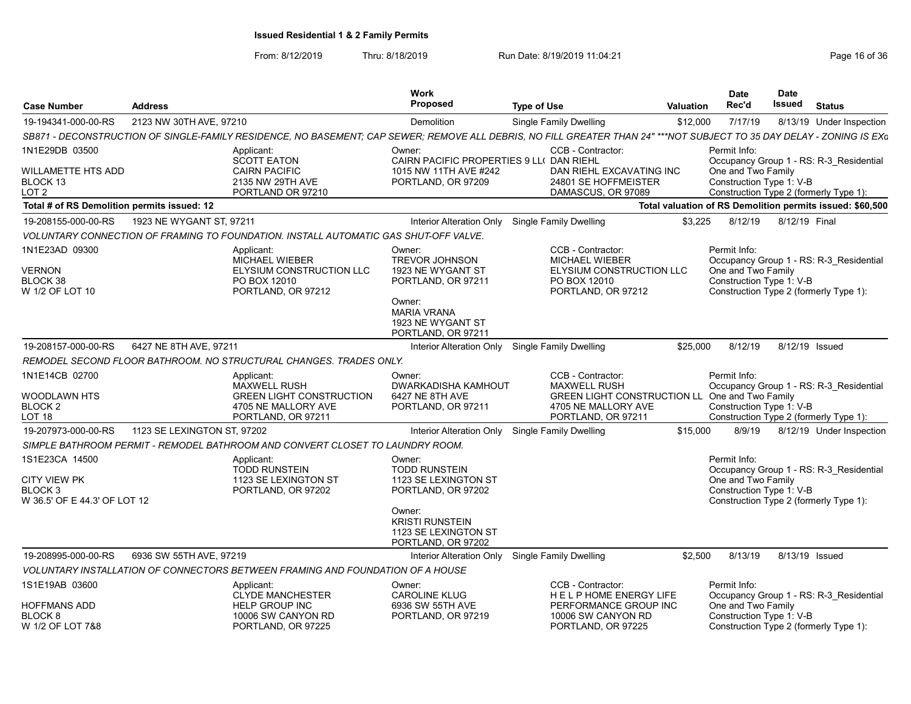**Issued Residential 1 & 2 Family Permits**

From: 8/12/2019 Thru: 8/18/2019 Run Date: 8/19/2019 11:04:21

| Case Number | Address | Work Proposed | Type of Use | Valuation | Date Rec'd | Date Issued | Status |
|---|---|---|---|---|---|---|---|
| 19-194341-000-00-RS | 2123 NW 30TH AVE, 97210 | Demolition | Single Family Dwelling | $12,000 | 7/17/19 | 8/13/19 | Under Inspection |

SB871 - DECONSTRUCTION OF SINGLE-FAMILY RESIDENCE, NO BASEMENT; CAP SEWER; REMOVE ALL DEBRIS, NO FILL GREATER THAN 24" ***NOT SUBJECT TO 35 DAY DELAY - ZONING IS EXα

1N1E29DB 03500
WILLAMETTE HTS ADD
BLOCK 13
LOT 2

Applicant: SCOTT EATON, CAIRN PACIFIC, 2135 NW 29TH AVE, PORTLAND OR 97210

Owner: CAIRN PACIFIC PROPERTIES 9 LL(, 1015 NW 11TH AVE #242, PORTLAND, OR 97209

CCB - Contractor: DAN RIEHL, DAN RIEHL EXCAVATING INC, 24801 SE HOFFMEISTER, DAMASCUS, OR 97089

Permit Info: Occupancy Group 1 - RS: R-3_Residential One and Two Family; Construction Type 1: V-B; Construction Type 2 (formerly Type 1):

**Total # of RS Demolition permits issued: 12** — **Total valuation of RS Demolition permits issued: $60,500**

| Case Number | Address | Work Proposed | Type of Use | Valuation | Date Rec'd | Date Issued | Status |
|---|---|---|---|---|---|---|---|
| 19-208155-000-00-RS | 1923 NE WYGANT ST, 97211 | Interior Alteration Only | Single Family Dwelling | $3,225 | 8/12/19 | 8/12/19 | Final |

VOLUNTARY CONNECTION OF FRAMING TO FOUNDATION. INSTALL AUTOMATIC GAS SHUT-OFF VALVE.

1N1E23AD 09300
VERNON
BLOCK 38
W 1/2 OF LOT 10

Applicant: MICHAEL WIEBER, ELYSIUM CONSTRUCTION LLC, PO BOX 12010, PORTLAND, OR 97212

Owner: TREVOR JOHNSON, 1923 NE WYGANT ST, PORTLAND, OR 97211

Owner: MARIA VRANA, 1923 NE WYGANT ST, PORTLAND, OR 97211

CCB - Contractor: MICHAEL WIEBER, ELYSIUM CONSTRUCTION LLC, PO BOX 12010, PORTLAND, OR 97212

Permit Info: Occupancy Group 1 - RS: R-3_Residential One and Two Family; Construction Type 1: V-B; Construction Type 2 (formerly Type 1):

| Case Number | Address | Work Proposed | Type of Use | Valuation | Date Rec'd | Date Issued | Status |
|---|---|---|---|---|---|---|---|
| 19-208157-000-00-RS | 6427 NE 8TH AVE, 97211 | Interior Alteration Only | Single Family Dwelling | $25,000 | 8/12/19 | 8/12/19 | Issued |

REMODEL SECOND FLOOR BATHROOM. NO STRUCTURAL CHANGES. TRADES ONLY.

1N1E14CB 02700
WOODLAWN HTS
BLOCK 2
LOT 18

Applicant: MAXWELL RUSH, GREEN LIGHT CONSTRUCTION, 4705 NE MALLORY AVE, PORTLAND, OR 97211

Owner: DWARKADISHA KAMHOUT, 6427 NE 8TH AVE, PORTLAND, OR 97211

CCB - Contractor: MAXWELL RUSH, GREEN LIGHT CONSTRUCTION LL, 4705 NE MALLORY AVE, PORTLAND, OR 97211

Permit Info: Occupancy Group 1 - RS: R-3_Residential One and Two Family; Construction Type 1: V-B; Construction Type 2 (formerly Type 1):

| Case Number | Address | Work Proposed | Type of Use | Valuation | Date Rec'd | Date Issued | Status |
|---|---|---|---|---|---|---|---|
| 19-207973-000-00-RS | 1123 SE LEXINGTON ST, 97202 | Interior Alteration Only | Single Family Dwelling | $15,000 | 8/9/19 | 8/12/19 | Under Inspection |

SIMPLE BATHROOM PERMIT - REMODEL BATHROOM AND CONVERT CLOSET TO LAUNDRY ROOM.

1S1E23CA 14500
CITY VIEW PK
BLOCK 3
W 36.5' OF E 44.3' OF LOT 12

Applicant: TODD RUNSTEIN, 1123 SE LEXINGTON ST, PORTLAND, OR 97202

Owner: TODD RUNSTEIN, 1123 SE LEXINGTON ST, PORTLAND, OR 97202

Owner: KRISTI RUNSTEIN, 1123 SE LEXINGTON ST, PORTLAND, OR 97202

Permit Info: Occupancy Group 1 - RS: R-3_Residential One and Two Family; Construction Type 1: V-B; Construction Type 2 (formerly Type 1):

| Case Number | Address | Work Proposed | Type of Use | Valuation | Date Rec'd | Date Issued | Status |
|---|---|---|---|---|---|---|---|
| 19-208995-000-00-RS | 6936 SW 55TH AVE, 97219 | Interior Alteration Only | Single Family Dwelling | $2,500 | 8/13/19 | 8/13/19 | Issued |

VOLUNTARY INSTALLATION OF CONNECTORS BETWEEN FRAMING AND FOUNDATION OF A HOUSE

1S1E19AB 03600
HOFFMANS ADD
BLOCK 8
W 1/2 OF LOT 7&8

Applicant: CLYDE MANCHESTER, HELP GROUP INC, 10006 SW CANYON RD, PORTLAND, OR 97225

Owner: CAROLINE KLUG, 6936 SW 55TH AVE, PORTLAND, OR 97219

CCB - Contractor: H E L P HOME ENERGY LIFE PERFORMANCE GROUP INC, 10006 SW CANYON RD, PORTLAND, OR 97225

Permit Info: Occupancy Group 1 - RS: R-3_Residential One and Two Family; Construction Type 1: V-B; Construction Type 2 (formerly Type 1):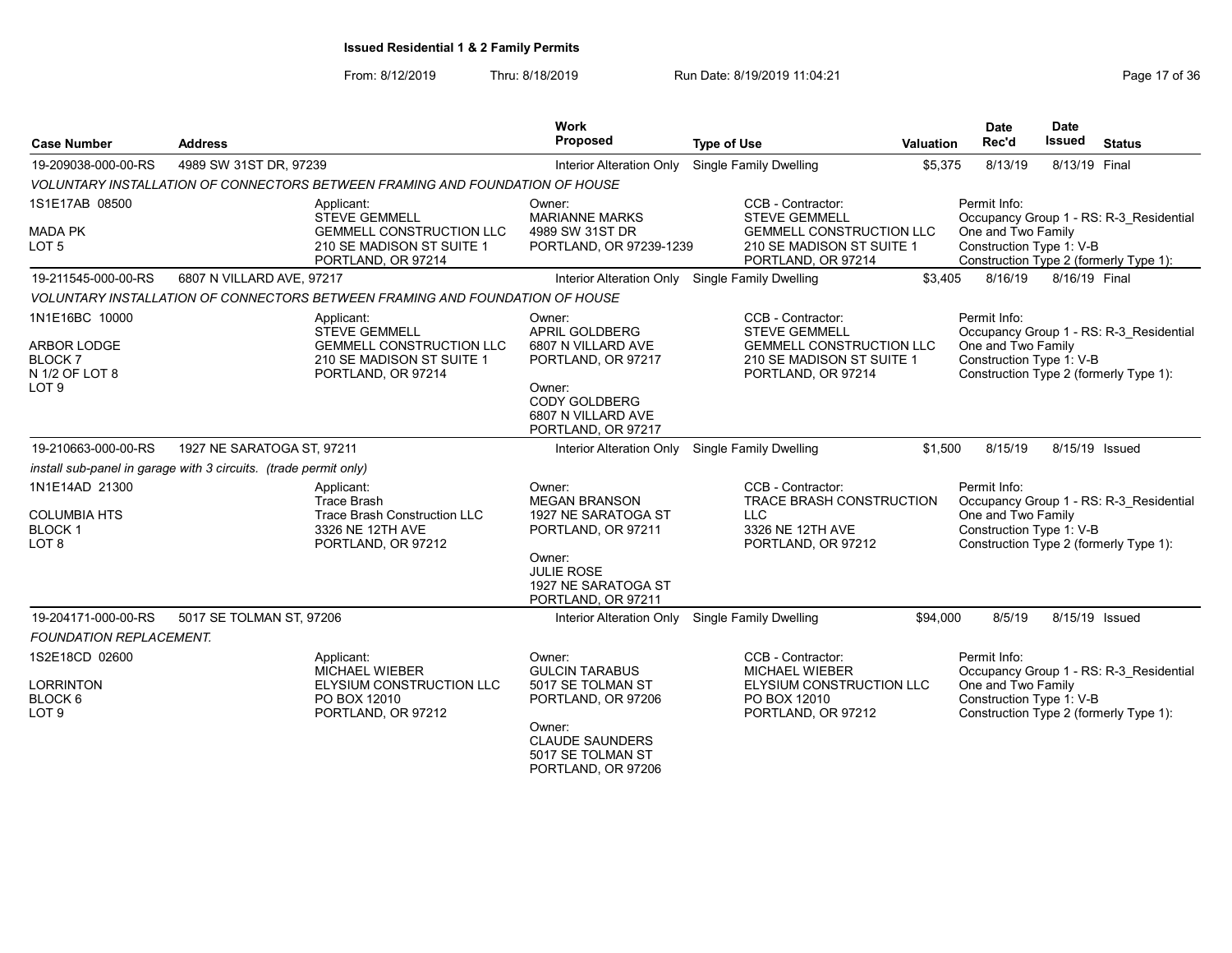**Issued Residential 1 & 2 Family Permits**

From: 8/12/2019 Thru: 8/18/2019 Run Date: 8/19/2019 11:04:21

| Case Number | Address | | Work Proposed | Type of Use | Valuation | Date Rec'd | Date Issued | Status |
|---|---|---|---|---|---|---|---|---|
| 19-209038-000-00-RS | 4989 SW 31ST DR, 97239 | | Interior Alteration Only | Single Family Dwelling | $5,375 | 8/13/19 | 8/13/19 | Final |
| VOLUNTARY INSTALLATION OF CONNECTORS BETWEEN FRAMING AND FOUNDATION OF HOUSE | | | | | | | | |
| 1S1E17AB 08500<br>MADA PK<br>LOT 5 | | Applicant:<br>STEVE GEMMELL<br>GEMMELL CONSTRUCTION LLC<br>210 SE MADISON ST SUITE 1<br>PORTLAND, OR 97214 | Owner:<br>MARIANNE MARKS<br>4989 SW 31ST DR<br>PORTLAND, OR 97239-1239 | CCB - Contractor:<br>STEVE GEMMELL<br>GEMMELL CONSTRUCTION LLC<br>210 SE MADISON ST SUITE 1<br>PORTLAND, OR 97214 | | Permit Info:<br>Occupancy Group 1 - RS: R-3_Residential One and Two Family<br>Construction Type 1: V-B<br>Construction Type 2 (formerly Type 1): | | |
| 19-211545-000-00-RS | 6807 N VILLARD AVE, 97217 | | Interior Alteration Only | Single Family Dwelling | $3,405 | 8/16/19 | 8/16/19 | Final |
| VOLUNTARY INSTALLATION OF CONNECTORS BETWEEN FRAMING AND FOUNDATION OF HOUSE | | | | | | | | |
| 1N1E16BC 10000<br>ARBOR LODGE<br>BLOCK 7<br>N 1/2 OF LOT 8<br>LOT 9 | | Applicant:<br>STEVE GEMMELL<br>GEMMELL CONSTRUCTION LLC<br>210 SE MADISON ST SUITE 1<br>PORTLAND, OR 97214 | Owner:<br>APRIL GOLDBERG<br>6807 N VILLARD AVE<br>PORTLAND, OR 97217<br>Owner:<br>CODY GOLDBERG<br>6807 N VILLARD AVE<br>PORTLAND, OR 97217 | CCB - Contractor:<br>STEVE GEMMELL<br>GEMMELL CONSTRUCTION LLC<br>210 SE MADISON ST SUITE 1<br>PORTLAND, OR 97214 | | Permit Info:<br>Occupancy Group 1 - RS: R-3_Residential One and Two Family<br>Construction Type 1: V-B<br>Construction Type 2 (formerly Type 1): | | |
| 19-210663-000-00-RS | 1927 NE SARATOGA ST, 97211 | | Interior Alteration Only | Single Family Dwelling | $1,500 | 8/15/19 | 8/15/19 | Issued |
| install sub-panel in garage with 3 circuits. (trade permit only) | | | | | | | | |
| 1N1E14AD 21300<br>COLUMBIA HTS<br>BLOCK 1<br>LOT 8 | | Applicant:<br>Trace Brash<br>Trace Brash Construction LLC<br>3326 NE 12TH AVE<br>PORTLAND, OR 97212 | Owner:<br>MEGAN BRANSON<br>1927 NE SARATOGA ST<br>PORTLAND, OR 97211<br>Owner:<br>JULIE ROSE<br>1927 NE SARATOGA ST<br>PORTLAND, OR 97211 | CCB - Contractor:<br>TRACE BRASH CONSTRUCTION LLC<br>3326 NE 12TH AVE<br>PORTLAND, OR 97212 | | Permit Info:<br>Occupancy Group 1 - RS: R-3_Residential One and Two Family<br>Construction Type 1: V-B<br>Construction Type 2 (formerly Type 1): | | |
| 19-204171-000-00-RS | 5017 SE TOLMAN ST, 97206 | | Interior Alteration Only | Single Family Dwelling | $94,000 | 8/5/19 | 8/15/19 | Issued |
| FOUNDATION REPLACEMENT. | | | | | | | | |
| 1S2E18CD 02600<br>LORRINTON<br>BLOCK 6<br>LOT 9 | | Applicant:<br>MICHAEL WIEBER<br>ELYSIUM CONSTRUCTION LLC<br>PO BOX 12010<br>PORTLAND, OR 97212 | Owner:<br>GULCIN TARABUS<br>5017 SE TOLMAN ST<br>PORTLAND, OR 97206<br>Owner:<br>CLAUDE SAUNDERS<br>5017 SE TOLMAN ST<br>PORTLAND, OR 97206 | CCB - Contractor:<br>MICHAEL WIEBER<br>ELYSIUM CONSTRUCTION LLC<br>PO BOX 12010<br>PORTLAND, OR 97212 | | Permit Info:<br>Occupancy Group 1 - RS: R-3_Residential One and Two Family<br>Construction Type 1: V-B<br>Construction Type 2 (formerly Type 1): | | |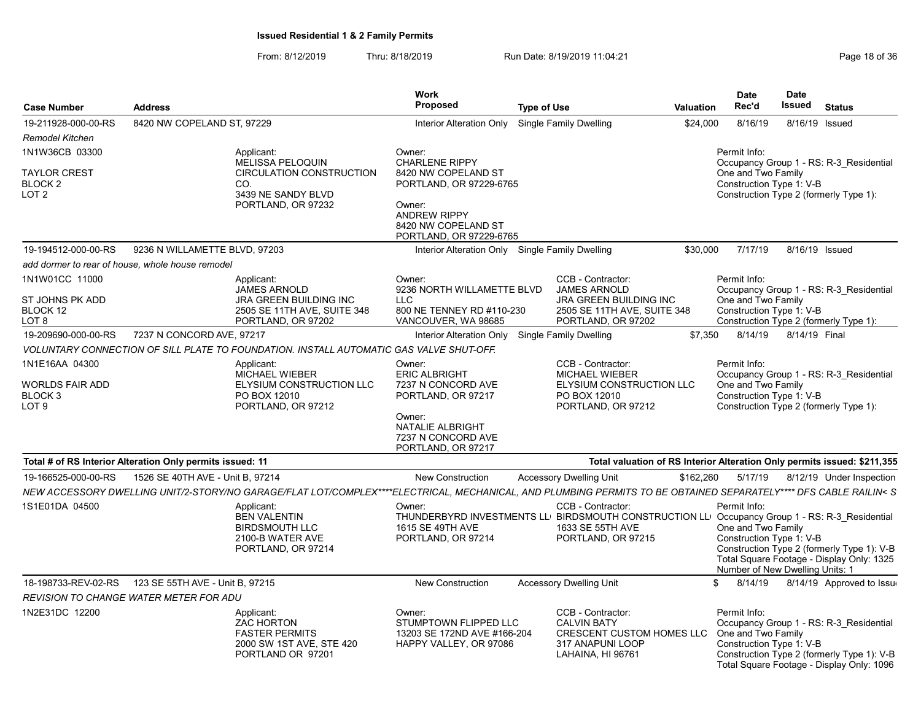## Issued Residential 1 & 2 Family Permits

From: 8/12/2019 Thru: 8/18/2019 Run Date: 8/19/2019 11:04:21

| Case Number | Address | Work Proposed | Type of Use | Valuation | Date Rec'd | Date Issued | Status |
|---|---|---|---|---|---|---|---|
| 19-211928-000-00-RS | 8420 NW COPELAND ST, 97229 | Interior Alteration Only | Single Family Dwelling | $24,000 | 8/16/19 | 8/16/19 | Issued |

*Remodel Kitchen*

1N1W36CB 03300
TAYLOR CREST
BLOCK 2
LOT 2

Applicant:
MELISSA PELOQUIN
CIRCULATION CONSTRUCTION CO.
3439 NE SANDY BLVD
PORTLAND, OR 97232

Owner:
CHARLENE RIPPY
8420 NW COPELAND ST
PORTLAND, OR 97229-6765

Owner:
ANDREW RIPPY
8420 NW COPELAND ST
PORTLAND, OR 97229-6765

Permit Info:
Occupancy Group 1 - RS: R-3_Residential One and Two Family
Construction Type 1: V-B
Construction Type 2 (formerly Type 1):

| Case Number | Address | Work Proposed | Type of Use | Valuation | Date Rec'd | Date Issued | Status |
|---|---|---|---|---|---|---|---|
| 19-194512-000-00-RS | 9236 N WILLAMETTE BLVD, 97203 | Interior Alteration Only | Single Family Dwelling | $30,000 | 7/17/19 | 8/16/19 | Issued |

*add dormer to rear of house, whole house remodel*

1N1W01CC 11000
ST JOHNS PK ADD
BLOCK 12
LOT 8

Applicant:
JAMES ARNOLD
JRA GREEN BUILDING INC
2505 SE 11TH AVE, SUITE 348
PORTLAND, OR 97202

Owner:
9236 NORTH WILLAMETTE BLVD LLC
800 NE TENNEY RD #110-230
VANCOUVER, WA 98685

CCB - Contractor:
JAMES ARNOLD
JRA GREEN BUILDING INC
2505 SE 11TH AVE, SUITE 348
PORTLAND, OR 97202

Permit Info:
Occupancy Group 1 - RS: R-3_Residential One and Two Family
Construction Type 1: V-B
Construction Type 2 (formerly Type 1):

| Case Number | Address | Work Proposed | Type of Use | Valuation | Date Rec'd | Date Issued | Status |
|---|---|---|---|---|---|---|---|
| 19-209690-000-00-RS | 7237 N CONCORD AVE, 97217 | Interior Alteration Only | Single Family Dwelling | $7,350 | 8/14/19 | 8/14/19 | Final |

*VOLUNTARY CONNECTION OF SILL PLATE TO FOUNDATION. INSTALL AUTOMATIC GAS VALVE SHUT-OFF.*

1N1E16AA 04300
WORLDS FAIR ADD
BLOCK 3
LOT 9

Applicant:
MICHAEL WIEBER
ELYSIUM CONSTRUCTION LLC
PO BOX 12010
PORTLAND, OR 97212

Owner:
ERIC ALBRIGHT
7237 N CONCORD AVE
PORTLAND, OR 97217

Owner:
NATALIE ALBRIGHT
7237 N CONCORD AVE
PORTLAND, OR 97217

CCB - Contractor:
MICHAEL WIEBER
ELYSIUM CONSTRUCTION LLC
PO BOX 12010
PORTLAND, OR 97212

Permit Info:
Occupancy Group 1 - RS: R-3_Residential One and Two Family
Construction Type 1: V-B
Construction Type 2 (formerly Type 1):

**Total # of RS Interior Alteration Only permits issued: 11** — **Total valuation of RS Interior Alteration Only permits issued: $211,355**

| Case Number | Address | Work Proposed | Type of Use | Valuation | Date Rec'd | Date Issued | Status |
|---|---|---|---|---|---|---|---|
| 19-166525-000-00-RS | 1526 SE 40TH AVE - Unit B, 97214 | New Construction | Accessory Dwelling Unit | $162,260 | 5/17/19 | 8/12/19 | Under Inspection |

*NEW ACCESSORY DWELLING UNIT/2-STORY/NO GARAGE/FLAT LOT/COMPLEX****ELECTRICAL, MECHANICAL, AND PLUMBING PERMITS TO BE OBTAINED SEPARATELY**** DFS CABLE RAILIN< S*

1S1E01DA 04500

Applicant:
BEN VALENTIN
BIRDSMOUTH LLC
2100-B WATER AVE
PORTLAND, OR 97214

Owner:
THUNDERBYRD INVESTMENTS LL
1615 SE 49TH AVE
PORTLAND, OR 97214

CCB - Contractor:
BIRDSMOUTH CONSTRUCTION LL
1633 SE 55TH AVE
PORTLAND, OR 97215

Permit Info:
Occupancy Group 1 - RS: R-3_Residential One and Two Family
Construction Type 1: V-B
Construction Type 2 (formerly Type 1): V-B
Total Square Footage - Display Only: 1325
Number of New Dwelling Units: 1

| Case Number | Address | Work Proposed | Type of Use | Valuation | Date Rec'd | Date Issued | Status |
|---|---|---|---|---|---|---|---|
| 18-198733-REV-02-RS | 123 SE 55TH AVE - Unit B, 97215 | New Construction | Accessory Dwelling Unit | $ | 8/14/19 | 8/14/19 | Approved to Issu |

*REVISION TO CHANGE WATER METER FOR ADU*

1N2E31DC 12200

Applicant:
ZAC HORTON
FASTER PERMITS
2000 SW 1ST AVE, STE 420
PORTLAND OR 97201

Owner:
STUMPTOWN FLIPPED LLC
13203 SE 172ND AVE #166-204
HAPPY VALLEY, OR 97086

CCB - Contractor:
CALVIN BATY
CRESCENT CUSTOM HOMES LLC
317 ANAPUNI LOOP
LAHAINA, HI 96761

Permit Info:
Occupancy Group 1 - RS: R-3_Residential One and Two Family
Construction Type 1: V-B
Construction Type 2 (formerly Type 1): V-B
Total Square Footage - Display Only: 1096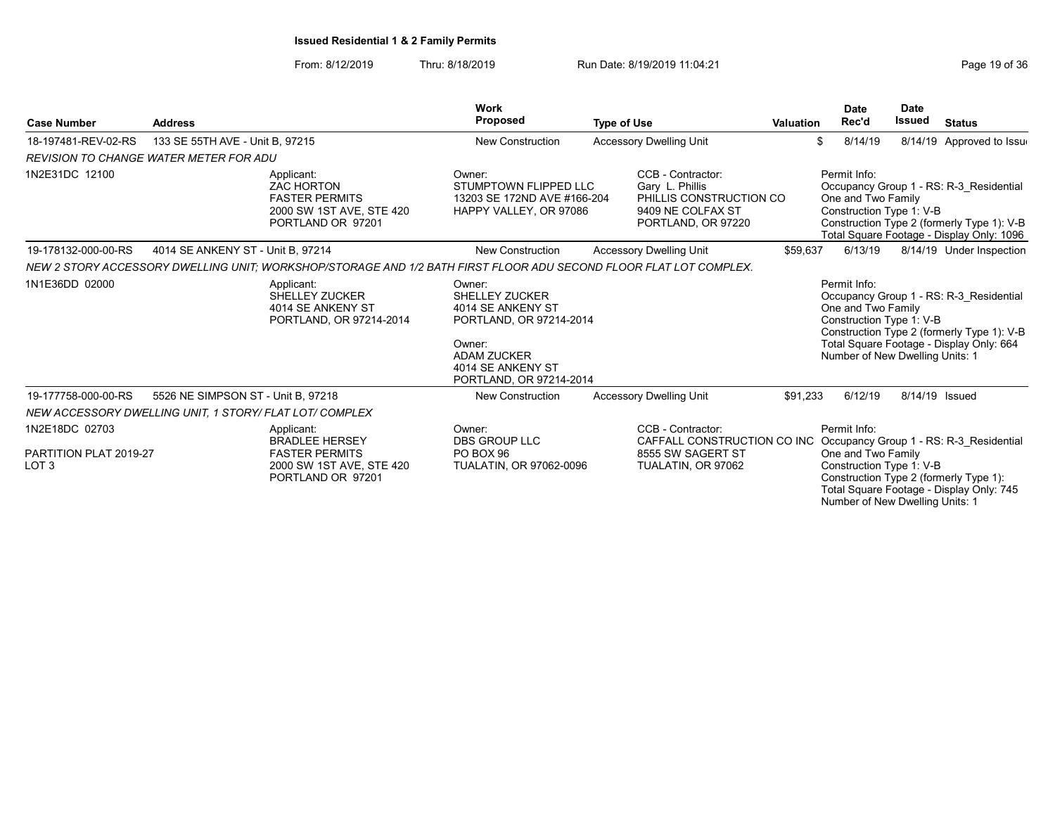**Issued Residential 1 & 2 Family Permits**

From: 8/12/2019 Thru: 8/18/2019 Run Date: 8/19/2019 11:04:21

| Case Number | Address | Work Proposed | Type of Use | Valuation | Date Rec'd | Date Issued | Status |
|---|---|---|---|---|---|---|---|
| 18-197481-REV-02-RS | 133 SE 55TH AVE - Unit B, 97215 | New Construction | Accessory Dwelling Unit | $ | 8/14/19 | 8/14/19 | Approved to Issue |

*REVISION TO CHANGE WATER METER FOR ADU*

1N2E31DC 12100

Applicant: ZAC HORTON, FASTER PERMITS, 2000 SW 1ST AVE, STE 420, PORTLAND OR 97201

Owner: STUMPTOWN FLIPPED LLC, 13203 SE 172ND AVE #166-204, HAPPY VALLEY, OR 97086

CCB - Contractor: Gary L. Phillis, PHILLIS CONSTRUCTION CO, 9409 NE COLFAX ST, PORTLAND, OR 97220

Permit Info: Occupancy Group 1 - RS: R-3_Residential One and Two Family; Construction Type 1: V-B; Construction Type 2 (formerly Type 1): V-B; Total Square Footage - Display Only: 1096

| Case Number | Address | Work Proposed | Type of Use | Valuation | Date Rec'd | Date Issued | Status |
|---|---|---|---|---|---|---|---|
| 19-178132-000-00-RS | 4014 SE ANKENY ST - Unit B, 97214 | New Construction | Accessory Dwelling Unit | $59,637 | 6/13/19 | 8/14/19 | Under Inspection |

*NEW 2 STORY ACCESSORY DWELLING UNIT; WORKSHOP/STORAGE AND 1/2 BATH FIRST FLOOR ADU SECOND FLOOR FLAT LOT COMPLEX.*

1N1E36DD 02000

Applicant: SHELLEY ZUCKER, 4014 SE ANKENY ST, PORTLAND, OR 97214-2014

Owner: SHELLEY ZUCKER, 4014 SE ANKENY ST, PORTLAND, OR 97214-2014

Owner: ADAM ZUCKER, 4014 SE ANKENY ST, PORTLAND, OR 97214-2014

Permit Info: Occupancy Group 1 - RS: R-3_Residential One and Two Family; Construction Type 1: V-B; Construction Type 2 (formerly Type 1): V-B; Total Square Footage - Display Only: 664; Number of New Dwelling Units: 1

| Case Number | Address | Work Proposed | Type of Use | Valuation | Date Rec'd | Date Issued | Status |
|---|---|---|---|---|---|---|---|
| 19-177758-000-00-RS | 5526 NE SIMPSON ST - Unit B, 97218 | New Construction | Accessory Dwelling Unit | $91,233 | 6/12/19 | 8/14/19 | Issued |

*NEW ACCESSORY DWELLING UNIT, 1 STORY/ FLAT LOT/ COMPLEX*

1N2E18DC 02703

PARTITION PLAT 2019-27
LOT 3

Applicant: BRADLEE HERSEY, FASTER PERMITS, 2000 SW 1ST AVE, STE 420, PORTLAND OR 97201

Owner: DBS GROUP LLC, PO BOX 96, TUALATIN, OR 97062-0096

CCB - Contractor: CAFFALL CONSTRUCTION CO INC, 8555 SW SAGERT ST, TUALATIN, OR 97062

Permit Info: Occupancy Group 1 - RS: R-3_Residential One and Two Family; Construction Type 1: V-B; Construction Type 2 (formerly Type 1):; Total Square Footage - Display Only: 745; Number of New Dwelling Units: 1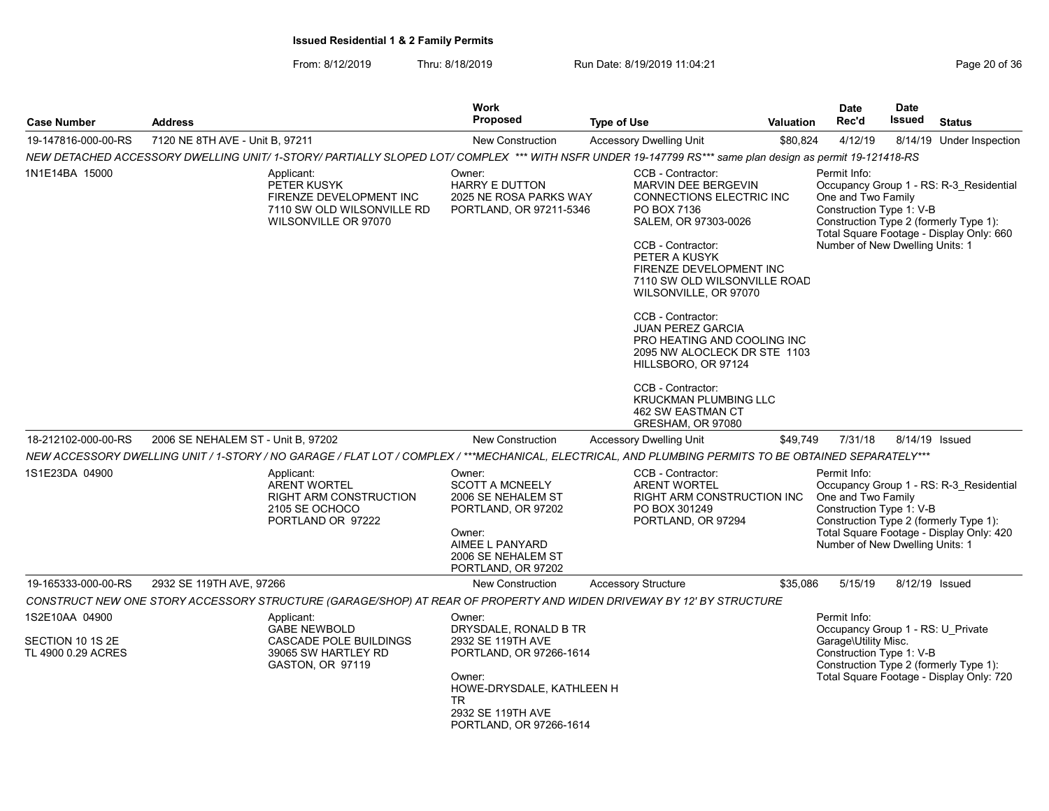**Issued Residential 1 & 2 Family Permits**

From: 8/12/2019 Thru: 8/18/2019 Run Date: 8/19/2019 11:04:21

| Case Number | Address | Work Proposed | Type of Use | Valuation | Date Rec'd | Date Issued | Status |
|---|---|---|---|---|---|---|---|
| 19-147816-000-00-RS | 7120 NE 8TH AVE - Unit B, 97211 | New Construction | Accessory Dwelling Unit | $80,824 | 4/12/19 | 8/14/19 | Under Inspection |

*NEW DETACHED ACCESSORY DWELLING UNIT/ 1-STORY/ PARTIALLY SLOPED LOT/ COMPLEX \*\*\* WITH NSFR UNDER 19-147799 RS\*\*\* same plan design as permit 19-121418-RS*

1N1E14BA 15000

Applicant:
PETER KUSYK
FIRENZE DEVELOPMENT INC
7110 SW OLD WILSONVILLE RD
WILSONVILLE OR 97070

Owner:
HARRY E DUTTON
2025 NE ROSA PARKS WAY
PORTLAND, OR 97211-5346

CCB - Contractor:
MARVIN DEE BERGEVIN
CONNECTIONS ELECTRIC INC
PO BOX 7136
SALEM, OR 97303-0026

CCB - Contractor:
PETER A KUSYK
FIRENZE DEVELOPMENT INC
7110 SW OLD WILSONVILLE ROAD
WILSONVILLE, OR 97070

CCB - Contractor:
JUAN PEREZ GARCIA
PRO HEATING AND COOLING INC
2095 NW ALOCLECK DR STE 1103
HILLSBORO, OR 97124

CCB - Contractor:
KRUCKMAN PLUMBING LLC
462 SW EASTMAN CT
GRESHAM, OR 97080

Permit Info:
Occupancy Group 1 - RS: R-3_Residential One and Two Family
Construction Type 1: V-B
Construction Type 2 (formerly Type 1):
Total Square Footage - Display Only: 660
Number of New Dwelling Units: 1

| Case Number | Address | Work Proposed | Type of Use | Valuation | Date Rec'd | Date Issued | Status |
|---|---|---|---|---|---|---|---|
| 18-212102-000-00-RS | 2006 SE NEHALEM ST - Unit B, 97202 | New Construction | Accessory Dwelling Unit | $49,749 | 7/31/18 | 8/14/19 | Issued |

*NEW ACCESSORY DWELLING UNIT / 1-STORY / NO GARAGE / FLAT LOT / COMPLEX / \*\*\*MECHANICAL, ELECTRICAL, AND PLUMBING PERMITS TO BE OBTAINED SEPARATELY\*\*\**

1S1E23DA 04900

Applicant:
ARENT WORTEL
RIGHT ARM CONSTRUCTION
2105 SE OCHOCO
PORTLAND OR 97222

Owner:
SCOTT A MCNEELY
2006 SE NEHALEM ST
PORTLAND, OR 97202

Owner:
AIMEE L PANYARD
2006 SE NEHALEM ST
PORTLAND, OR 97202

CCB - Contractor:
ARENT WORTEL
RIGHT ARM CONSTRUCTION INC
PO BOX 301249
PORTLAND, OR 97294

Permit Info:
Occupancy Group 1 - RS: R-3_Residential One and Two Family
Construction Type 1: V-B
Construction Type 2 (formerly Type 1):
Total Square Footage - Display Only: 420
Number of New Dwelling Units: 1

| Case Number | Address | Work Proposed | Type of Use | Valuation | Date Rec'd | Date Issued | Status |
|---|---|---|---|---|---|---|---|
| 19-165333-000-00-RS | 2932 SE 119TH AVE, 97266 | New Construction | Accessory Structure | $35,086 | 5/15/19 | 8/12/19 | Issued |

*CONSTRUCT NEW ONE STORY ACCESSORY STRUCTURE (GARAGE/SHOP) AT REAR OF PROPERTY AND WIDEN DRIVEWAY BY 12' BY STRUCTURE*

1S2E10AA 04900

SECTION 10 1S 2E
TL 4900 0.29 ACRES

Applicant:
GABE NEWBOLD
CASCADE POLE BUILDINGS
39065 SW HARTLEY RD
GASTON, OR 97119

Owner:
DRYSDALE, RONALD B TR
2932 SE 119TH AVE
PORTLAND, OR 97266-1614

Owner:
HOWE-DRYSDALE, KATHLEEN H TR
2932 SE 119TH AVE
PORTLAND, OR 97266-1614

Permit Info:
Occupancy Group 1 - RS: U_Private Garage\Utility Misc.
Construction Type 1: V-B
Construction Type 2 (formerly Type 1):
Total Square Footage - Display Only: 720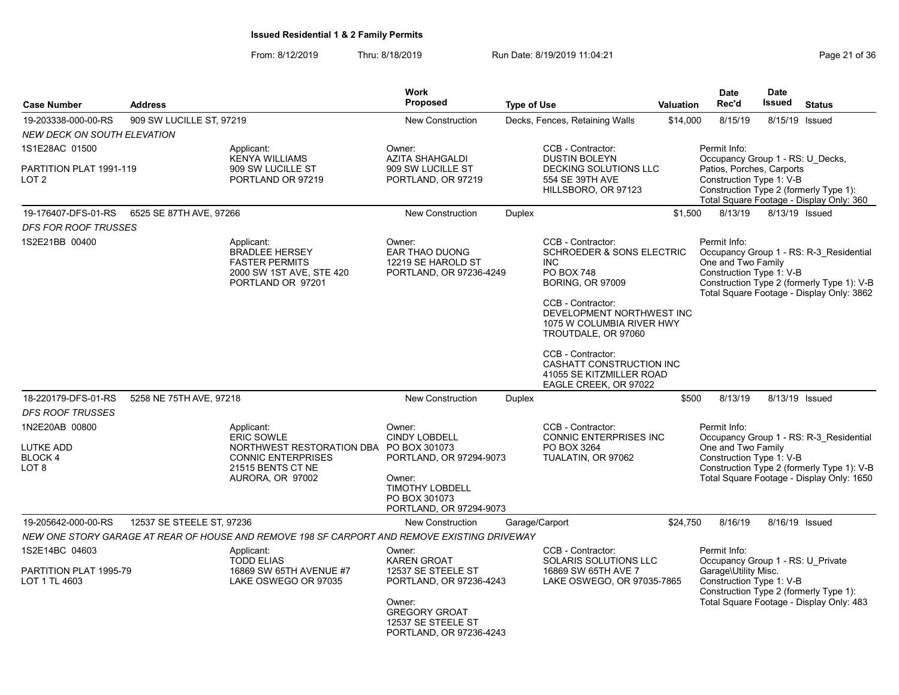**Issued Residential 1 & 2 Family Permits**

From: 8/12/2019 Thru: 8/18/2019 Run Date: 8/19/2019 11:04:21

| Case Number | Address | Work Proposed | Type of Use | Valuation | Date Rec'd | Date Issued | Status |
|---|---|---|---|---|---|---|---|
| 19-203338-000-00-RS | 909 SW LUCILLE ST, 97219 | New Construction | Decks, Fences, Retaining Walls | $14,000 | 8/15/19 | 8/15/19 | Issued |
| 19-176407-DFS-01-RS | 6525 SE 87TH AVE, 97266 | New Construction | Duplex | $1,500 | 8/13/19 | 8/13/19 | Issued |
| 18-220179-DFS-01-RS | 5258 NE 75TH AVE, 97218 | New Construction | Duplex | $500 | 8/13/19 | 8/13/19 | Issued |
| 19-205642-000-00-RS | 12537 SE STEELE ST, 97236 | New Construction | Garage/Carport | $24,750 | 8/16/19 | 8/16/19 | Issued |

**19-203338-000-00-RS** — 909 SW LUCILLE ST, 97219

*NEW DECK ON SOUTH ELEVATION*

1S1E28AC 01500
PARTITION PLAT 1991-119
LOT 2

Applicant:
KENYA WILLIAMS
909 SW LUCILLE ST
PORTLAND OR 97219

Owner:
AZITA SHAHGALDI
909 SW LUCILLE ST
PORTLAND, OR 97219

CCB - Contractor:
DUSTIN BOLEYN
DECKING SOLUTIONS LLC
554 SE 39TH AVE
HILLSBORO, OR 97123

Permit Info:
Occupancy Group 1 - RS: U_Decks, Patios, Porches, Carports
Construction Type 1: V-B
Construction Type 2 (formerly Type 1):
Total Square Footage - Display Only: 360

**19-176407-DFS-01-RS** — 6525 SE 87TH AVE, 97266

*DFS FOR ROOF TRUSSES*

1S2E21BB 00400

Applicant:
BRADLEE HERSEY
FASTER PERMITS
2000 SW 1ST AVE, STE 420
PORTLAND OR 97201

Owner:
EAR THAO DUONG
12219 SE HAROLD ST
PORTLAND, OR 97236-4249

CCB - Contractor:
SCHROEDER & SONS ELECTRIC INC
PO BOX 748
BORING, OR 97009

CCB - Contractor:
DEVELOPMENT NORTHWEST INC
1075 W COLUMBIA RIVER HWY
TROUTDALE, OR 97060

CCB - Contractor:
CASHATT CONSTRUCTION INC
41055 SE KITZMILLER ROAD
EAGLE CREEK, OR 97022

Permit Info:
Occupancy Group 1 - RS: R-3_Residential One and Two Family
Construction Type 1: V-B
Construction Type 2 (formerly Type 1): V-B
Total Square Footage - Display Only: 3862

**18-220179-DFS-01-RS** — 5258 NE 75TH AVE, 97218

*DFS ROOF TRUSSES*

1N2E20AB 00800
LUTKE ADD
BLOCK 4
LOT 8

Applicant:
ERIC SOWLE
NORTHWEST RESTORATION DBA
CONNIC ENTERPRISES
21515 BENTS CT NE
AURORA, OR 97002

Owner:
CINDY LOBDELL
PO BOX 301073
PORTLAND, OR 97294-9073

Owner:
TIMOTHY LOBDELL
PO BOX 301073
PORTLAND, OR 97294-9073

CCB - Contractor:
CONNIC ENTERPRISES INC
PO BOX 3264
TUALATIN, OR 97062

Permit Info:
Occupancy Group 1 - RS: R-3_Residential One and Two Family
Construction Type 1: V-B
Construction Type 2 (formerly Type 1): V-B
Total Square Footage - Display Only: 1650

**19-205642-000-00-RS** — 12537 SE STEELE ST, 97236

*NEW ONE STORY GARAGE AT REAR OF HOUSE AND REMOVE 198 SF CARPORT AND REMOVE EXISTING DRIVEWAY*

1S2E14BC 04603
PARTITION PLAT 1995-79
LOT 1 TL 4603

Applicant:
TODD ELIAS
16869 SW 65TH AVENUE #7
LAKE OSWEGO OR 97035

Owner:
KAREN GROAT
12537 SE STEELE ST
PORTLAND, OR 97236-4243

Owner:
GREGORY GROAT
12537 SE STEELE ST
PORTLAND, OR 97236-4243

CCB - Contractor:
SOLARIS SOLUTIONS LLC
16869 SW 65TH AVE 7
LAKE OSWEGO, OR 97035-7865

Permit Info:
Occupancy Group 1 - RS: U_Private Garage\Utility Misc.
Construction Type 1: V-B
Construction Type 2 (formerly Type 1):
Total Square Footage - Display Only: 483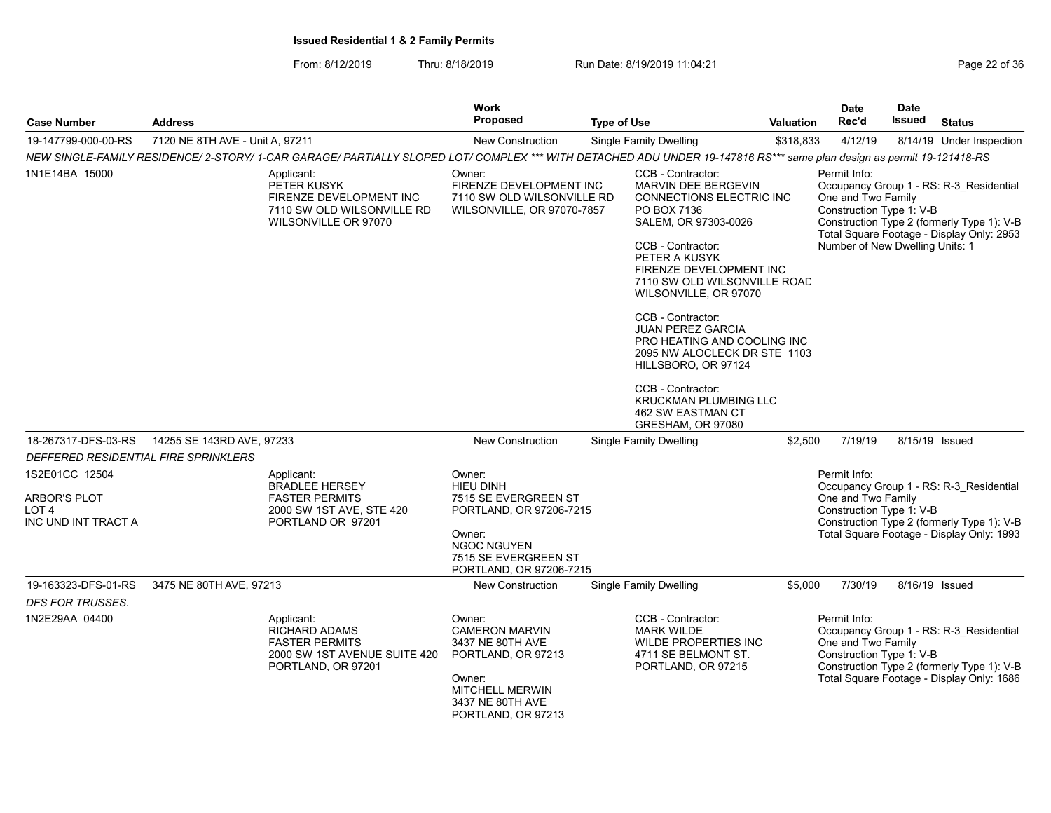**Issued Residential 1 & 2 Family Permits**

From: 8/12/2019 Thru: 8/18/2019 Run Date: 8/19/2019 11:04:21

| Case Number | Address | Work Proposed | Type of Use | Valuation | Date Rec'd | Date Issued | Status |
|---|---|---|---|---|---|---|---|
| 19-147799-000-00-RS | 7120 NE 8TH AVE - Unit A, 97211 | New Construction | Single Family Dwelling | $318,833 | 4/12/19 | 8/14/19 | Under Inspection |

*NEW SINGLE-FAMILY RESIDENCE/ 2-STORY/ 1-CAR GARAGE/ PARTIALLY SLOPED LOT/ COMPLEX *** WITH DETACHED ADU UNDER 19-147816 RS*** same plan design as permit 19-121418-RS*

1N1E14BA 15000

Applicant:
PETER KUSYK
FIRENZE DEVELOPMENT INC
7110 SW OLD WILSONVILLE RD
WILSONVILLE OR 97070

Owner:
FIRENZE DEVELOPMENT INC
7110 SW OLD WILSONVILLE RD
WILSONVILLE, OR 97070-7857

CCB - Contractor:
MARVIN DEE BERGEVIN
CONNECTIONS ELECTRIC INC
PO BOX 7136
SALEM, OR 97303-0026

CCB - Contractor:
PETER A KUSYK
FIRENZE DEVELOPMENT INC
7110 SW OLD WILSONVILLE ROAD
WILSONVILLE, OR 97070

CCB - Contractor:
JUAN PEREZ GARCIA
PRO HEATING AND COOLING INC
2095 NW ALOCLECK DR STE 1103
HILLSBORO, OR 97124

CCB - Contractor:
KRUCKMAN PLUMBING LLC
462 SW EASTMAN CT
GRESHAM, OR 97080

Permit Info:
Occupancy Group 1 - RS: R-3_Residential One and Two Family
Construction Type 1: V-B
Construction Type 2 (formerly Type 1): V-B
Total Square Footage - Display Only: 2953
Number of New Dwelling Units: 1

| Case Number | Address | Work Proposed | Type of Use | Valuation | Date Rec'd | Date Issued | Status |
|---|---|---|---|---|---|---|---|
| 18-267317-DFS-03-RS | 14255 SE 143RD AVE, 97233 | New Construction | Single Family Dwelling | $2,500 | 7/19/19 | 8/15/19 | Issued |

*DEFFERED RESIDENTIAL FIRE SPRINKLERS*

1S2E01CC 12504
ARBOR'S PLOT
LOT 4
INC UND INT TRACT A

Applicant:
BRADLEE HERSEY
FASTER PERMITS
2000 SW 1ST AVE, STE 420
PORTLAND OR 97201

Owner:
HIEU DINH
7515 SE EVERGREEN ST
PORTLAND, OR 97206-7215

Owner:
NGOC NGUYEN
7515 SE EVERGREEN ST
PORTLAND, OR 97206-7215

Permit Info:
Occupancy Group 1 - RS: R-3_Residential One and Two Family
Construction Type 1: V-B
Construction Type 2 (formerly Type 1): V-B
Total Square Footage - Display Only: 1993

| Case Number | Address | Work Proposed | Type of Use | Valuation | Date Rec'd | Date Issued | Status |
|---|---|---|---|---|---|---|---|
| 19-163323-DFS-01-RS | 3475 NE 80TH AVE, 97213 | New Construction | Single Family Dwelling | $5,000 | 7/30/19 | 8/16/19 | Issued |

*DFS FOR TRUSSES.*

1N2E29AA 04400

Applicant:
RICHARD ADAMS
FASTER PERMITS
2000 SW 1ST AVENUE SUITE 420
PORTLAND, OR 97201

Owner:
CAMERON MARVIN
3437 NE 80TH AVE
PORTLAND, OR 97213

Owner:
MITCHELL MERWIN
3437 NE 80TH AVE
PORTLAND, OR 97213

CCB - Contractor:
MARK WILDE
WILDE PROPERTIES INC
4711 SE BELMONT ST.
PORTLAND, OR 97215

Permit Info:
Occupancy Group 1 - RS: R-3_Residential One and Two Family
Construction Type 1: V-B
Construction Type 2 (formerly Type 1): V-B
Total Square Footage - Display Only: 1686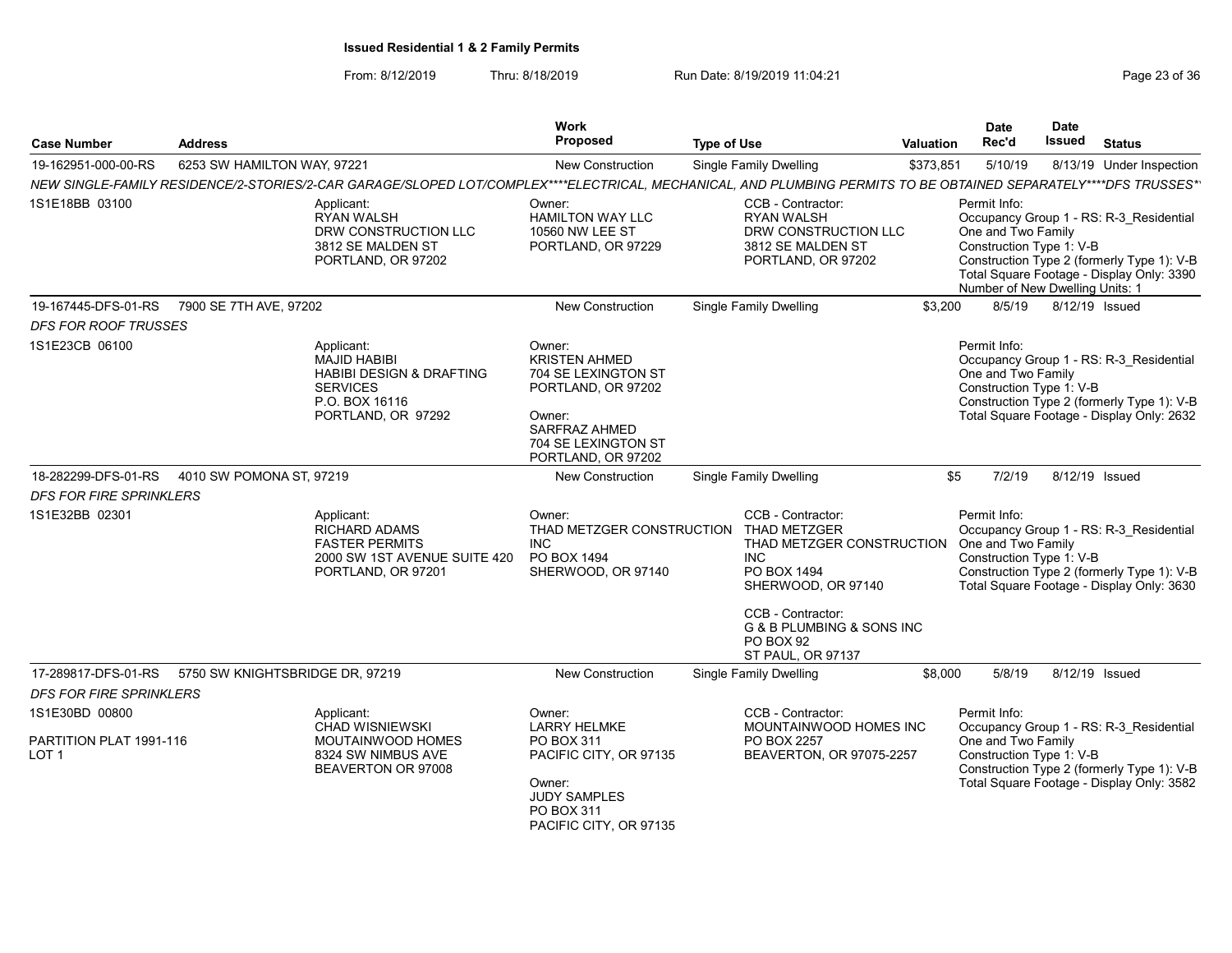**Issued Residential 1 & 2 Family Permits**

From: 8/12/2019 Thru: 8/18/2019 Run Date: 8/19/2019 11:04:21

| Case Number | Address | Work Proposed | Type of Use | Valuation | Date Rec'd | Date Issued | Status |
|---|---|---|---|---|---|---|---|
| 19-162951-000-00-RS | 6253 SW HAMILTON WAY, 97221 | New Construction | Single Family Dwelling | $373,851 | 5/10/19 | 8/13/19 | Under Inspection |

*NEW SINGLE-FAMILY RESIDENCE/2-STORIES/2-CAR GARAGE/SLOPED LOT/COMPLEX****ELECTRICAL, MECHANICAL, AND PLUMBING PERMITS TO BE OBTAINED SEPARATELY****DFS TRUSSES*

1S1E18BB 03100

Applicant:
RYAN WALSH
DRW CONSTRUCTION LLC
3812 SE MALDEN ST
PORTLAND, OR 97202

Owner:
HAMILTON WAY LLC
10560 NW LEE ST
PORTLAND, OR 97229

CCB - Contractor:
RYAN WALSH
DRW CONSTRUCTION LLC
3812 SE MALDEN ST
PORTLAND, OR 97202

Permit Info:
Occupancy Group 1 - RS: R-3_Residential One and Two Family
Construction Type 1: V-B
Construction Type 2 (formerly Type 1): V-B
Total Square Footage - Display Only: 3390
Number of New Dwelling Units: 1

| Case Number | Address | Work Proposed | Type of Use | Valuation | Date Rec'd | Date Issued | Status |
|---|---|---|---|---|---|---|---|
| 19-167445-DFS-01-RS | 7900 SE 7TH AVE, 97202 | New Construction | Single Family Dwelling | $3,200 | 8/5/19 | 8/12/19 | Issued |

*DFS FOR ROOF TRUSSES*

1S1E23CB 06100

Applicant:
MAJID HABIBI
HABIBI DESIGN & DRAFTING SERVICES
P.O. BOX 16116
PORTLAND, OR 97292

Owner:
KRISTEN AHMED
704 SE LEXINGTON ST
PORTLAND, OR 97202

Owner:
SARFRAZ AHMED
704 SE LEXINGTON ST
PORTLAND, OR 97202

Permit Info:
Occupancy Group 1 - RS: R-3_Residential One and Two Family
Construction Type 1: V-B
Construction Type 2 (formerly Type 1): V-B
Total Square Footage - Display Only: 2632

| Case Number | Address | Work Proposed | Type of Use | Valuation | Date Rec'd | Date Issued | Status |
|---|---|---|---|---|---|---|---|
| 18-282299-DFS-01-RS | 4010 SW POMONA ST, 97219 | New Construction | Single Family Dwelling | $5 | 7/2/19 | 8/12/19 | Issued |

*DFS FOR FIRE SPRINKLERS*

1S1E32BB 02301

Applicant:
RICHARD ADAMS
FASTER PERMITS
2000 SW 1ST AVENUE SUITE 420
PORTLAND, OR 97201

Owner:
THAD METZGER CONSTRUCTION INC
PO BOX 1494
SHERWOOD, OR 97140

CCB - Contractor:
THAD METZGER
THAD METZGER CONSTRUCTION INC
PO BOX 1494
SHERWOOD, OR 97140

CCB - Contractor:
G & B PLUMBING & SONS INC
PO BOX 92
ST PAUL, OR 97137

Permit Info:
Occupancy Group 1 - RS: R-3_Residential One and Two Family
Construction Type 1: V-B
Construction Type 2 (formerly Type 1): V-B
Total Square Footage - Display Only: 3630

| Case Number | Address | Work Proposed | Type of Use | Valuation | Date Rec'd | Date Issued | Status |
|---|---|---|---|---|---|---|---|
| 17-289817-DFS-01-RS | 5750 SW KNIGHTSBRIDGE DR, 97219 | New Construction | Single Family Dwelling | $8,000 | 5/8/19 | 8/12/19 | Issued |

*DFS FOR FIRE SPRINKLERS*

1S1E30BD 00800

PARTITION PLAT 1991-116
LOT 1

Applicant:
CHAD WISNIEWSKI
MOUTAINWOOD HOMES
8324 SW NIMBUS AVE
BEAVERTON OR 97008

Owner:
LARRY HELMKE
PO BOX 311
PACIFIC CITY, OR 97135

Owner:
JUDY SAMPLES
PO BOX 311
PACIFIC CITY, OR 97135

CCB - Contractor:
MOUNTAINWOOD HOMES INC
PO BOX 2257
BEAVERTON, OR 97075-2257

Permit Info:
Occupancy Group 1 - RS: R-3_Residential One and Two Family
Construction Type 1: V-B
Construction Type 2 (formerly Type 1): V-B
Total Square Footage - Display Only: 3582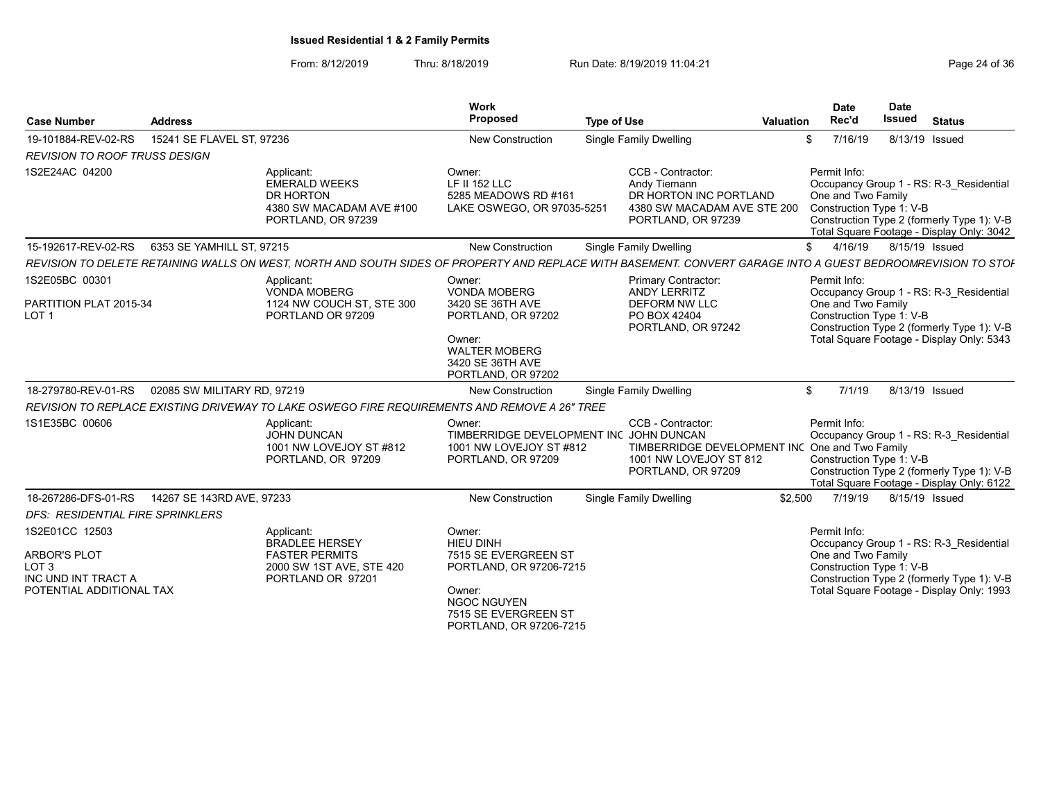**Issued Residential 1 & 2 Family Permits**

From: 8/12/2019 Thru: 8/18/2019 Run Date: 8/19/2019 11:04:21

| Case Number | Address | Work Proposed | Type of Use | Valuation | Date Rec'd | Date Issued | Status |
|---|---|---|---|---|---|---|---|
| 19-101884-REV-02-RS | 15241 SE FLAVEL ST, 97236 | New Construction | Single Family Dwelling | $ | 7/16/19 | 8/13/19 | Issued |

*REVISION TO ROOF TRUSS DESIGN*

| | Applicant | Owner | Contractor | Permit Info |
|---|---|---|---|---|
| 1S2E24AC 04200 | Applicant: EMERALD WEEKS DR HORTON 4380 SW MACADAM AVE #100 PORTLAND, OR 97239 | Owner: LF II 152 LLC 5285 MEADOWS RD #161 LAKE OSWEGO, OR 97035-5251 | CCB - Contractor: Andy Tiemann DR HORTON INC PORTLAND 4380 SW MACADAM AVE STE 200 PORTLAND, OR 97239 | Permit Info: Occupancy Group 1 - RS: R-3_Residential One and Two Family Construction Type 1: V-B Construction Type 2 (formerly Type 1): V-B Total Square Footage - Display Only: 3042 |

| Case Number | Address | Work Proposed | Type of Use | Valuation | Date Rec'd | Date Issued | Status |
|---|---|---|---|---|---|---|---|
| 15-192617-REV-02-RS | 6353 SE YAMHILL ST, 97215 | New Construction | Single Family Dwelling | $ | 4/16/19 | 8/15/19 | Issued |

*REVISION TO DELETE RETAINING WALLS ON WEST, NORTH AND SOUTH SIDES OF PROPERTY AND REPLACE WITH BASEMENT. CONVERT GARAGE INTO A GUEST BEDROOMREVISION TO STOF*

| | Applicant | Owner | Contractor | Permit Info |
|---|---|---|---|---|
| 1S2E05BC 00301<br>PARTITION PLAT 2015-34<br>LOT 1 | Applicant: VONDA MOBERG 1124 NW COUCH ST, STE 300 PORTLAND OR 97209 | Owner: VONDA MOBERG 3420 SE 36TH AVE PORTLAND, OR 97202<br>Owner: WALTER MOBERG 3420 SE 36TH AVE PORTLAND, OR 97202 | Primary Contractor: ANDY LERRITZ DEFORM NW LLC PO BOX 42404 PORTLAND, OR 97242 | Permit Info: Occupancy Group 1 - RS: R-3_Residential One and Two Family Construction Type 1: V-B Construction Type 2 (formerly Type 1): V-B Total Square Footage - Display Only: 5343 |

| Case Number | Address | Work Proposed | Type of Use | Valuation | Date Rec'd | Date Issued | Status |
|---|---|---|---|---|---|---|---|
| 18-279780-REV-01-RS | 02085 SW MILITARY RD, 97219 | New Construction | Single Family Dwelling | $ | 7/1/19 | 8/13/19 | Issued |

*REVISION TO REPLACE EXISTING DRIVEWAY TO LAKE OSWEGO FIRE REQUIREMENTS AND REMOVE A 26" TREE*

| | Applicant | Owner | Contractor | Permit Info |
|---|---|---|---|---|
| 1S1E35BC 00606 | Applicant: JOHN DUNCAN 1001 NW LOVEJOY ST #812 PORTLAND, OR 97209 | Owner: TIMBERRIDGE DEVELOPMENT INC 1001 NW LOVEJOY ST #812 PORTLAND, OR 97209 | CCB - Contractor: JOHN DUNCAN TIMBERRIDGE DEVELOPMENT INC 1001 NW LOVEJOY ST 812 PORTLAND, OR 97209 | Permit Info: Occupancy Group 1 - RS: R-3_Residential One and Two Family Construction Type 1: V-B Construction Type 2 (formerly Type 1): V-B Total Square Footage - Display Only: 6122 |

| Case Number | Address | Work Proposed | Type of Use | Valuation | Date Rec'd | Date Issued | Status |
|---|---|---|---|---|---|---|---|
| 18-267286-DFS-01-RS | 14267 SE 143RD AVE, 97233 | New Construction | Single Family Dwelling | $2,500 | 7/19/19 | 8/15/19 | Issued |

*DFS: RESIDENTIAL FIRE SPRINKLERS*

| | Applicant | Owner | Contractor | Permit Info |
|---|---|---|---|---|
| 1S2E01CC 12503<br>ARBOR'S PLOT<br>LOT 3<br>INC UND INT TRACT A<br>POTENTIAL ADDITIONAL TAX | Applicant: BRADLEE HERSEY FASTER PERMITS 2000 SW 1ST AVE, STE 420 PORTLAND OR 97201 | Owner: HIEU DINH 7515 SE EVERGREEN ST PORTLAND, OR 97206-7215<br>Owner: NGOC NGUYEN 7515 SE EVERGREEN ST PORTLAND, OR 97206-7215 | | Permit Info: Occupancy Group 1 - RS: R-3_Residential One and Two Family Construction Type 1: V-B Construction Type 2 (formerly Type 1): V-B Total Square Footage - Display Only: 1993 |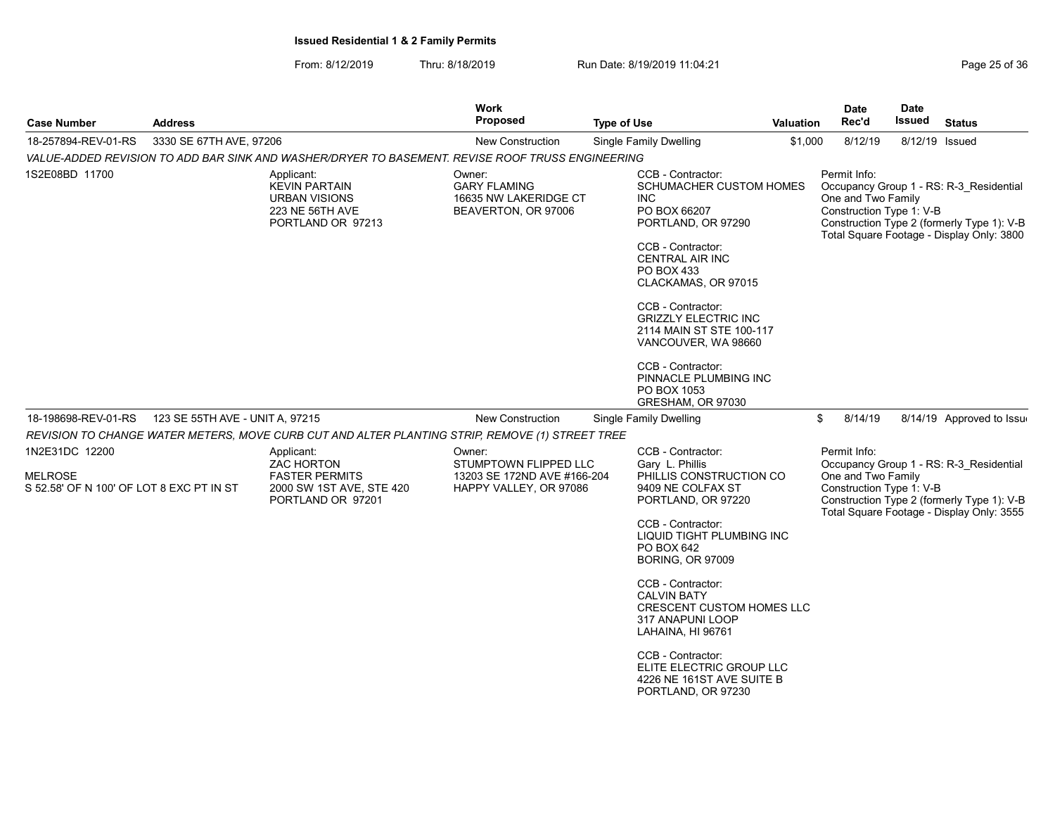**Issued Residential 1 & 2 Family Permits**

From: 8/12/2019 Thru: 8/18/2019 Run Date: 8/19/2019 11:04:21

| Case Number | Address | Work Proposed | Type of Use | Valuation | Date Rec'd | Date Issued | Status |
|---|---|---|---|---|---|---|---|
| 18-257894-REV-01-RS | 3330 SE 67TH AVE, 97206 | New Construction | Single Family Dwelling | $1,000 | 8/12/19 | 8/12/19 | Issued |

*VALUE-ADDED REVISION TO ADD BAR SINK AND WASHER/DRYER TO BASEMENT. REVISE ROOF TRUSS ENGINEERING*

1S2E08BD 11700

Applicant:
KEVIN PARTAIN
URBAN VISIONS
223 NE 56TH AVE
PORTLAND OR 97213

Owner:
GARY FLAMING
16635 NW LAKERIDGE CT
BEAVERTON, OR 97006

CCB - Contractor:
SCHUMACHER CUSTOM HOMES INC
PO BOX 66207
PORTLAND, OR 97290

CCB - Contractor:
CENTRAL AIR INC
PO BOX 433
CLACKAMAS, OR 97015

CCB - Contractor:
GRIZZLY ELECTRIC INC
2114 MAIN ST STE 100-117
VANCOUVER, WA 98660

CCB - Contractor:
PINNACLE PLUMBING INC
PO BOX 1053
GRESHAM, OR 97030

Permit Info:
Occupancy Group 1 - RS: R-3_Residential One and Two Family
Construction Type 1: V-B
Construction Type 2 (formerly Type 1): V-B
Total Square Footage - Display Only: 3800

| Case Number | Address | Work Proposed | Type of Use | Valuation | Date Rec'd | Date Issued | Status |
|---|---|---|---|---|---|---|---|
| 18-198698-REV-01-RS | 123 SE 55TH AVE - UNIT A, 97215 | New Construction | Single Family Dwelling | $ | 8/14/19 | 8/14/19 | Approved to Issue |

*REVISION TO CHANGE WATER METERS, MOVE CURB CUT AND ALTER PLANTING STRIP, REMOVE (1) STREET TREE*

1N2E31DC 12200

MELROSE
S 52.58' OF N 100' OF LOT 8 EXC PT IN ST

Applicant:
ZAC HORTON
FASTER PERMITS
2000 SW 1ST AVE, STE 420
PORTLAND OR 97201

Owner:
STUMPTOWN FLIPPED LLC
13203 SE 172ND AVE #166-204
HAPPY VALLEY, OR 97086

CCB - Contractor:
Gary L. Phillis
PHILLIS CONSTRUCTION CO
9409 NE COLFAX ST
PORTLAND, OR 97220

CCB - Contractor:
LIQUID TIGHT PLUMBING INC
PO BOX 642
BORING, OR 97009

CCB - Contractor:
CALVIN BATY
CRESCENT CUSTOM HOMES LLC
317 ANAPUNI LOOP
LAHAINA, HI 96761

CCB - Contractor:
ELITE ELECTRIC GROUP LLC
4226 NE 161ST AVE SUITE B
PORTLAND, OR 97230

Permit Info:
Occupancy Group 1 - RS: R-3_Residential One and Two Family
Construction Type 1: V-B
Construction Type 2 (formerly Type 1): V-B
Total Square Footage - Display Only: 3555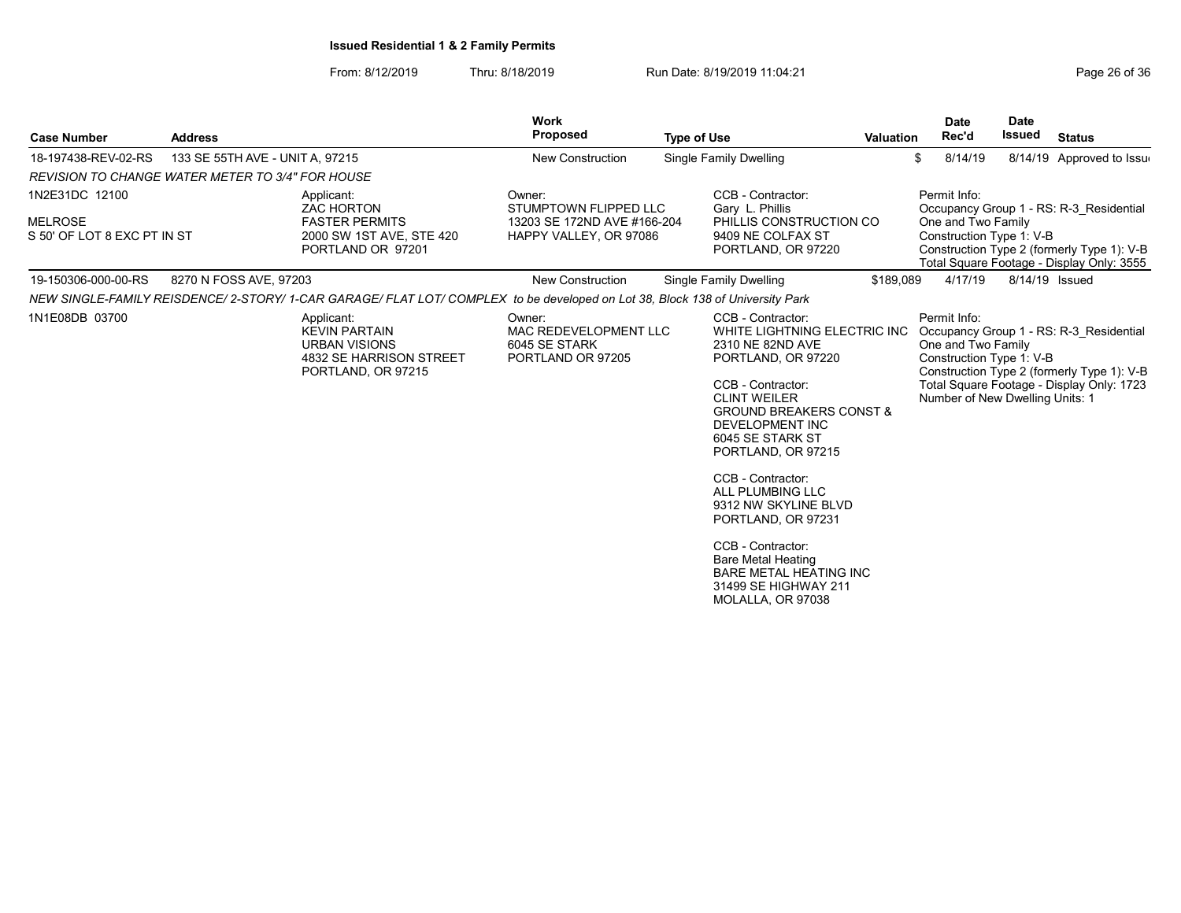**Issued Residential 1 & 2 Family Permits**

From: 8/12/2019 Thru: 8/18/2019 Run Date: 8/19/2019 11:04:21

| Case Number | Address | Work Proposed | Type of Use | Valuation | Date Rec'd | Date Issued | Status |
|---|---|---|---|---|---|---|---|
| 18-197438-REV-02-RS | 133 SE 55TH AVE - UNIT A, 97215 | New Construction | Single Family Dwelling | $ | 8/14/19 | 8/14/19 | Approved to Issue |

*REVISION TO CHANGE WATER METER TO 3/4" FOR HOUSE*

1N2E31DC 12100
MELROSE
S 50' OF LOT 8 EXC PT IN ST

Applicant:
ZAC HORTON
FASTER PERMITS
2000 SW 1ST AVE, STE 420
PORTLAND OR 97201

Owner:
STUMPTOWN FLIPPED LLC
13203 SE 172ND AVE #166-204
HAPPY VALLEY, OR 97086

CCB - Contractor:
Gary L. Phillis
PHILLIS CONSTRUCTION CO
9409 NE COLFAX ST
PORTLAND, OR 97220

Permit Info:
Occupancy Group 1 - RS: R-3_Residential One and Two Family
Construction Type 1: V-B
Construction Type 2 (formerly Type 1): V-B
Total Square Footage - Display Only: 3555

| Case Number | Address | Work Proposed | Type of Use | Valuation | Date Rec'd | Date Issued | Status |
|---|---|---|---|---|---|---|---|
| 19-150306-000-00-RS | 8270 N FOSS AVE, 97203 | New Construction | Single Family Dwelling | $189,089 | 4/17/19 | 8/14/19 | Issued |

*NEW SINGLE-FAMILY REISDENCE/ 2-STORY/ 1-CAR GARAGE/ FLAT LOT/ COMPLEX to be developed on Lot 38, Block 138 of University Park*

1N1E08DB 03700

Applicant:
KEVIN PARTAIN
URBAN VISIONS
4832 SE HARRISON STREET
PORTLAND, OR 97215

Owner:
MAC REDEVELOPMENT LLC
6045 SE STARK
PORTLAND OR 97205

CCB - Contractor:
WHITE LIGHTNING ELECTRIC INC
2310 NE 82ND AVE
PORTLAND, OR 97220

CCB - Contractor:
CLINT WEILER
GROUND BREAKERS CONST & DEVELOPMENT INC
6045 SE STARK ST
PORTLAND, OR 97215

CCB - Contractor:
ALL PLUMBING LLC
9312 NW SKYLINE BLVD
PORTLAND, OR 97231

CCB - Contractor:
Bare Metal Heating
BARE METAL HEATING INC
31499 SE HIGHWAY 211
MOLALLA, OR 97038

Permit Info:
Occupancy Group 1 - RS: R-3_Residential One and Two Family
Construction Type 1: V-B
Construction Type 2 (formerly Type 1): V-B
Total Square Footage - Display Only: 1723
Number of New Dwelling Units: 1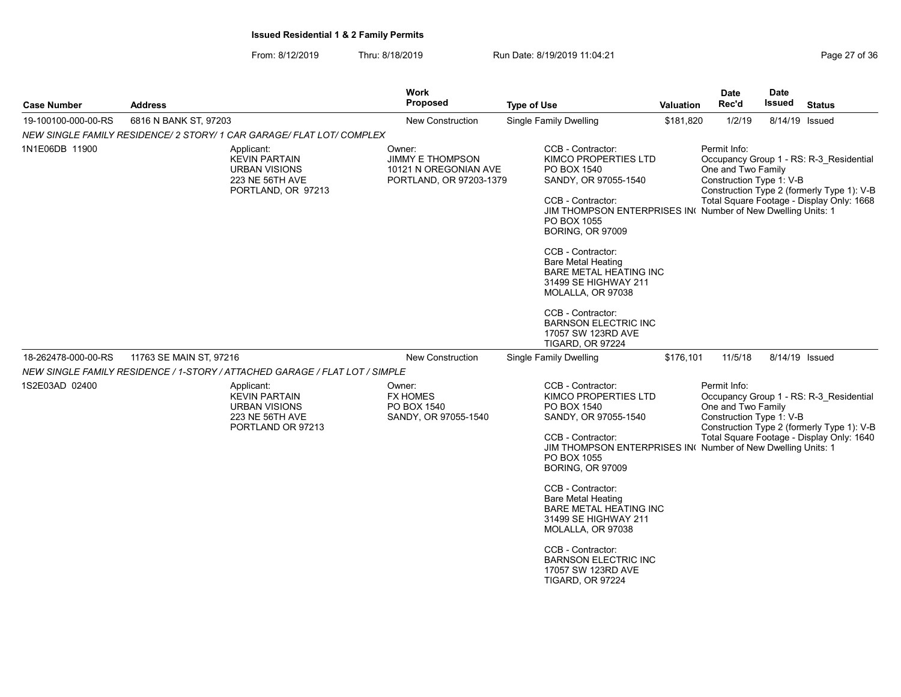**Issued Residential 1 & 2 Family Permits**

From: 8/12/2019 Thru: 8/18/2019 Run Date: 8/19/2019 11:04:21

| Case Number | Address | Work Proposed | Type of Use | Valuation | Date Rec'd | Date Issued | Status |
|---|---|---|---|---|---|---|---|
| 19-100100-000-00-RS | 6816 N BANK ST, 97203 | New Construction | Single Family Dwelling | $181,820 | 1/2/19 | 8/14/19 | Issued |

*NEW SINGLE FAMILY RESIDENCE/ 2 STORY/ 1 CAR GARAGE/ FLAT LOT/ COMPLEX*

1N1E06DB 11900

Applicant:
KEVIN PARTAIN
URBAN VISIONS
223 NE 56TH AVE
PORTLAND, OR 97213

Owner:
JIMMY E THOMPSON
10121 N OREGONIAN AVE
PORTLAND, OR 97203-1379

CCB - Contractor:
KIMCO PROPERTIES LTD
PO BOX 1540
SANDY, OR 97055-1540

CCB - Contractor:
JIM THOMPSON ENTERPRISES IN(
PO BOX 1055
BORING, OR 97009

CCB - Contractor:
Bare Metal Heating
BARE METAL HEATING INC
31499 SE HIGHWAY 211
MOLALLA, OR 97038

CCB - Contractor:
BARNSON ELECTRIC INC
17057 SW 123RD AVE
TIGARD, OR 97224

Permit Info:
Occupancy Group 1 - RS: R-3_Residential One and Two Family
Construction Type 1: V-B
Construction Type 2 (formerly Type 1): V-B
Total Square Footage - Display Only: 1668
Number of New Dwelling Units: 1

| Case Number | Address | Work Proposed | Type of Use | Valuation | Date Rec'd | Date Issued | Status |
|---|---|---|---|---|---|---|---|
| 18-262478-000-00-RS | 11763 SE MAIN ST, 97216 | New Construction | Single Family Dwelling | $176,101 | 11/5/18 | 8/14/19 | Issued |

*NEW SINGLE FAMILY RESIDENCE / 1-STORY / ATTACHED GARAGE / FLAT LOT / SIMPLE*

1S2E03AD 02400

Applicant:
KEVIN PARTAIN
URBAN VISIONS
223 NE 56TH AVE
PORTLAND OR 97213

Owner:
FX HOMES
PO BOX 1540
SANDY, OR 97055-1540

CCB - Contractor:
KIMCO PROPERTIES LTD
PO BOX 1540
SANDY, OR 97055-1540

CCB - Contractor:
JIM THOMPSON ENTERPRISES IN(
PO BOX 1055
BORING, OR 97009

CCB - Contractor:
Bare Metal Heating
BARE METAL HEATING INC
31499 SE HIGHWAY 211
MOLALLA, OR 97038

CCB - Contractor:
BARNSON ELECTRIC INC
17057 SW 123RD AVE
TIGARD, OR 97224

Permit Info:
Occupancy Group 1 - RS: R-3_Residential One and Two Family
Construction Type 1: V-B
Construction Type 2 (formerly Type 1): V-B
Total Square Footage - Display Only: 1640
Number of New Dwelling Units: 1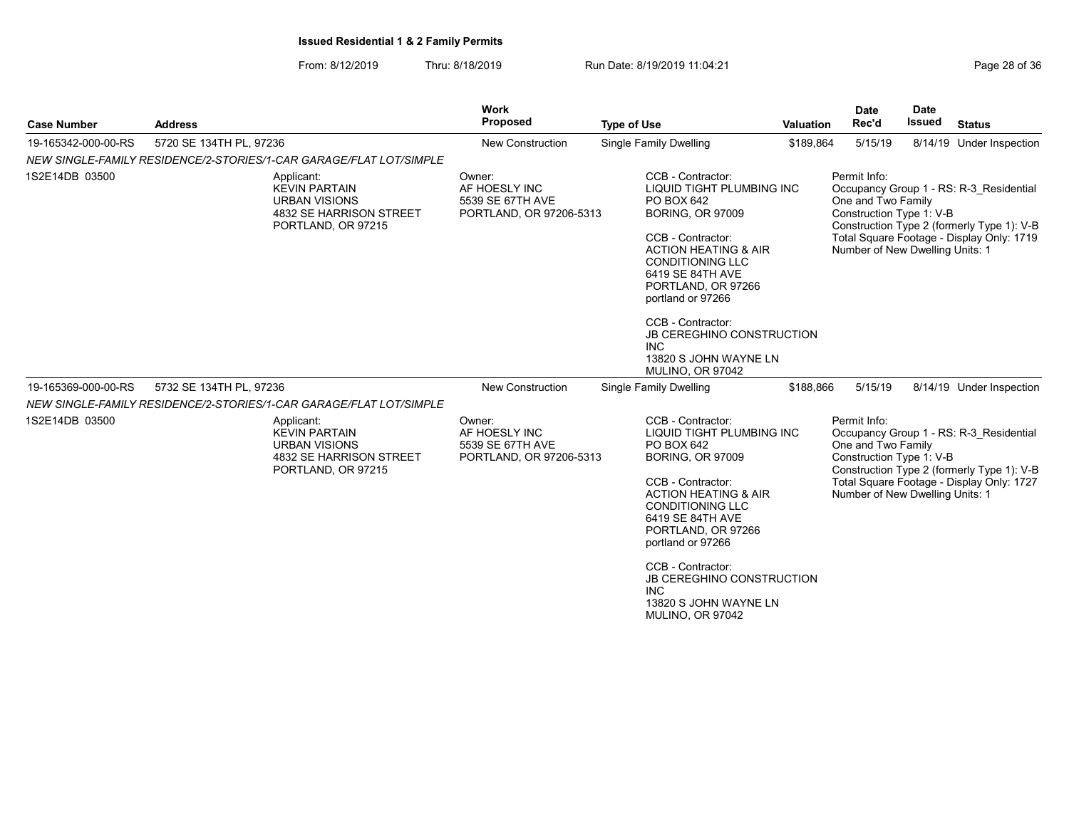**Issued Residential 1 & 2 Family Permits**

From: 8/12/2019 Thru: 8/18/2019 Run Date: 8/19/2019 11:04:21

| Case Number | Address | Work Proposed | Type of Use | Valuation | Date Rec'd | Date Issued | Status |
|---|---|---|---|---|---|---|---|
| 19-165342-000-00-RS | 5720 SE 134TH PL, 97236 | New Construction | Single Family Dwelling | $189,864 | 5/15/19 | 8/14/19 | Under Inspection |

*NEW SINGLE-FAMILY RESIDENCE/2-STORIES/1-CAR GARAGE/FLAT LOT/SIMPLE*

1S2E14DB 03500

Applicant:
KEVIN PARTAIN
URBAN VISIONS
4832 SE HARRISON STREET
PORTLAND, OR 97215

Owner:
AF HOESLY INC
5539 SE 67TH AVE
PORTLAND, OR 97206-5313

CCB - Contractor:
LIQUID TIGHT PLUMBING INC
PO BOX 642
BORING, OR 97009

CCB - Contractor:
ACTION HEATING & AIR CONDITIONING LLC
6419 SE 84TH AVE
PORTLAND, OR 97266
portland or 97266

CCB - Contractor:
JB CEREGHINO CONSTRUCTION INC
13820 S JOHN WAYNE LN
MULINO, OR 97042

Permit Info:
Occupancy Group 1 - RS: R-3_Residential One and Two Family
Construction Type 1: V-B
Construction Type 2 (formerly Type 1): V-B
Total Square Footage - Display Only: 1719
Number of New Dwelling Units: 1

| Case Number | Address | Work Proposed | Type of Use | Valuation | Date Rec'd | Date Issued | Status |
|---|---|---|---|---|---|---|---|
| 19-165369-000-00-RS | 5732 SE 134TH PL, 97236 | New Construction | Single Family Dwelling | $188,866 | 5/15/19 | 8/14/19 | Under Inspection |

*NEW SINGLE-FAMILY RESIDENCE/2-STORIES/1-CAR GARAGE/FLAT LOT/SIMPLE*

1S2E14DB 03500

Applicant:
KEVIN PARTAIN
URBAN VISIONS
4832 SE HARRISON STREET
PORTLAND, OR 97215

Owner:
AF HOESLY INC
5539 SE 67TH AVE
PORTLAND, OR 97206-5313

CCB - Contractor:
LIQUID TIGHT PLUMBING INC
PO BOX 642
BORING, OR 97009

CCB - Contractor:
ACTION HEATING & AIR CONDITIONING LLC
6419 SE 84TH AVE
PORTLAND, OR 97266
portland or 97266

CCB - Contractor:
JB CEREGHINO CONSTRUCTION INC
13820 S JOHN WAYNE LN
MULINO, OR 97042

Permit Info:
Occupancy Group 1 - RS: R-3_Residential One and Two Family
Construction Type 1: V-B
Construction Type 2 (formerly Type 1): V-B
Total Square Footage - Display Only: 1727
Number of New Dwelling Units: 1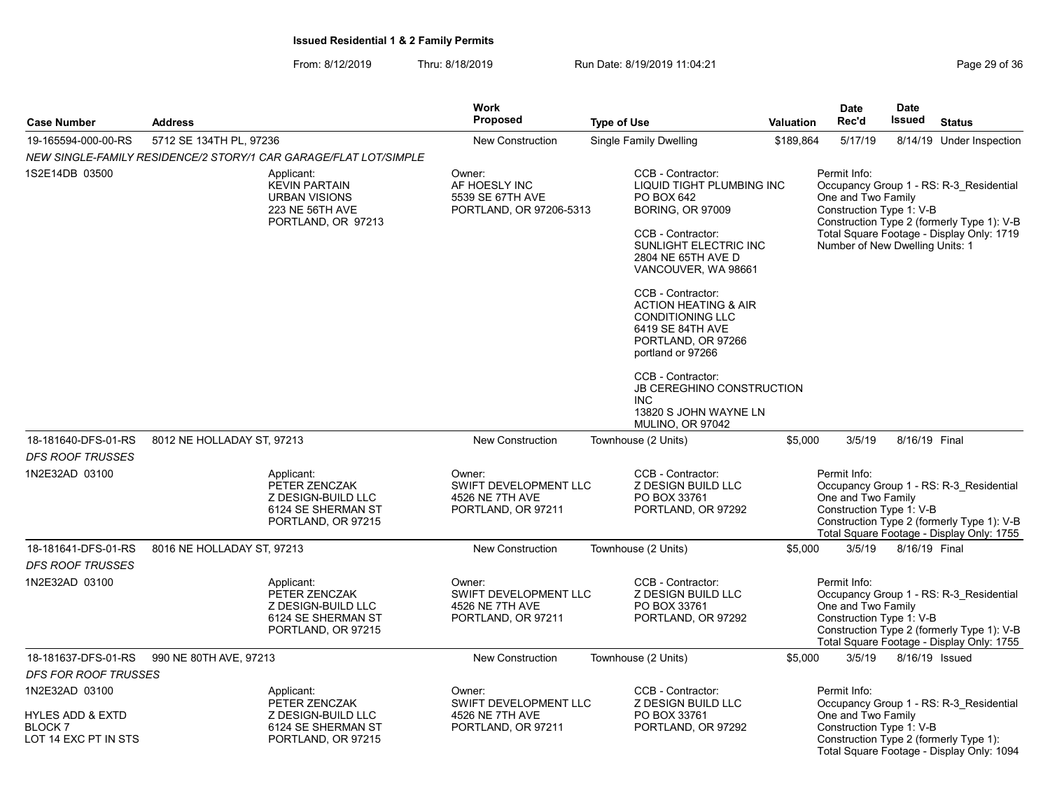**Issued Residential 1 & 2 Family Permits**

From: 8/12/2019 Thru: 8/18/2019 Run Date: 8/19/2019 11:04:21

| Case Number | Address | Work Proposed | Type of Use | Valuation | Date Rec'd | Date Issued | Status |
|---|---|---|---|---|---|---|---|
| 19-165594-000-00-RS | 5712 SE 134TH PL, 97236 | New Construction | Single Family Dwelling | $189,864 | 5/17/19 | 8/14/19 | Under Inspection |

*NEW SINGLE-FAMILY RESIDENCE/2 STORY/1 CAR GARAGE/FLAT LOT/SIMPLE*

1S2E14DB 03500

Applicant:
KEVIN PARTAIN
URBAN VISIONS
223 NE 56TH AVE
PORTLAND, OR 97213

Owner:
AF HOESLY INC
5539 SE 67TH AVE
PORTLAND, OR 97206-5313

CCB - Contractor:
LIQUID TIGHT PLUMBING INC
PO BOX 642
BORING, OR 97009

CCB - Contractor:
SUNLIGHT ELECTRIC INC
2804 NE 65TH AVE D
VANCOUVER, WA 98661

CCB - Contractor:
ACTION HEATING & AIR CONDITIONING LLC
6419 SE 84TH AVE
PORTLAND, OR 97266
portland or 97266

CCB - Contractor:
JB CEREGHINO CONSTRUCTION INC
13820 S JOHN WAYNE LN
MULINO, OR 97042

Permit Info:
Occupancy Group 1 - RS: R-3_Residential One and Two Family
Construction Type 1: V-B
Construction Type 2 (formerly Type 1): V-B
Total Square Footage - Display Only: 1719
Number of New Dwelling Units: 1

| Case Number | Address | Work Proposed | Type of Use | Valuation | Date Rec'd | Date Issued | Status |
|---|---|---|---|---|---|---|---|
| 18-181640-DFS-01-RS | 8012 NE HOLLADAY ST, 97213 | New Construction | Townhouse (2 Units) | $5,000 | 3/5/19 | 8/16/19 | Final |

*DFS ROOF TRUSSES*

1N2E32AD 03100

Applicant:
PETER ZENCZAK
Z DESIGN-BUILD LLC
6124 SE SHERMAN ST
PORTLAND, OR 97215

Owner:
SWIFT DEVELOPMENT LLC
4526 NE 7TH AVE
PORTLAND, OR 97211

CCB - Contractor:
Z DESIGN BUILD LLC
PO BOX 33761
PORTLAND, OR 97292

Permit Info:
Occupancy Group 1 - RS: R-3_Residential One and Two Family
Construction Type 1: V-B
Construction Type 2 (formerly Type 1): V-B
Total Square Footage - Display Only: 1755

| Case Number | Address | Work Proposed | Type of Use | Valuation | Date Rec'd | Date Issued | Status |
|---|---|---|---|---|---|---|---|
| 18-181641-DFS-01-RS | 8016 NE HOLLADAY ST, 97213 | New Construction | Townhouse (2 Units) | $5,000 | 3/5/19 | 8/16/19 | Final |

*DFS ROOF TRUSSES*

1N2E32AD 03100

Applicant:
PETER ZENCZAK
Z DESIGN-BUILD LLC
6124 SE SHERMAN ST
PORTLAND, OR 97215

Owner:
SWIFT DEVELOPMENT LLC
4526 NE 7TH AVE
PORTLAND, OR 97211

CCB - Contractor:
Z DESIGN BUILD LLC
PO BOX 33761
PORTLAND, OR 97292

Permit Info:
Occupancy Group 1 - RS: R-3_Residential One and Two Family
Construction Type 1: V-B
Construction Type 2 (formerly Type 1): V-B
Total Square Footage - Display Only: 1755

| Case Number | Address | Work Proposed | Type of Use | Valuation | Date Rec'd | Date Issued | Status |
|---|---|---|---|---|---|---|---|
| 18-181637-DFS-01-RS | 990 NE 80TH AVE, 97213 | New Construction | Townhouse (2 Units) | $5,000 | 3/5/19 | 8/16/19 | Issued |

*DFS FOR ROOF TRUSSES*

1N2E32AD 03100

HYLES ADD & EXTD
BLOCK 7
LOT 14 EXC PT IN STS

Applicant:
PETER ZENCZAK
Z DESIGN-BUILD LLC
6124 SE SHERMAN ST
PORTLAND, OR 97215

Owner:
SWIFT DEVELOPMENT LLC
4526 NE 7TH AVE
PORTLAND, OR 97211

CCB - Contractor:
Z DESIGN BUILD LLC
PO BOX 33761
PORTLAND, OR 97292

Permit Info:
Occupancy Group 1 - RS: R-3_Residential One and Two Family
Construction Type 1: V-B
Construction Type 2 (formerly Type 1):
Total Square Footage - Display Only: 1094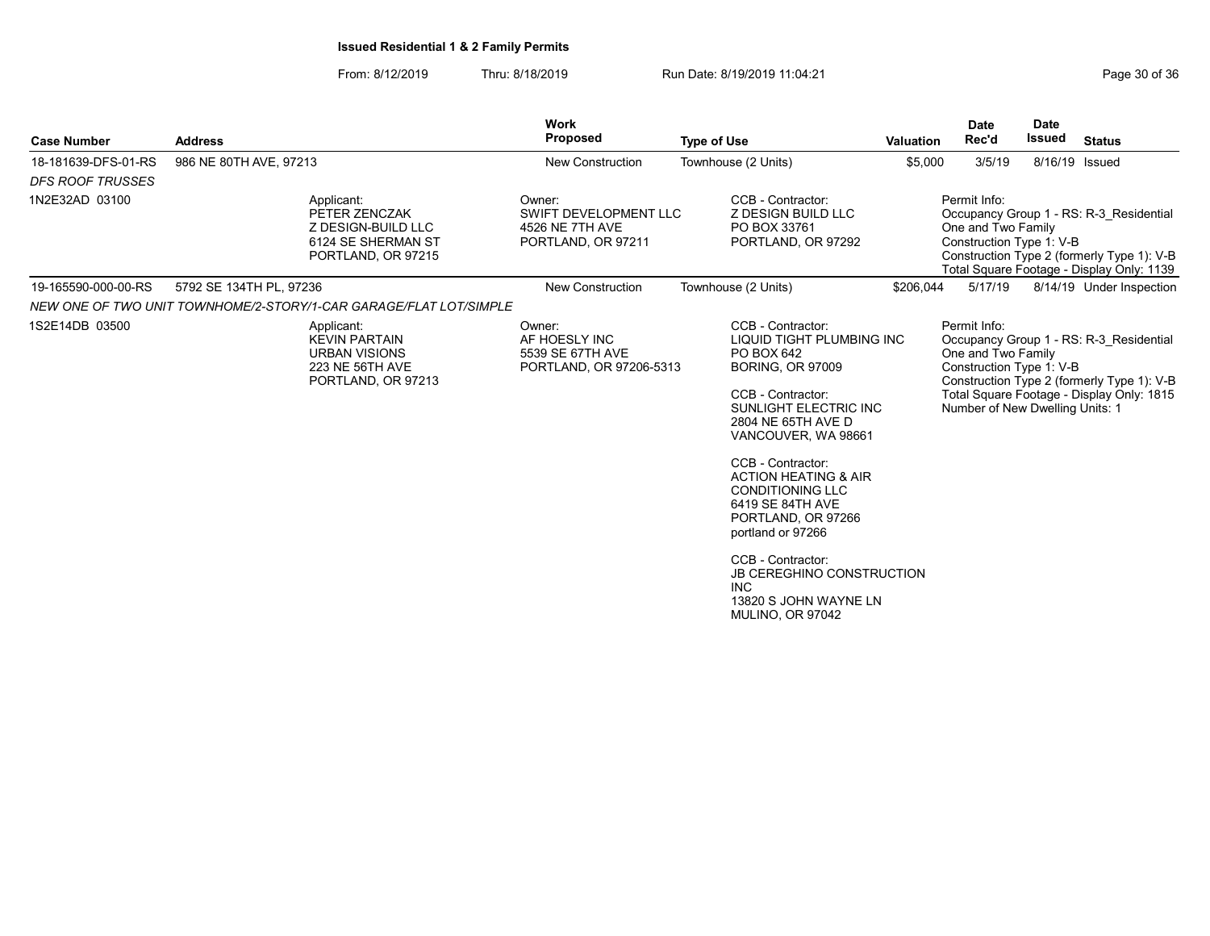**Issued Residential 1 & 2 Family Permits**

From: 8/12/2019 Thru: 8/18/2019 Run Date: 8/19/2019 11:04:21

| Case Number | Address | Work Proposed | Type of Use | Valuation | Date Rec'd | Date Issued | Status |
|---|---|---|---|---|---|---|---|
| 18-181639-DFS-01-RS | 986 NE 80TH AVE, 97213 | New Construction | Townhouse (2 Units) | $5,000 | 3/5/19 | 8/16/19 | Issued |
| *DFS ROOF TRUSSES* | | | | | | | |
| 1N2E32AD 03100 | Applicant: PETER ZENCZAK Z DESIGN-BUILD LLC 6124 SE SHERMAN ST PORTLAND, OR 97215 | Owner: SWIFT DEVELOPMENT LLC 4526 NE 7TH AVE PORTLAND, OR 97211 | CCB - Contractor: Z DESIGN BUILD LLC PO BOX 33761 PORTLAND, OR 97292 | | Permit Info: Occupancy Group 1 - RS: R-3_Residential One and Two Family Construction Type 1: V-B Construction Type 2 (formerly Type 1): V-B Total Square Footage - Display Only: 1139 | | |
| 19-165590-000-00-RS | 5792 SE 134TH PL, 97236 | New Construction | Townhouse (2 Units) | $206,044 | 5/17/19 | 8/14/19 | Under Inspection |
| *NEW ONE OF TWO UNIT TOWNHOME/2-STORY/1-CAR GARAGE/FLAT LOT/SIMPLE* | | | | | | | |
| 1S2E14DB 03500 | Applicant: KEVIN PARTAIN URBAN VISIONS 223 NE 56TH AVE PORTLAND, OR 97213 | Owner: AF HOESLY INC 5539 SE 67TH AVE PORTLAND, OR 97206-5313 | CCB - Contractor: LIQUID TIGHT PLUMBING INC PO BOX 642 BORING, OR 97009<br>CCB - Contractor: SUNLIGHT ELECTRIC INC 2804 NE 65TH AVE D VANCOUVER, WA 98661<br>CCB - Contractor: ACTION HEATING & AIR CONDITIONING LLC 6419 SE 84TH AVE PORTLAND, OR 97266 portland or 97266<br>CCB - Contractor: JB CEREGHINO CONSTRUCTION INC 13820 S JOHN WAYNE LN MULINO, OR 97042 | | Permit Info: Occupancy Group 1 - RS: R-3_Residential One and Two Family Construction Type 1: V-B Construction Type 2 (formerly Type 1): V-B Total Square Footage - Display Only: 1815 Number of New Dwelling Units: 1 | | |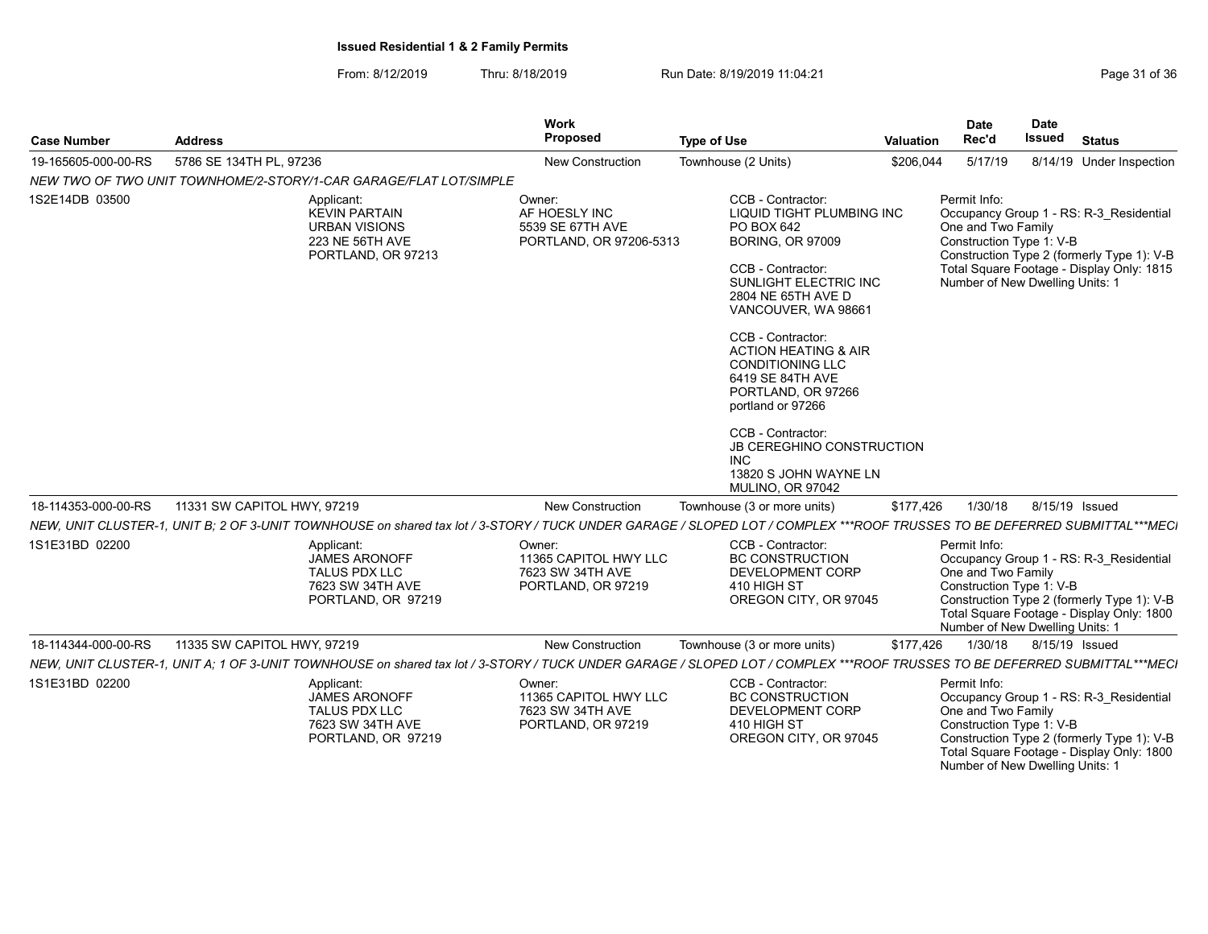**Issued Residential 1 & 2 Family Permits**

From: 8/12/2019 Thru: 8/18/2019 Run Date: 8/19/2019 11:04:21

| Case Number | Address | Work Proposed | Type of Use | Valuation | Date Rec'd | Date Issued | Status |
|---|---|---|---|---|---|---|---|
| 19-165605-000-00-RS | 5786 SE 134TH PL, 97236 | New Construction | Townhouse (2 Units) | $206,044 | 5/17/19 | 8/14/19 | Under Inspection |

*NEW TWO OF TWO UNIT TOWNHOME/2-STORY/1-CAR GARAGE/FLAT LOT/SIMPLE*

1S2E14DB 03500

Applicant:
KEVIN PARTAIN
URBAN VISIONS
223 NE 56TH AVE
PORTLAND, OR 97213

Owner:
AF HOESLY INC
5539 SE 67TH AVE
PORTLAND, OR 97206-5313

CCB - Contractor:
LIQUID TIGHT PLUMBING INC
PO BOX 642
BORING, OR 97009

CCB - Contractor:
SUNLIGHT ELECTRIC INC
2804 NE 65TH AVE D
VANCOUVER, WA 98661

CCB - Contractor:
ACTION HEATING & AIR CONDITIONING LLC
6419 SE 84TH AVE
PORTLAND, OR 97266
portland or 97266

CCB - Contractor:
JB CEREGHINO CONSTRUCTION INC
13820 S JOHN WAYNE LN
MULINO, OR 97042

Permit Info:
Occupancy Group 1 - RS: R-3_Residential One and Two Family
Construction Type 1: V-B
Construction Type 2 (formerly Type 1): V-B
Total Square Footage - Display Only: 1815
Number of New Dwelling Units: 1

| Case Number | Address | Work Proposed | Type of Use | Valuation | Date Rec'd | Date Issued | Status |
|---|---|---|---|---|---|---|---|
| 18-114353-000-00-RS | 11331 SW CAPITOL HWY, 97219 | New Construction | Townhouse (3 or more units) | $177,426 | 1/30/18 | 8/15/19 | Issued |

*NEW, UNIT CLUSTER-1, UNIT B; 2 OF 3-UNIT TOWNHOUSE on shared tax lot / 3-STORY / TUCK UNDER GARAGE / SLOPED LOT / COMPLEX ***ROOF TRUSSES TO BE DEFERRED SUBMITTAL***MECI*

1S1E31BD 02200

Applicant:
JAMES ARONOFF
TALUS PDX LLC
7623 SW 34TH AVE
PORTLAND, OR 97219

Owner:
11365 CAPITOL HWY LLC
7623 SW 34TH AVE
PORTLAND, OR 97219

CCB - Contractor:
BC CONSTRUCTION DEVELOPMENT CORP
410 HIGH ST
OREGON CITY, OR 97045

Permit Info:
Occupancy Group 1 - RS: R-3_Residential One and Two Family
Construction Type 1: V-B
Construction Type 2 (formerly Type 1): V-B
Total Square Footage - Display Only: 1800
Number of New Dwelling Units: 1

| Case Number | Address | Work Proposed | Type of Use | Valuation | Date Rec'd | Date Issued | Status |
|---|---|---|---|---|---|---|---|
| 18-114344-000-00-RS | 11335 SW CAPITOL HWY, 97219 | New Construction | Townhouse (3 or more units) | $177,426 | 1/30/18 | 8/15/19 | Issued |

*NEW, UNIT CLUSTER-1, UNIT A; 1 OF 3-UNIT TOWNHOUSE on shared tax lot / 3-STORY / TUCK UNDER GARAGE / SLOPED LOT / COMPLEX ***ROOF TRUSSES TO BE DEFERRED SUBMITTAL***MECI*

1S1E31BD 02200

Applicant:
JAMES ARONOFF
TALUS PDX LLC
7623 SW 34TH AVE
PORTLAND, OR 97219

Owner:
11365 CAPITOL HWY LLC
7623 SW 34TH AVE
PORTLAND, OR 97219

CCB - Contractor:
BC CONSTRUCTION DEVELOPMENT CORP
410 HIGH ST
OREGON CITY, OR 97045

Permit Info:
Occupancy Group 1 - RS: R-3_Residential One and Two Family
Construction Type 1: V-B
Construction Type 2 (formerly Type 1): V-B
Total Square Footage - Display Only: 1800
Number of New Dwelling Units: 1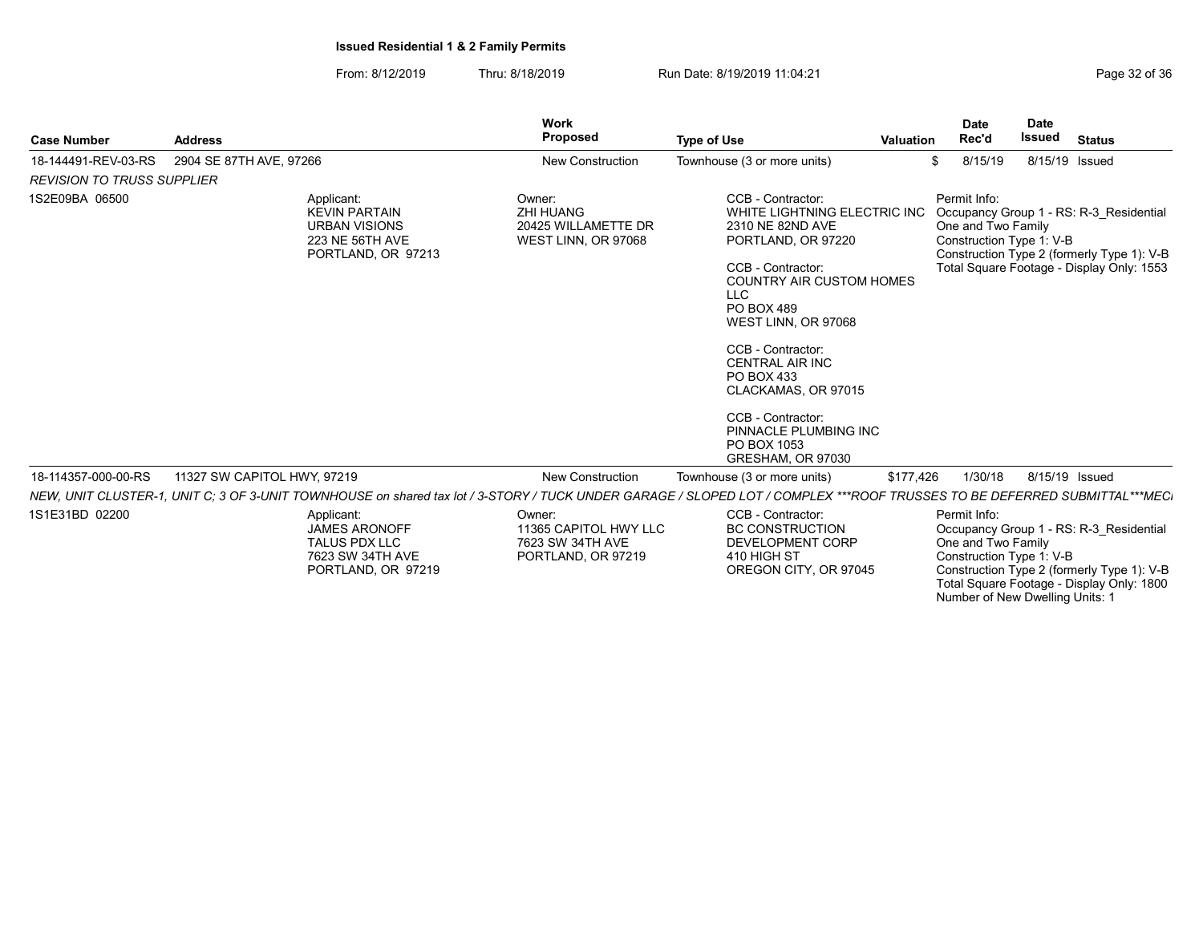**Issued Residential 1 & 2 Family Permits**

From: 8/12/2019 Thru: 8/18/2019 Run Date: 8/19/2019 11:04:21

| Case Number | Address | Work Proposed | Type of Use | Valuation | Date Rec'd | Date Issued | Status |
|---|---|---|---|---|---|---|---|
| 18-144491-REV-03-RS | 2904 SE 87TH AVE, 97266 | New Construction | Townhouse (3 or more units) | $ | 8/15/19 | 8/15/19 | Issued |

*REVISION TO TRUSS SUPPLIER*

1S2E09BA 06500

Applicant:
KEVIN PARTAIN
URBAN VISIONS
223 NE 56TH AVE
PORTLAND, OR 97213

Owner:
ZHI HUANG
20425 WILLAMETTE DR
WEST LINN, OR 97068

CCB - Contractor:
WHITE LIGHTNING ELECTRIC INC
2310 NE 82ND AVE
PORTLAND, OR 97220

CCB - Contractor:
COUNTRY AIR CUSTOM HOMES LLC
PO BOX 489
WEST LINN, OR 97068

CCB - Contractor:
CENTRAL AIR INC
PO BOX 433
CLACKAMAS, OR 97015

CCB - Contractor:
PINNACLE PLUMBING INC
PO BOX 1053
GRESHAM, OR 97030

Permit Info:
Occupancy Group 1 - RS: R-3_Residential One and Two Family
Construction Type 1: V-B
Construction Type 2 (formerly Type 1): V-B
Total Square Footage - Display Only: 1553

| Case Number | Address | Work Proposed | Type of Use | Valuation | Date Rec'd | Date Issued | Status |
|---|---|---|---|---|---|---|---|
| 18-114357-000-00-RS | 11327 SW CAPITOL HWY, 97219 | New Construction | Townhouse (3 or more units) | $177,426 | 1/30/18 | 8/15/19 | Issued |

*NEW, UNIT CLUSTER-1, UNIT C; 3 OF 3-UNIT TOWNHOUSE on shared tax lot / 3-STORY / TUCK UNDER GARAGE / SLOPED LOT / COMPLEX ***ROOF TRUSSES TO BE DEFERRED SUBMITTAL***MECI*

1S1E31BD 02200

Applicant:
JAMES ARONOFF
TALUS PDX LLC
7623 SW 34TH AVE
PORTLAND, OR 97219

Owner:
11365 CAPITOL HWY LLC
7623 SW 34TH AVE
PORTLAND, OR 97219

CCB - Contractor:
BC CONSTRUCTION DEVELOPMENT CORP
410 HIGH ST
OREGON CITY, OR 97045

Permit Info:
Occupancy Group 1 - RS: R-3_Residential One and Two Family
Construction Type 1: V-B
Construction Type 2 (formerly Type 1): V-B
Total Square Footage - Display Only: 1800
Number of New Dwelling Units: 1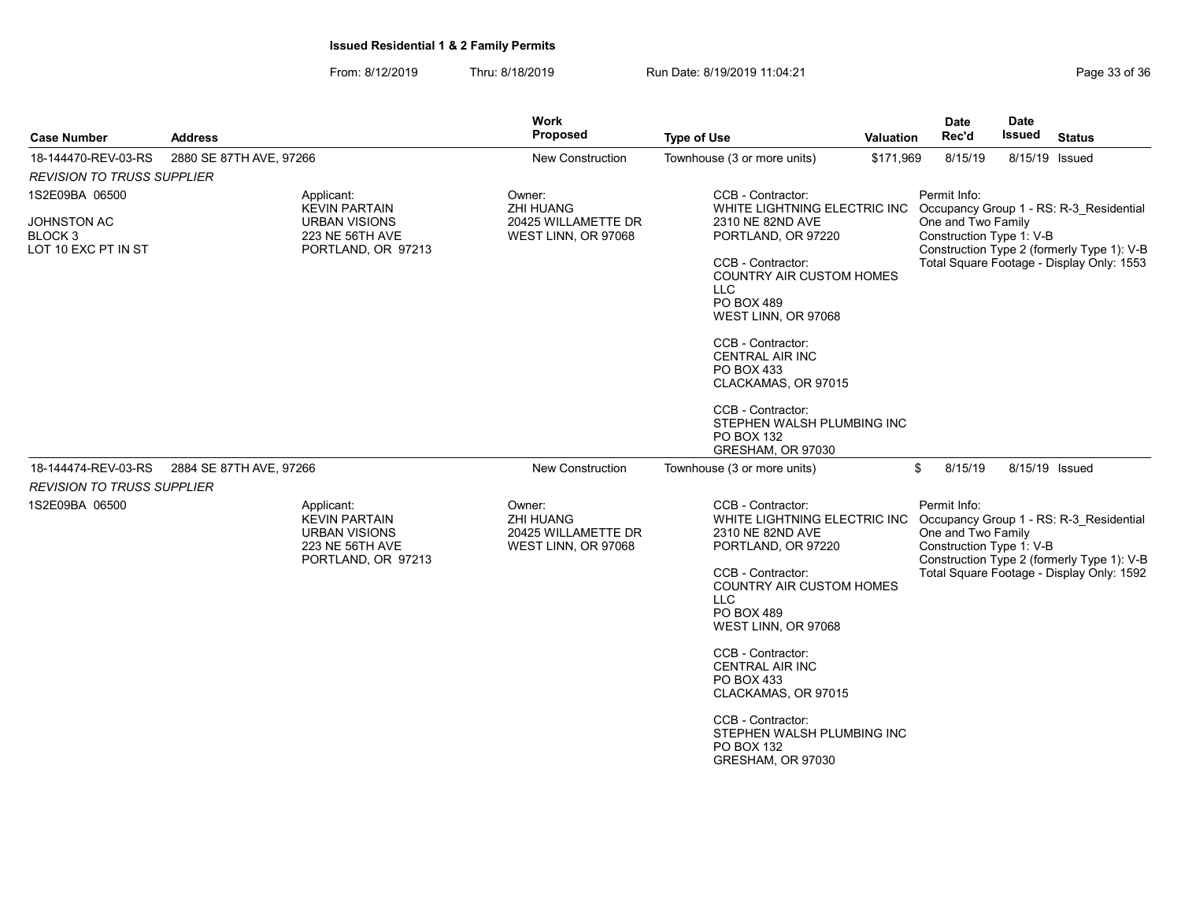**Issued Residential 1 & 2 Family Permits**

From: 8/12/2019 Thru: 8/18/2019 Run Date: 8/19/2019 11:04:21

| Case Number | Address | Work Proposed | Type of Use | Valuation | Date Rec'd | Date Issued | Status |
|---|---|---|---|---|---|---|---|
| 18-144470-REV-03-RS | 2880 SE 87TH AVE, 97266 | New Construction | Townhouse (3 or more units) | $171,969 | 8/15/19 | 8/15/19 | Issued |

*REVISION TO TRUSS SUPPLIER*

1S2E09BA 06500

JOHNSTON AC
BLOCK 3
LOT 10 EXC PT IN ST

Applicant:
KEVIN PARTAIN
URBAN VISIONS
223 NE 56TH AVE
PORTLAND, OR 97213

Owner:
ZHI HUANG
20425 WILLAMETTE DR
WEST LINN, OR 97068

CCB - Contractor:
WHITE LIGHTNING ELECTRIC INC
2310 NE 82ND AVE
PORTLAND, OR 97220

CCB - Contractor:
COUNTRY AIR CUSTOM HOMES LLC
PO BOX 489
WEST LINN, OR 97068

CCB - Contractor:
CENTRAL AIR INC
PO BOX 433
CLACKAMAS, OR 97015

CCB - Contractor:
STEPHEN WALSH PLUMBING INC
PO BOX 132
GRESHAM, OR 97030

Permit Info:
Occupancy Group 1 - RS: R-3_Residential One and Two Family
Construction Type 1: V-B
Construction Type 2 (formerly Type 1): V-B
Total Square Footage - Display Only: 1553

| Case Number | Address | Work Proposed | Type of Use | Valuation | Date Rec'd | Date Issued | Status |
|---|---|---|---|---|---|---|---|
| 18-144474-REV-03-RS | 2884 SE 87TH AVE, 97266 | New Construction | Townhouse (3 or more units) | $ | 8/15/19 | 8/15/19 | Issued |

*REVISION TO TRUSS SUPPLIER*

1S2E09BA 06500

Applicant:
KEVIN PARTAIN
URBAN VISIONS
223 NE 56TH AVE
PORTLAND, OR 97213

Owner:
ZHI HUANG
20425 WILLAMETTE DR
WEST LINN, OR 97068

CCB - Contractor:
WHITE LIGHTNING ELECTRIC INC
2310 NE 82ND AVE
PORTLAND, OR 97220

CCB - Contractor:
COUNTRY AIR CUSTOM HOMES LLC
PO BOX 489
WEST LINN, OR 97068

CCB - Contractor:
CENTRAL AIR INC
PO BOX 433
CLACKAMAS, OR 97015

CCB - Contractor:
STEPHEN WALSH PLUMBING INC
PO BOX 132
GRESHAM, OR 97030

Permit Info:
Occupancy Group 1 - RS: R-3_Residential One and Two Family
Construction Type 1: V-B
Construction Type 2 (formerly Type 1): V-B
Total Square Footage - Display Only: 1592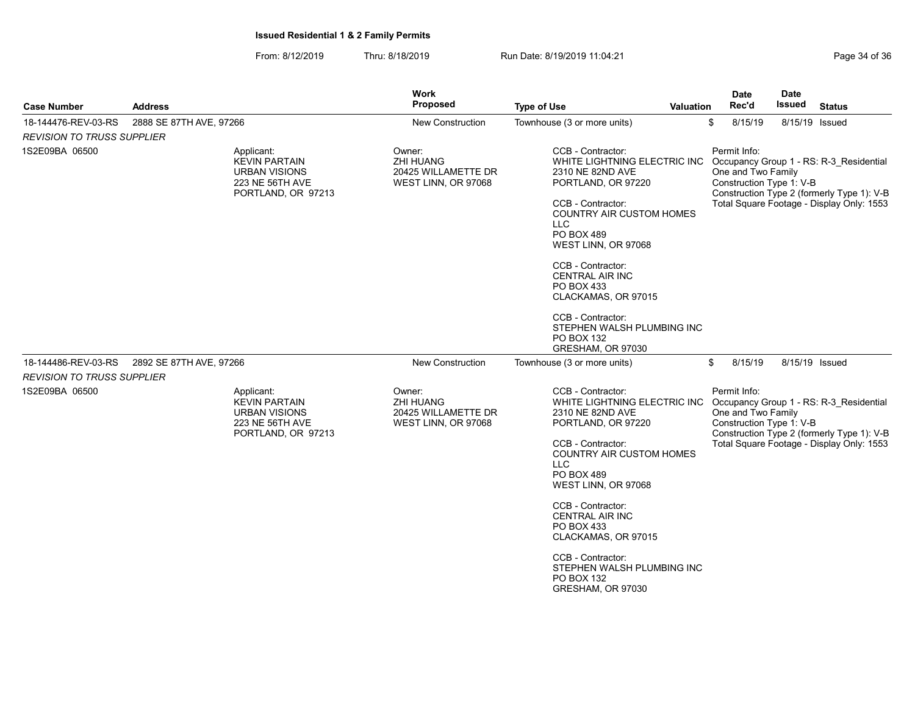**Issued Residential 1 & 2 Family Permits**

From: 8/12/2019 Thru: 8/18/2019 Run Date: 8/19/2019 11:04:21

| Case Number | Address | Work Proposed | Type of Use | Valuation | Date Rec'd | Date Issued | Status |
|---|---|---|---|---|---|---|---|
| 18-144476-REV-03-RS | 2888 SE 87TH AVE, 97266 | New Construction | Townhouse (3 or more units) | $ | 8/15/19 | 8/15/19 | Issued |

*REVISION TO TRUSS SUPPLIER*

1S2E09BA 06500

Applicant:
KEVIN PARTAIN
URBAN VISIONS
223 NE 56TH AVE
PORTLAND, OR 97213

Owner:
ZHI HUANG
20425 WILLAMETTE DR
WEST LINN, OR 97068

CCB - Contractor:
WHITE LIGHTNING ELECTRIC INC
2310 NE 82ND AVE
PORTLAND, OR 97220

CCB - Contractor:
COUNTRY AIR CUSTOM HOMES LLC
PO BOX 489
WEST LINN, OR 97068

CCB - Contractor:
CENTRAL AIR INC
PO BOX 433
CLACKAMAS, OR 97015

CCB - Contractor:
STEPHEN WALSH PLUMBING INC
PO BOX 132
GRESHAM, OR 97030

Permit Info:
Occupancy Group 1 - RS: R-3_Residential One and Two Family
Construction Type 1: V-B
Construction Type 2 (formerly Type 1): V-B
Total Square Footage - Display Only: 1553

| Case Number | Address | Work Proposed | Type of Use | Valuation | Date Rec'd | Date Issued | Status |
|---|---|---|---|---|---|---|---|
| 18-144486-REV-03-RS | 2892 SE 87TH AVE, 97266 | New Construction | Townhouse (3 or more units) | $ | 8/15/19 | 8/15/19 | Issued |

*REVISION TO TRUSS SUPPLIER*

1S2E09BA 06500

Applicant:
KEVIN PARTAIN
URBAN VISIONS
223 NE 56TH AVE
PORTLAND, OR 97213

Owner:
ZHI HUANG
20425 WILLAMETTE DR
WEST LINN, OR 97068

CCB - Contractor:
WHITE LIGHTNING ELECTRIC INC
2310 NE 82ND AVE
PORTLAND, OR 97220

CCB - Contractor:
COUNTRY AIR CUSTOM HOMES LLC
PO BOX 489
WEST LINN, OR 97068

CCB - Contractor:
CENTRAL AIR INC
PO BOX 433
CLACKAMAS, OR 97015

CCB - Contractor:
STEPHEN WALSH PLUMBING INC
PO BOX 132
GRESHAM, OR 97030

Permit Info:
Occupancy Group 1 - RS: R-3_Residential One and Two Family
Construction Type 1: V-B
Construction Type 2 (formerly Type 1): V-B
Total Square Footage - Display Only: 1553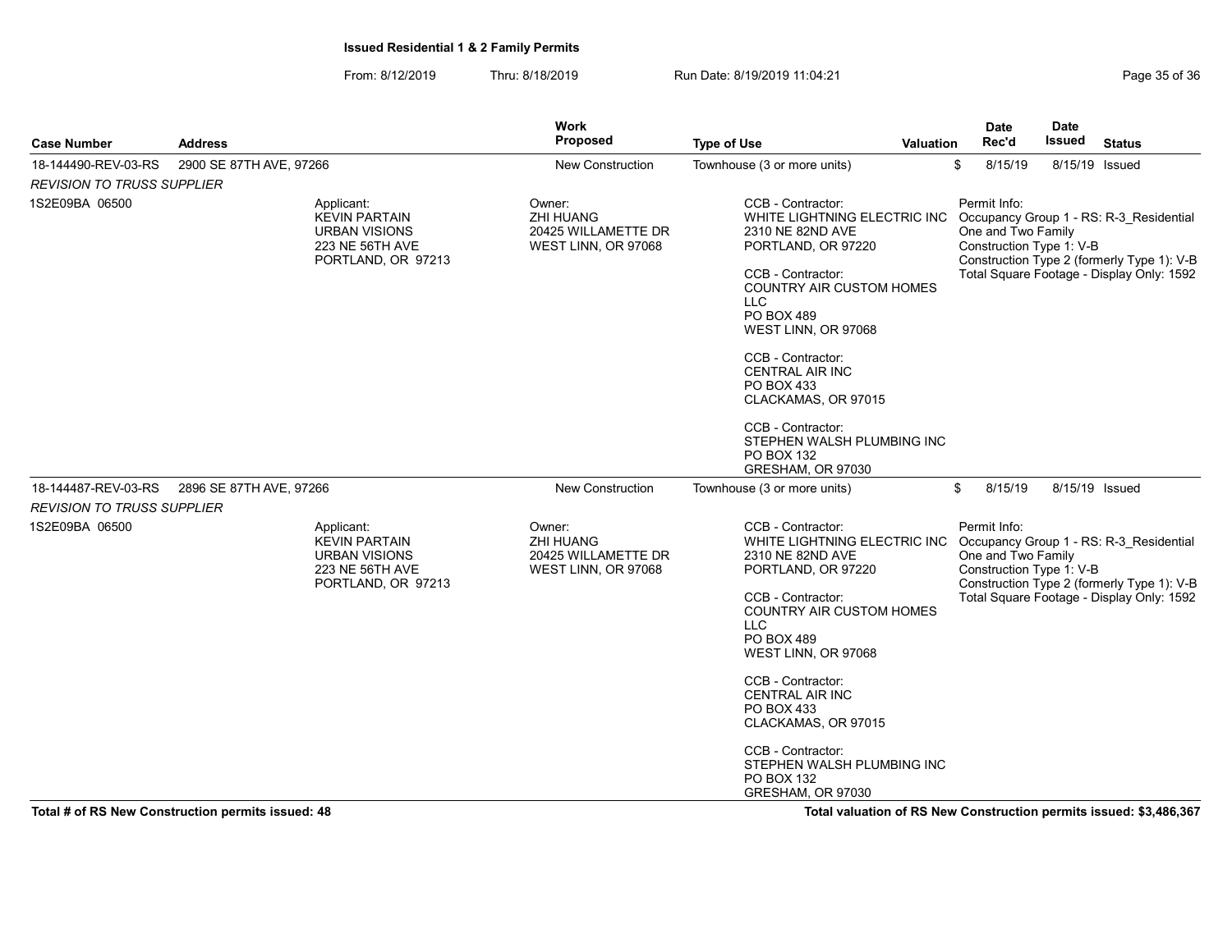**Issued Residential 1 & 2 Family Permits**

From: 8/12/2019 Thru: 8/18/2019 Run Date: 8/19/2019 11:04:21

| Case Number | Address | Work Proposed | Type of Use | Valuation | Date Rec'd | Date Issued | Status |
|---|---|---|---|---|---|---|---|
| 18-144490-REV-03-RS | 2900 SE 87TH AVE, 97266 | New Construction | Townhouse (3 or more units) | $ | 8/15/19 | 8/15/19 | Issued |

*REVISION TO TRUSS SUPPLIER*

1S2E09BA 06500

Applicant:
KEVIN PARTAIN
URBAN VISIONS
223 NE 56TH AVE
PORTLAND, OR 97213

Owner:
ZHI HUANG
20425 WILLAMETTE DR
WEST LINN, OR 97068

CCB - Contractor:
WHITE LIGHTNING ELECTRIC INC
2310 NE 82ND AVE
PORTLAND, OR 97220

CCB - Contractor:
COUNTRY AIR CUSTOM HOMES LLC
PO BOX 489
WEST LINN, OR 97068

CCB - Contractor:
CENTRAL AIR INC
PO BOX 433
CLACKAMAS, OR 97015

CCB - Contractor:
STEPHEN WALSH PLUMBING INC
PO BOX 132
GRESHAM, OR 97030

Permit Info:
Occupancy Group 1 - RS: R-3_Residential One and Two Family
Construction Type 1: V-B
Construction Type 2 (formerly Type 1): V-B
Total Square Footage - Display Only: 1592

| Case Number | Address | Work Proposed | Type of Use | Valuation | Date Rec'd | Date Issued | Status |
|---|---|---|---|---|---|---|---|
| 18-144487-REV-03-RS | 2896 SE 87TH AVE, 97266 | New Construction | Townhouse (3 or more units) | $ | 8/15/19 | 8/15/19 | Issued |

*REVISION TO TRUSS SUPPLIER*

1S2E09BA 06500

Applicant:
KEVIN PARTAIN
URBAN VISIONS
223 NE 56TH AVE
PORTLAND, OR 97213

Owner:
ZHI HUANG
20425 WILLAMETTE DR
WEST LINN, OR 97068

CCB - Contractor:
WHITE LIGHTNING ELECTRIC INC
2310 NE 82ND AVE
PORTLAND, OR 97220

CCB - Contractor:
COUNTRY AIR CUSTOM HOMES LLC
PO BOX 489
WEST LINN, OR 97068

CCB - Contractor:
CENTRAL AIR INC
PO BOX 433
CLACKAMAS, OR 97015

CCB - Contractor:
STEPHEN WALSH PLUMBING INC
PO BOX 132
GRESHAM, OR 97030

Permit Info:
Occupancy Group 1 - RS: R-3_Residential One and Two Family
Construction Type 1: V-B
Construction Type 2 (formerly Type 1): V-B
Total Square Footage - Display Only: 1592

**Total # of RS New Construction permits issued: 48**

**Total valuation of RS New Construction permits issued: $3,486,367**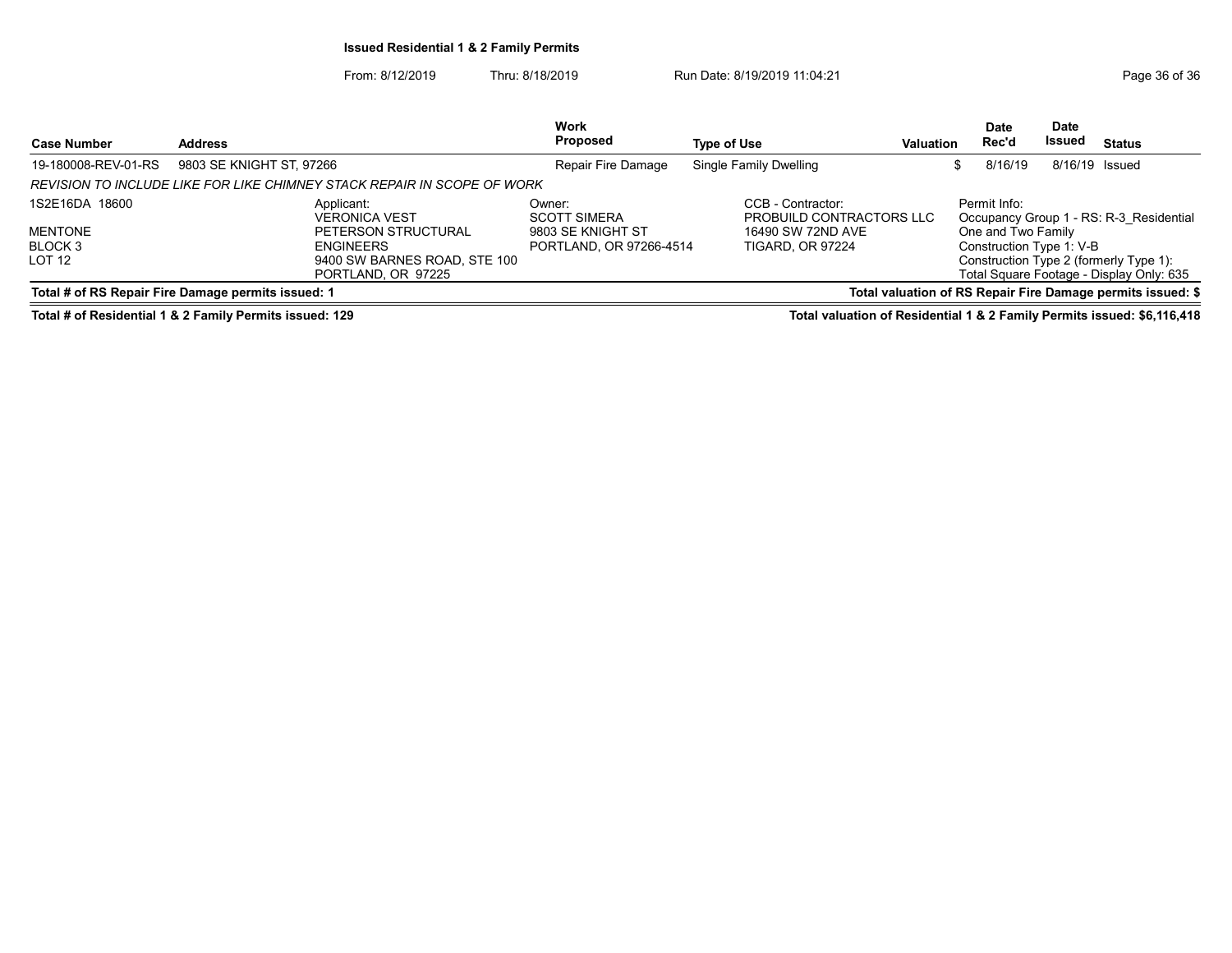**Issued Residential 1 & 2 Family Permits**

From: 8/12/2019 Thru: 8/18/2019 Run Date: 8/19/2019 11:04:21

| Case Number | Address | Work Proposed | Type of Use | Valuation | Date Rec'd | Date Issued | Status |
|---|---|---|---|---|---|---|---|
| 19-180008-REV-01-RS | 9803 SE KNIGHT ST, 97266 | Repair Fire Damage | Single Family Dwelling | $ | 8/16/19 | 8/16/19 | Issued |

*REVISION TO INCLUDE LIKE FOR LIKE CHIMNEY STACK REPAIR IN SCOPE OF WORK*

| | | | | |
|---|---|---|---|---|
| 1S2E16DA 18600<br><br>MENTONE<br>BLOCK 3<br>LOT 12 | Applicant:<br>VERONICA VEST<br>PETERSON STRUCTURAL ENGINEERS<br>9400 SW BARNES ROAD, STE 100<br>PORTLAND, OR 97225 | Owner:<br>SCOTT SIMERA<br>9803 SE KNIGHT ST<br>PORTLAND, OR 97266-4514 | CCB - Contractor:<br>PROBUILD CONTRACTORS LLC<br>16490 SW 72ND AVE<br>TIGARD, OR 97224 | Permit Info:<br>Occupancy Group 1 - RS: R-3_Residential One and Two Family<br>Construction Type 1: V-B<br>Construction Type 2 (formerly Type 1):<br>Total Square Footage - Display Only: 635 |

**Total # of RS Repair Fire Damage permits issued: 1**

**Total valuation of RS Repair Fire Damage permits issued: $**

**Total # of Residential 1 & 2 Family Permits issued: 129**

**Total valuation of Residential 1 & 2 Family Permits issued: $6,116,418**